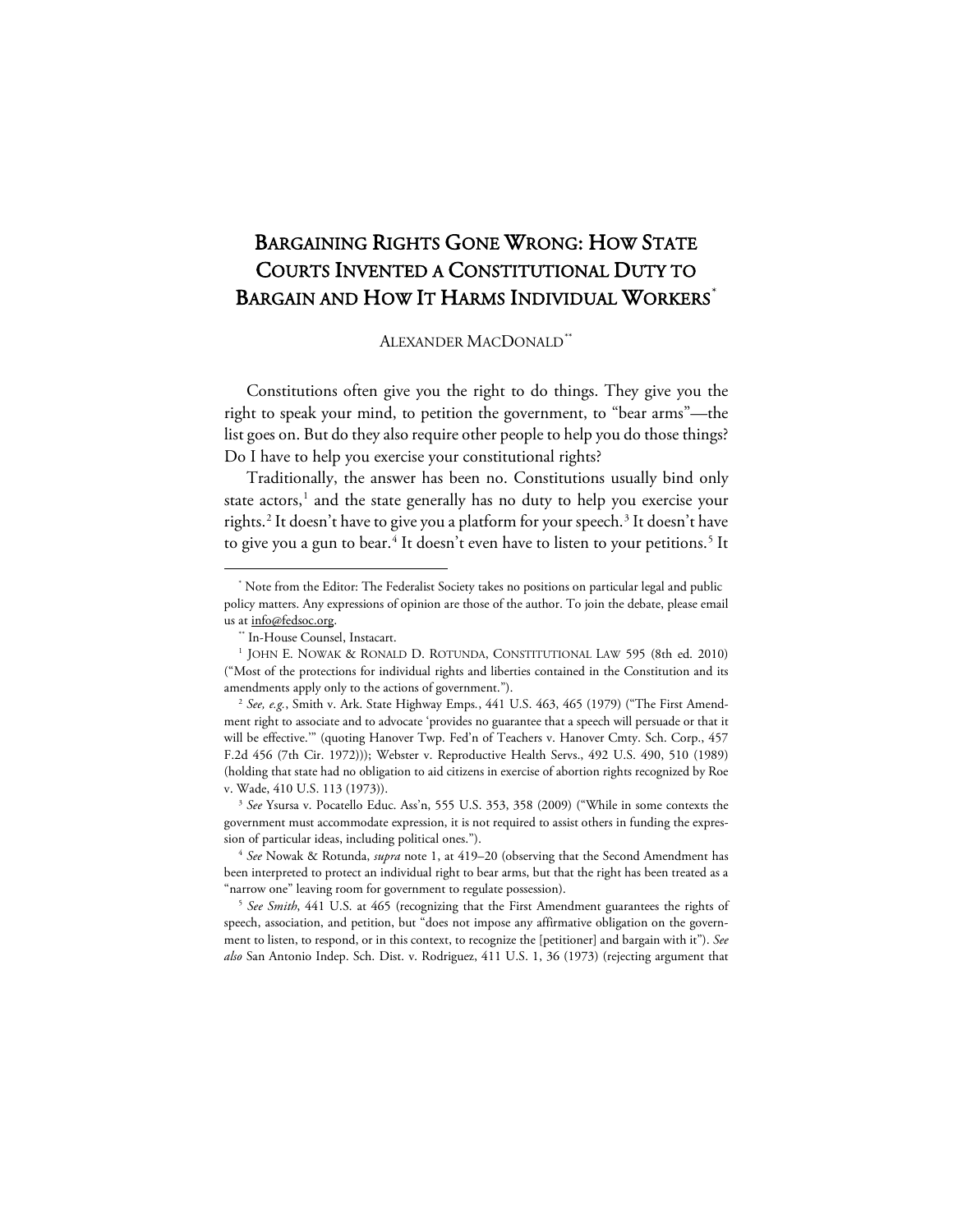# Bargaining Rights Gone Wrong: How State Courts Invented a Constitutional Duty to Bargain and How It Harms Individual Workers[*]

Alexander MacDonald[**]

Constitutions often give you the right to do things. They give you the right to speak your mind, to petition the government, to "bear arms"—the list goes on. But do they also require other people to help you do those things? Do I have to help you exercise your constitutional rights?

Traditionally, the answer has been no. Constitutions usually bind only state actors,[1] and the state generally has no duty to help you exercise your rights.[2] It doesn't have to give you a platform for your speech.[3] It doesn't have to give you a gun to bear.[4] It doesn't even have to listen to your petitions.[5] It

---

[*] Note from the Editor: The Federalist Society takes no positions on particular legal and public policy matters. Any expressions of opinion are those of the author. To join the debate, please email us at info@fedsoc.org.

[**] In-House Counsel, Instacart.

[1] John E. Nowak & Ronald D. Rotunda, Constitutional Law 595 (8th ed. 2010) ("Most of the protections for individual rights and liberties contained in the Constitution and its amendments apply only to the actions of government.").

[2] *See, e.g.*, Smith v. Ark. State Highway Emps., 441 U.S. 463, 465 (1979) ("The First Amendment right to associate and to advocate 'provides no guarantee that a speech will persuade or that it will be effective.'" (quoting Hanover Twp. Fed'n of Teachers v. Hanover Cmty. Sch. Corp., 457 F.2d 456 (7th Cir. 1972))); Webster v. Reproductive Health Servs., 492 U.S. 490, 510 (1989) (holding that state had no obligation to aid citizens in exercise of abortion rights recognized by Roe v. Wade, 410 U.S. 113 (1973)).

[3] *See* Ysursa v. Pocatello Educ. Ass'n, 555 U.S. 353, 358 (2009) ("While in some contexts the government must accommodate expression, it is not required to assist others in funding the expression of particular ideas, including political ones.").

[4] *See* Nowak & Rotunda, *supra* note 1, at 419–20 (observing that the Second Amendment has been interpreted to protect an individual right to bear arms, but that the right has been treated as a "narrow one" leaving room for government to regulate possession).

[5] *See Smith*, 441 U.S. at 465 (recognizing that the First Amendment guarantees the rights of speech, association, and petition, but "does not impose any affirmative obligation on the government to listen, to respond, or in this context, to recognize the [petitioner] and bargain with it"). *See also* San Antonio Indep. Sch. Dist. v. Rodriguez, 411 U.S. 1, 36 (1973) (rejecting argument that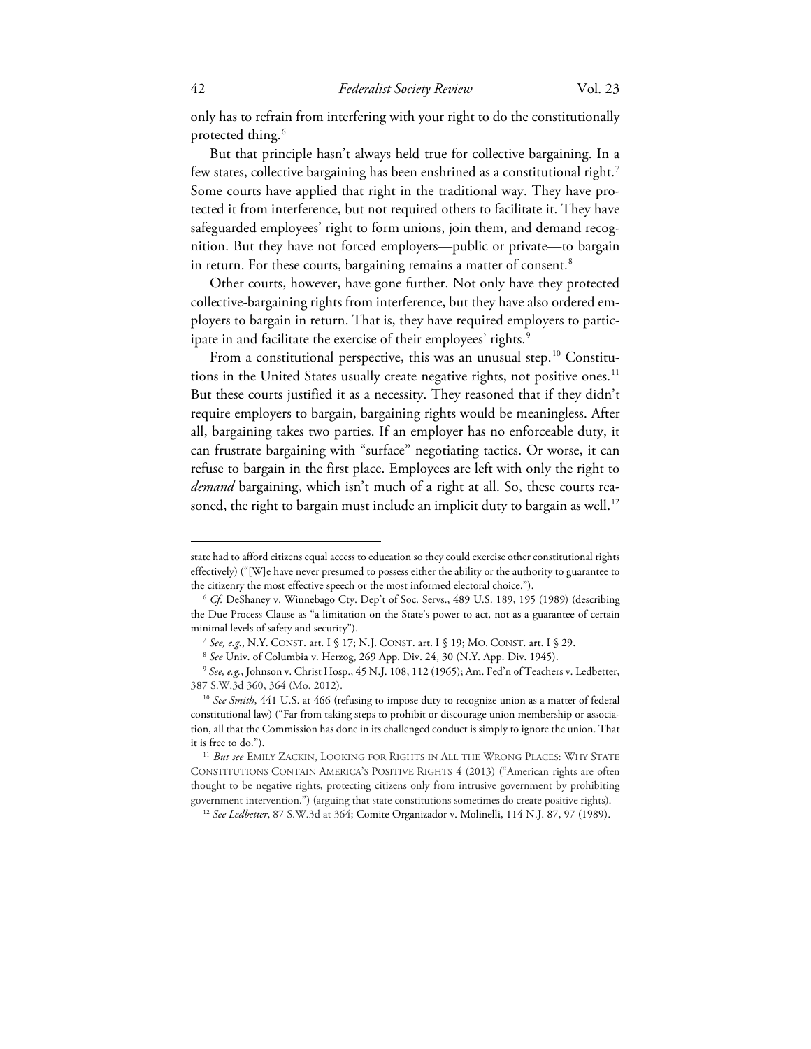only has to refrain from interfering with your right to do the constitutionally protected thing.[6]

But that principle hasn't always held true for collective bargaining. In a few states, collective bargaining has been enshrined as a constitutional right.[7] Some courts have applied that right in the traditional way. They have protected it from interference, but not required others to facilitate it. They have safeguarded employees' right to form unions, join them, and demand recognition. But they have not forced employers—public or private—to bargain in return. For these courts, bargaining remains a matter of consent.[8]

Other courts, however, have gone further. Not only have they protected collective-bargaining rights from interference, but they have also ordered employers to bargain in return. That is, they have required employers to participate in and facilitate the exercise of their employees' rights.[9]

From a constitutional perspective, this was an unusual step.[10] Constitutions in the United States usually create negative rights, not positive ones.[11] But these courts justified it as a necessity. They reasoned that if they didn't require employers to bargain, bargaining rights would be meaningless. After all, bargaining takes two parties. If an employer has no enforceable duty, it can frustrate bargaining with "surface" negotiating tactics. Or worse, it can refuse to bargain in the first place. Employees are left with only the right to *demand* bargaining, which isn't much of a right at all. So, these courts reasoned, the right to bargain must include an implicit duty to bargain as well.[12]

---

state had to afford citizens equal access to education so they could exercise other constitutional rights effectively) ("[W]e have never presumed to possess either the ability or the authority to guarantee to the citizenry the most effective speech or the most informed electoral choice.").

[6] *Cf.* DeShaney v. Winnebago Cty. Dep't of Soc. Servs., 489 U.S. 189, 195 (1989) (describing the Due Process Clause as "a limitation on the State's power to act, not as a guarantee of certain minimal levels of safety and security").

[7] *See, e.g.*, N.Y. CONST. art. I § 17; N.J. CONST. art. I § 19; MO. CONST. art. I § 29.

[8] *See* Univ. of Columbia v. Herzog, 269 App. Div. 24, 30 (N.Y. App. Div. 1945).

[9] *See, e.g.*, Johnson v. Christ Hosp., 45 N.J. 108, 112 (1965); Am. Fed'n of Teachers v. Ledbetter, 387 S.W.3d 360, 364 (Mo. 2012).

[10] *See Smith*, 441 U.S. at 466 (refusing to impose duty to recognize union as a matter of federal constitutional law) ("Far from taking steps to prohibit or discourage union membership or association, all that the Commission has done in its challenged conduct is simply to ignore the union. That it is free to do.").

[11] *But see* EMILY ZACKIN, LOOKING FOR RIGHTS IN ALL THE WRONG PLACES: WHY STATE CONSTITUTIONS CONTAIN AMERICA'S POSITIVE RIGHTS 4 (2013) ("American rights are often thought to be negative rights, protecting citizens only from intrusive government by prohibiting government intervention.") (arguing that state constitutions sometimes do create positive rights).

[12] *See Ledbetter*, 87 S.W.3d at 364; Comite Organizador v. Molinelli, 114 N.J. 87, 97 (1989).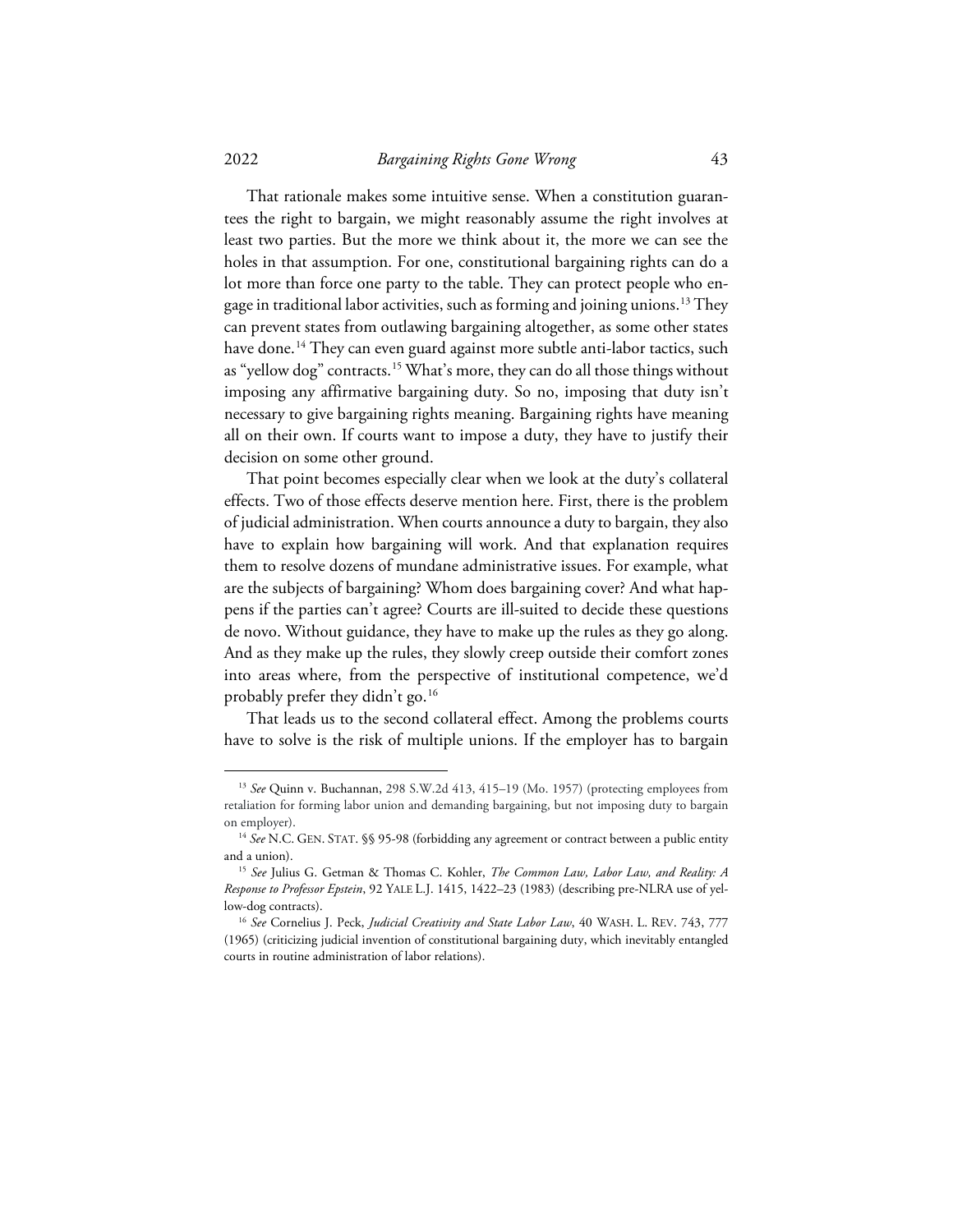That rationale makes some intuitive sense. When a constitution guarantees the right to bargain, we might reasonably assume the right involves at least two parties. But the more we think about it, the more we can see the holes in that assumption. For one, constitutional bargaining rights can do a lot more than force one party to the table. They can protect people who engage in traditional labor activities, such as forming and joining unions.[13] They can prevent states from outlawing bargaining altogether, as some other states have done.[14] They can even guard against more subtle anti-labor tactics, such as "yellow dog" contracts.[15] What's more, they can do all those things without imposing any affirmative bargaining duty. So no, imposing that duty isn't necessary to give bargaining rights meaning. Bargaining rights have meaning all on their own. If courts want to impose a duty, they have to justify their decision on some other ground.

That point becomes especially clear when we look at the duty's collateral effects. Two of those effects deserve mention here. First, there is the problem of judicial administration. When courts announce a duty to bargain, they also have to explain how bargaining will work. And that explanation requires them to resolve dozens of mundane administrative issues. For example, what are the subjects of bargaining? Whom does bargaining cover? And what happens if the parties can't agree? Courts are ill-suited to decide these questions de novo. Without guidance, they have to make up the rules as they go along. And as they make up the rules, they slowly creep outside their comfort zones into areas where, from the perspective of institutional competence, we'd probably prefer they didn't go.[16]

That leads us to the second collateral effect. Among the problems courts have to solve is the risk of multiple unions. If the employer has to bargain

---

[13] *See* Quinn v. Buchannan, 298 S.W.2d 413, 415–19 (Mo. 1957) (protecting employees from retaliation for forming labor union and demanding bargaining, but not imposing duty to bargain on employer).

[14] *See* N.C. GEN. STAT. §§ 95-98 (forbidding any agreement or contract between a public entity and a union).

[15] *See* Julius G. Getman & Thomas C. Kohler, *The Common Law, Labor Law, and Reality: A Response to Professor Epstein*, 92 YALE L.J. 1415, 1422–23 (1983) (describing pre-NLRA use of yellow-dog contracts).

[16] *See* Cornelius J. Peck, *Judicial Creativity and State Labor Law*, 40 WASH. L. REV. 743, 777 (1965) (criticizing judicial invention of constitutional bargaining duty, which inevitably entangled courts in routine administration of labor relations).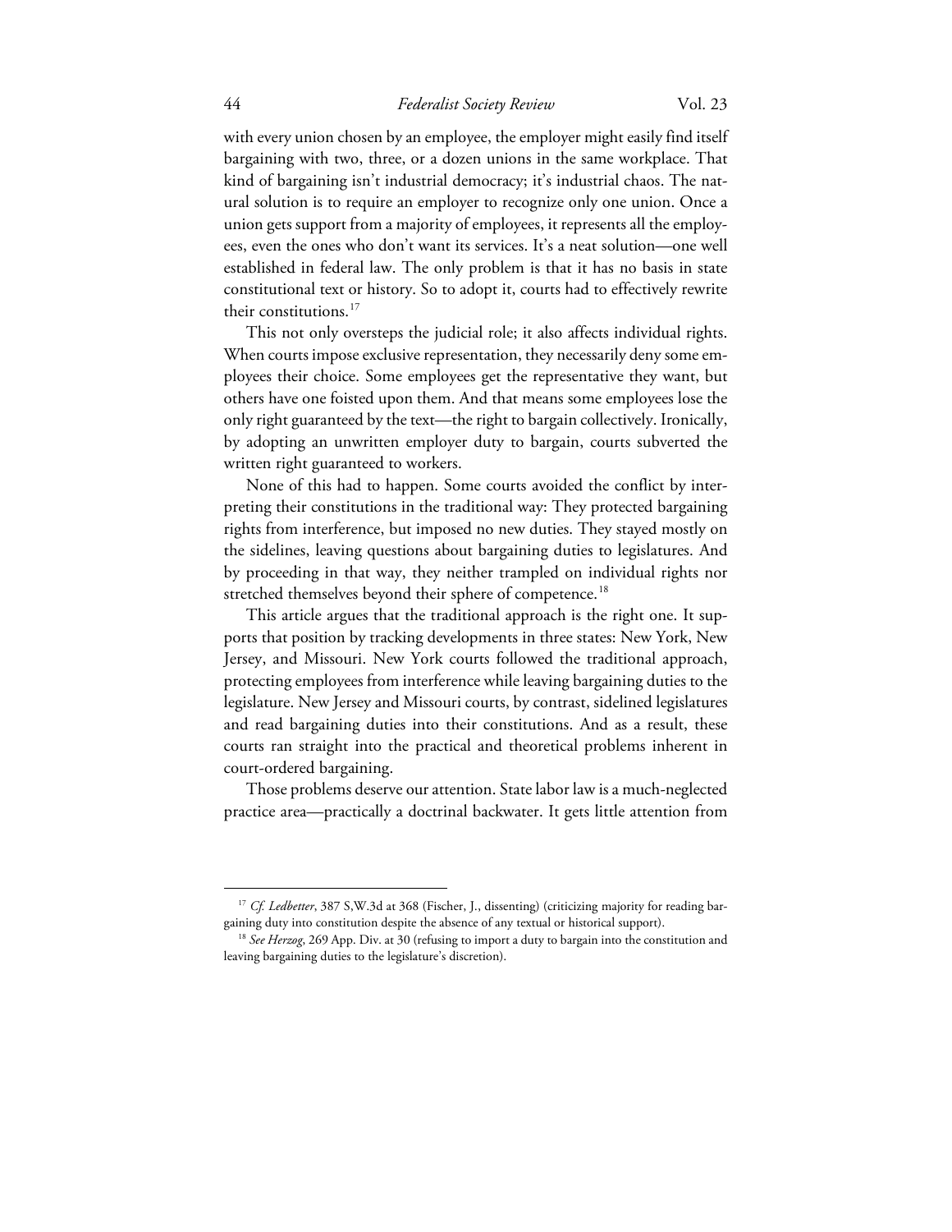with every union chosen by an employee, the employer might easily find itself bargaining with two, three, or a dozen unions in the same workplace. That kind of bargaining isn't industrial democracy; it's industrial chaos. The natural solution is to require an employer to recognize only one union. Once a union gets support from a majority of employees, it represents all the employees, even the ones who don't want its services. It's a neat solution—one well established in federal law. The only problem is that it has no basis in state constitutional text or history. So to adopt it, courts had to effectively rewrite their constitutions.[17]

This not only oversteps the judicial role; it also affects individual rights. When courts impose exclusive representation, they necessarily deny some employees their choice. Some employees get the representative they want, but others have one foisted upon them. And that means some employees lose the only right guaranteed by the text—the right to bargain collectively. Ironically, by adopting an unwritten employer duty to bargain, courts subverted the written right guaranteed to workers.

None of this had to happen. Some courts avoided the conflict by interpreting their constitutions in the traditional way: They protected bargaining rights from interference, but imposed no new duties. They stayed mostly on the sidelines, leaving questions about bargaining duties to legislatures. And by proceeding in that way, they neither trampled on individual rights nor stretched themselves beyond their sphere of competence.[18]

This article argues that the traditional approach is the right one. It supports that position by tracking developments in three states: New York, New Jersey, and Missouri. New York courts followed the traditional approach, protecting employees from interference while leaving bargaining duties to the legislature. New Jersey and Missouri courts, by contrast, sidelined legislatures and read bargaining duties into their constitutions. And as a result, these courts ran straight into the practical and theoretical problems inherent in court-ordered bargaining.

Those problems deserve our attention. State labor law is a much-neglected practice area—practically a doctrinal backwater. It gets little attention from

---

[17] *Cf. Ledbetter*, 387 S,W.3d at 368 (Fischer, J., dissenting) (criticizing majority for reading bargaining duty into constitution despite the absence of any textual or historical support).

[18] *See Herzog*, 269 App. Div. at 30 (refusing to import a duty to bargain into the constitution and leaving bargaining duties to the legislature's discretion).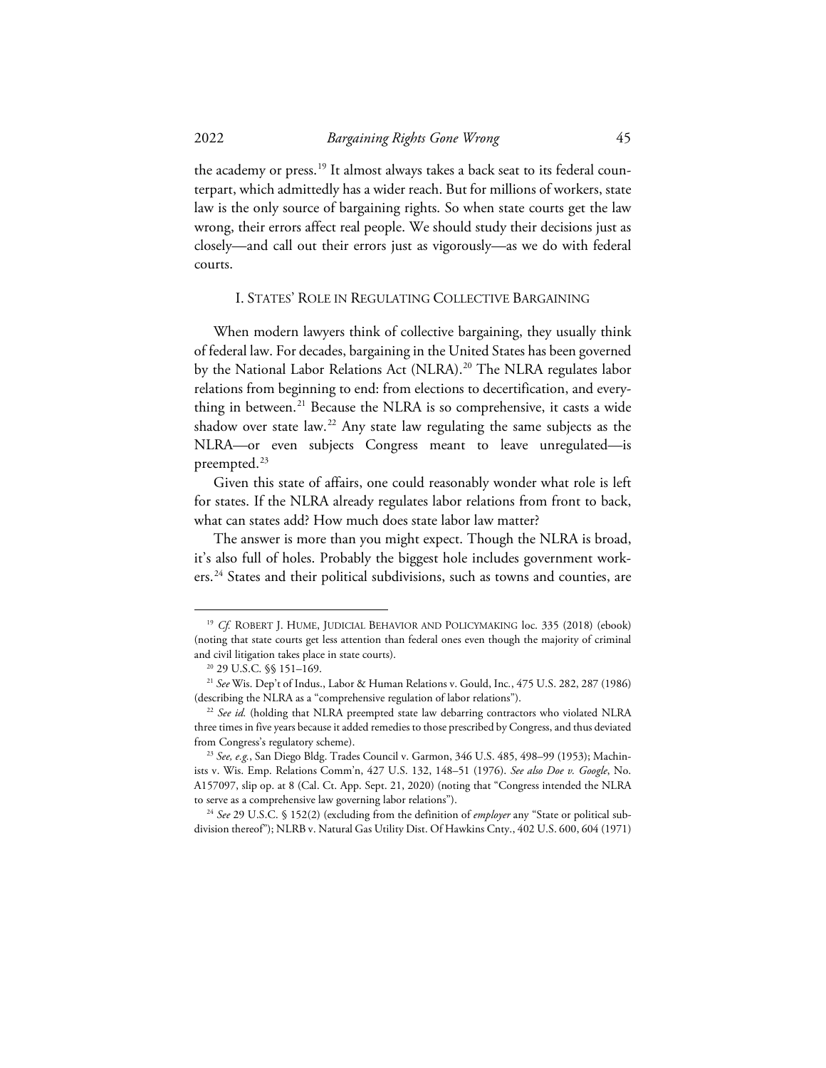the academy or press.[19] It almost always takes a back seat to its federal counterpart, which admittedly has a wider reach. But for millions of workers, state law is the only source of bargaining rights. So when state courts get the law wrong, their errors affect real people. We should study their decisions just as closely—and call out their errors just as vigorously—as we do with federal courts.

## I. STATES' ROLE IN REGULATING COLLECTIVE BARGAINING

When modern lawyers think of collective bargaining, they usually think of federal law. For decades, bargaining in the United States has been governed by the National Labor Relations Act (NLRA).[20] The NLRA regulates labor relations from beginning to end: from elections to decertification, and everything in between.[21] Because the NLRA is so comprehensive, it casts a wide shadow over state law.[22] Any state law regulating the same subjects as the NLRA—or even subjects Congress meant to leave unregulated—is preempted.[23]

Given this state of affairs, one could reasonably wonder what role is left for states. If the NLRA already regulates labor relations from front to back, what can states add? How much does state labor law matter?

The answer is more than you might expect. Though the NLRA is broad, it's also full of holes. Probably the biggest hole includes government workers.[24] States and their political subdivisions, such as towns and counties, are

---

[19] *Cf.* ROBERT J. HUME, JUDICIAL BEHAVIOR AND POLICYMAKING loc. 335 (2018) (ebook) (noting that state courts get less attention than federal ones even though the majority of criminal and civil litigation takes place in state courts).

[20] 29 U.S.C. §§ 151–169.

[21] *See* Wis. Dep't of Indus., Labor & Human Relations v. Gould, Inc., 475 U.S. 282, 287 (1986) (describing the NLRA as a "comprehensive regulation of labor relations").

[22] *See id.* (holding that NLRA preempted state law debarring contractors who violated NLRA three times in five years because it added remedies to those prescribed by Congress, and thus deviated from Congress's regulatory scheme).

[23] *See, e.g.*, San Diego Bldg. Trades Council v. Garmon, 346 U.S. 485, 498–99 (1953); Machinists v. Wis. Emp. Relations Comm'n, 427 U.S. 132, 148–51 (1976). *See also Doe v. Google*, No. A157097, slip op. at 8 (Cal. Ct. App. Sept. 21, 2020) (noting that "Congress intended the NLRA to serve as a comprehensive law governing labor relations").

[24] *See* 29 U.S.C. § 152(2) (excluding from the definition of *employer* any "State or political subdivision thereof"); NLRB v. Natural Gas Utility Dist. Of Hawkins Cnty., 402 U.S. 600, 604 (1971)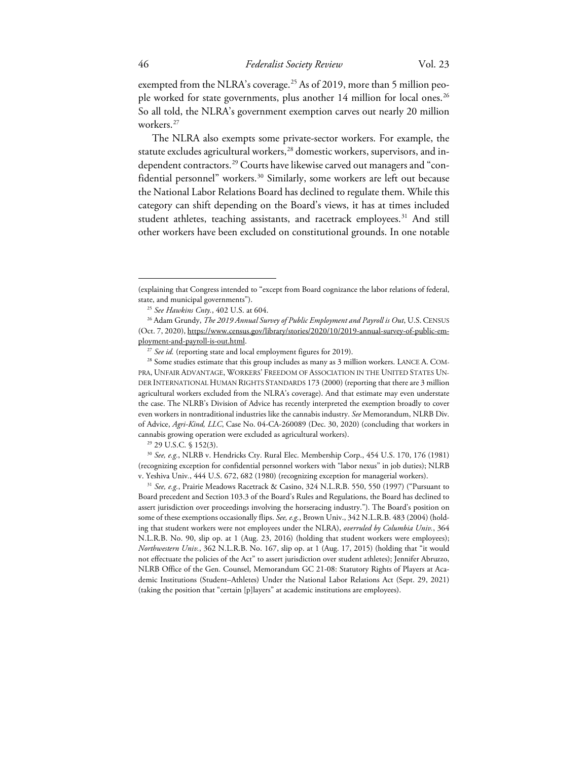exempted from the NLRA's coverage.[25] As of 2019, more than 5 million people worked for state governments, plus another 14 million for local ones.[26] So all told, the NLRA's government exemption carves out nearly 20 million workers.[27]

The NLRA also exempts some private-sector workers. For example, the statute excludes agricultural workers,[28] domestic workers, supervisors, and independent contractors.[29] Courts have likewise carved out managers and "confidential personnel" workers.[30] Similarly, some workers are left out because the National Labor Relations Board has declined to regulate them. While this category can shift depending on the Board's views, it has at times included student athletes, teaching assistants, and racetrack employees.[31] And still other workers have been excluded on constitutional grounds. In one notable

---

(explaining that Congress intended to "except from Board cognizance the labor relations of federal, state, and municipal governments").

[25] *See Hawkins Cnty.*, 402 U.S. at 604.

[26] Adam Grundy, *The 2019 Annual Survey of Public Employment and Payroll is Out*, U.S. CENSUS (Oct. 7, 2020), https://www.census.gov/library/stories/2020/10/2019-annual-survey-of-public-employment-and-payroll-is-out.html.

[27] *See id.* (reporting state and local employment figures for 2019).

[28] Some studies estimate that this group includes as many as 3 million workers. LANCE A. COMPA, UNFAIR ADVANTAGE, WORKERS' FREEDOM OF ASSOCIATION IN THE UNITED STATES UNDER INTERNATIONAL HUMAN RIGHTS STANDARDS 173 (2000) (reporting that there are 3 million agricultural workers excluded from the NLRA's coverage). And that estimate may even understate the case. The NLRB's Division of Advice has recently interpreted the exemption broadly to cover even workers in nontraditional industries like the cannabis industry. *See* Memorandum, NLRB Div. of Advice, *Agri-Kind, LLC*, Case No. 04-CA-260089 (Dec. 30, 2020) (concluding that workers in cannabis growing operation were excluded as agricultural workers).

[29] 29 U.S.C. § 152(3).

[30] *See, e.g.*, NLRB v. Hendricks Cty. Rural Elec. Membership Corp., 454 U.S. 170, 176 (1981) (recognizing exception for confidential personnel workers with "labor nexus" in job duties); NLRB v. Yeshiva Univ., 444 U.S. 672, 682 (1980) (recognizing exception for managerial workers).

[31] *See, e.g.*, Prairie Meadows Racetrack & Casino, 324 N.L.R.B. 550, 550 (1997) ("Pursuant to Board precedent and Section 103.3 of the Board's Rules and Regulations, the Board has declined to assert jurisdiction over proceedings involving the horseracing industry."). The Board's position on some of these exemptions occasionally flips. *See, e.g.*, Brown Univ., 342 N.L.R.B. 483 (2004) (holding that student workers were not employees under the NLRA), *overruled by Columbia Univ.*, 364 N.L.R.B. No. 90, slip op. at 1 (Aug. 23, 2016) (holding that student workers were employees); *Northwestern Univ.*, 362 N.L.R.B. No. 167, slip op. at 1 (Aug. 17, 2015) (holding that "it would not effectuate the policies of the Act" to assert jurisdiction over student athletes); Jennifer Abruzzo, NLRB Office of the Gen. Counsel, Memorandum GC 21-08: Statutory Rights of Players at Academic Institutions (Student–Athletes) Under the National Labor Relations Act (Sept. 29, 2021) (taking the position that "certain [p]layers" at academic institutions are employees).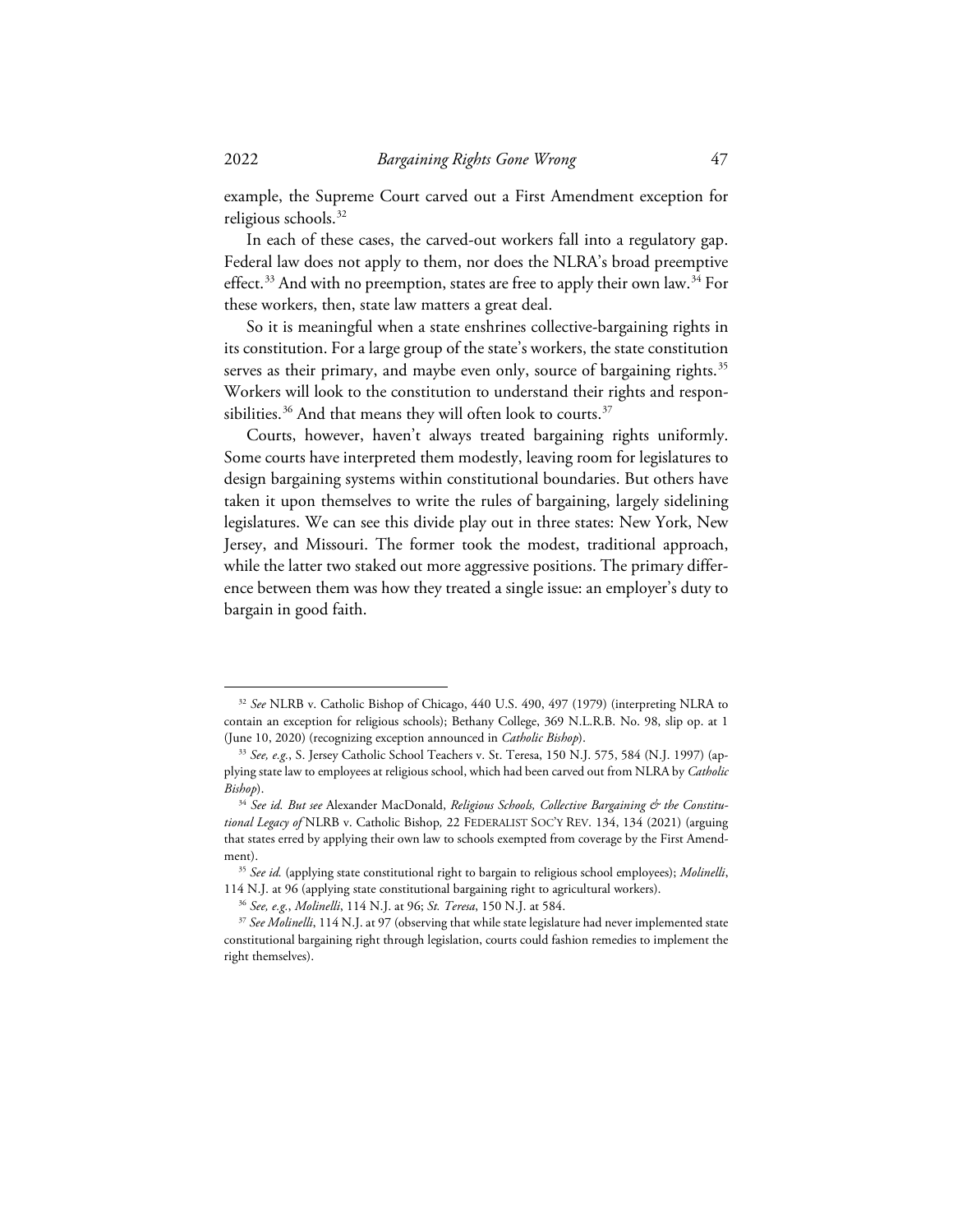example, the Supreme Court carved out a First Amendment exception for religious schools.[32]

In each of these cases, the carved-out workers fall into a regulatory gap. Federal law does not apply to them, nor does the NLRA's broad preemptive effect.[33] And with no preemption, states are free to apply their own law.[34] For these workers, then, state law matters a great deal.

So it is meaningful when a state enshrines collective-bargaining rights in its constitution. For a large group of the state's workers, the state constitution serves as their primary, and maybe even only, source of bargaining rights.[35] Workers will look to the constitution to understand their rights and responsibilities.[36] And that means they will often look to courts.[37]

Courts, however, haven't always treated bargaining rights uniformly. Some courts have interpreted them modestly, leaving room for legislatures to design bargaining systems within constitutional boundaries. But others have taken it upon themselves to write the rules of bargaining, largely sidelining legislatures. We can see this divide play out in three states: New York, New Jersey, and Missouri. The former took the modest, traditional approach, while the latter two staked out more aggressive positions. The primary difference between them was how they treated a single issue: an employer's duty to bargain in good faith.

---

[32] *See* NLRB v. Catholic Bishop of Chicago, 440 U.S. 490, 497 (1979) (interpreting NLRA to contain an exception for religious schools); Bethany College, 369 N.L.R.B. No. 98, slip op. at 1 (June 10, 2020) (recognizing exception announced in *Catholic Bishop*).

[33] *See, e.g.*, S. Jersey Catholic School Teachers v. St. Teresa, 150 N.J. 575, 584 (N.J. 1997) (applying state law to employees at religious school, which had been carved out from NLRA by *Catholic Bishop*).

[34] *See id. But see* Alexander MacDonald, *Religious Schools, Collective Bargaining & the Constitutional Legacy of* NLRB v. Catholic Bishop*,* 22 FEDERALIST SOC'Y REV. 134, 134 (2021) (arguing that states erred by applying their own law to schools exempted from coverage by the First Amendment).

[35] *See id.* (applying state constitutional right to bargain to religious school employees); *Molinelli*, 114 N.J. at 96 (applying state constitutional bargaining right to agricultural workers).

[36] *See, e.g.*, *Molinelli*, 114 N.J. at 96; *St. Teresa*, 150 N.J. at 584.

[37] *See Molinelli*, 114 N.J. at 97 (observing that while state legislature had never implemented state constitutional bargaining right through legislation, courts could fashion remedies to implement the right themselves).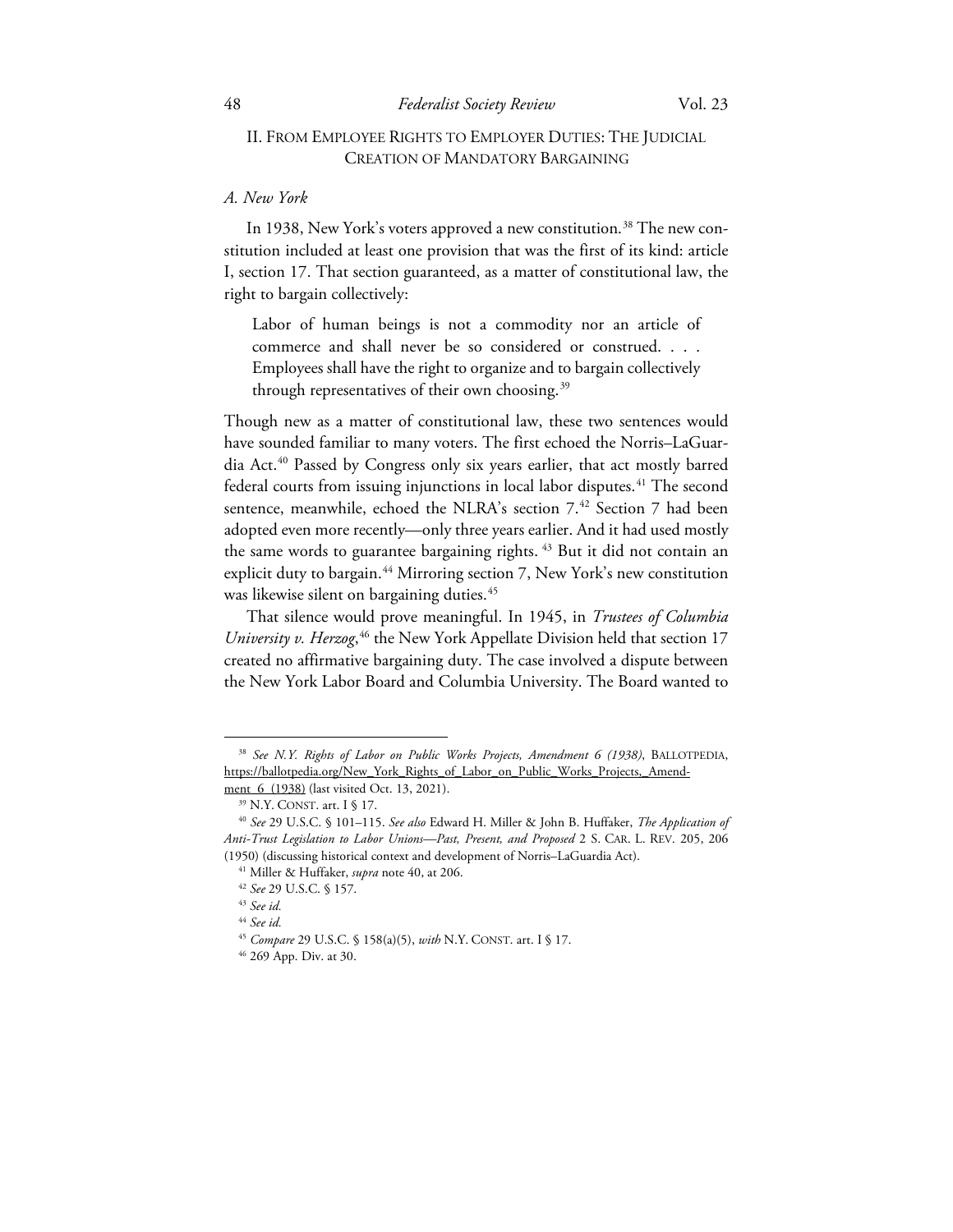## II. From Employee Rights to Employer Duties: The Judicial Creation of Mandatory Bargaining

### *A. New York*

In 1938, New York's voters approved a new constitution.[38] The new constitution included at least one provision that was the first of its kind: article I, section 17. That section guaranteed, as a matter of constitutional law, the right to bargain collectively:

> Labor of human beings is not a commodity nor an article of commerce and shall never be so considered or construed. . . . Employees shall have the right to organize and to bargain collectively through representatives of their own choosing.[39]

Though new as a matter of constitutional law, these two sentences would have sounded familiar to many voters. The first echoed the Norris–LaGuardia Act.[40] Passed by Congress only six years earlier, that act mostly barred federal courts from issuing injunctions in local labor disputes.[41] The second sentence, meanwhile, echoed the NLRA's section 7.[42] Section 7 had been adopted even more recently—only three years earlier. And it had used mostly the same words to guarantee bargaining rights.[43] But it did not contain an explicit duty to bargain.[44] Mirroring section 7, New York's new constitution was likewise silent on bargaining duties.[45]

That silence would prove meaningful. In 1945, in *Trustees of Columbia University v. Herzog*,[46] the New York Appellate Division held that section 17 created no affirmative bargaining duty. The case involved a dispute between the New York Labor Board and Columbia University. The Board wanted to

---

[38] *See N.Y. Rights of Labor on Public Works Projects, Amendment 6 (1938)*, Ballotpedia, https://ballotpedia.org/New_York_Rights_of_Labor_on_Public_Works_Projects,_Amendment_6_(1938) (last visited Oct. 13, 2021).

[39] N.Y. Const. art. I § 17.

[40] *See* 29 U.S.C. § 101–115. *See also* Edward H. Miller & John B. Huffaker, *The Application of Anti-Trust Legislation to Labor Unions—Past, Present, and Proposed* 2 S. Car. L. Rev. 205, 206 (1950) (discussing historical context and development of Norris–LaGuardia Act).

[41] Miller & Huffaker, *supra* note 40, at 206.

[42] *See* 29 U.S.C. § 157.

[43] *See id.*

[44] *See id.*

[45] *Compare* 29 U.S.C. § 158(a)(5), *with* N.Y. Const. art. I § 17.

[46] 269 App. Div. at 30.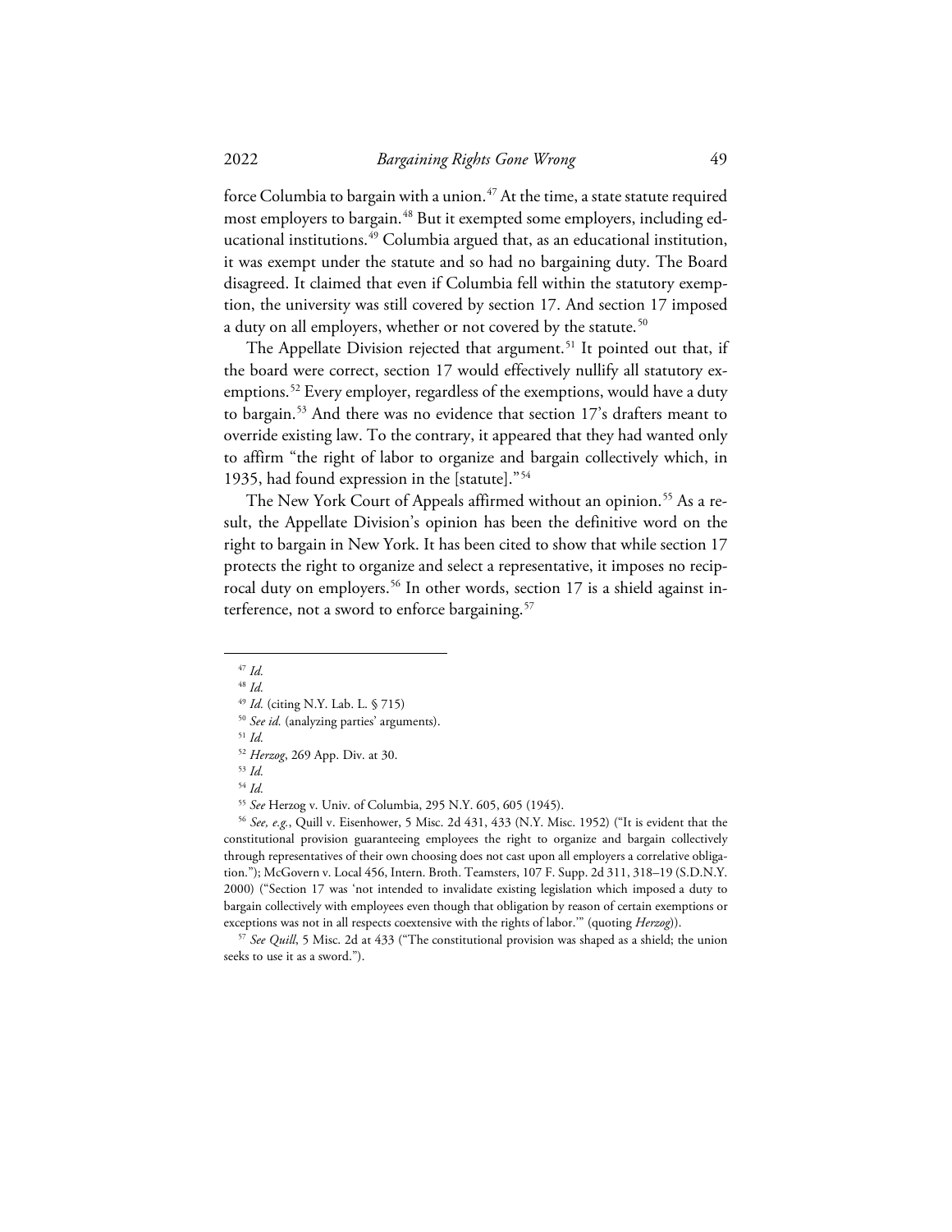force Columbia to bargain with a union.[47] At the time, a state statute required most employers to bargain.[48] But it exempted some employers, including educational institutions.[49] Columbia argued that, as an educational institution, it was exempt under the statute and so had no bargaining duty. The Board disagreed. It claimed that even if Columbia fell within the statutory exemption, the university was still covered by section 17. And section 17 imposed a duty on all employers, whether or not covered by the statute.[50]

The Appellate Division rejected that argument.[51] It pointed out that, if the board were correct, section 17 would effectively nullify all statutory exemptions.[52] Every employer, regardless of the exemptions, would have a duty to bargain.[53] And there was no evidence that section 17's drafters meant to override existing law. To the contrary, it appeared that they had wanted only to affirm "the right of labor to organize and bargain collectively which, in 1935, had found expression in the [statute]."[54]

The New York Court of Appeals affirmed without an opinion.[55] As a result, the Appellate Division's opinion has been the definitive word on the right to bargain in New York. It has been cited to show that while section 17 protects the right to organize and select a representative, it imposes no reciprocal duty on employers.[56] In other words, section 17 is a shield against interference, not a sword to enforce bargaining.[57]

---

[47] *Id.*

[48] *Id.*

[49] *Id.* (citing N.Y. Lab. L. § 715)

[50] *See id.* (analyzing parties' arguments).

[51] *Id.*

[52] *Herzog*, 269 App. Div. at 30.

[53] *Id.*

[54] *Id.*

[55] *See* Herzog v. Univ. of Columbia, 295 N.Y. 605, 605 (1945).

[56] *See, e.g.*, Quill v. Eisenhower, 5 Misc. 2d 431, 433 (N.Y. Misc. 1952) ("It is evident that the constitutional provision guaranteeing employees the right to organize and bargain collectively through representatives of their own choosing does not cast upon all employers a correlative obligation."); McGovern v. Local 456, Intern. Broth. Teamsters, 107 F. Supp. 2d 311, 318–19 (S.D.N.Y. 2000) ("Section 17 was 'not intended to invalidate existing legislation which imposed a duty to bargain collectively with employees even though that obligation by reason of certain exemptions or exceptions was not in all respects coextensive with the rights of labor.'" (quoting *Herzog*)).

[57] *See Quill*, 5 Misc. 2d at 433 ("The constitutional provision was shaped as a shield; the union seeks to use it as a sword.").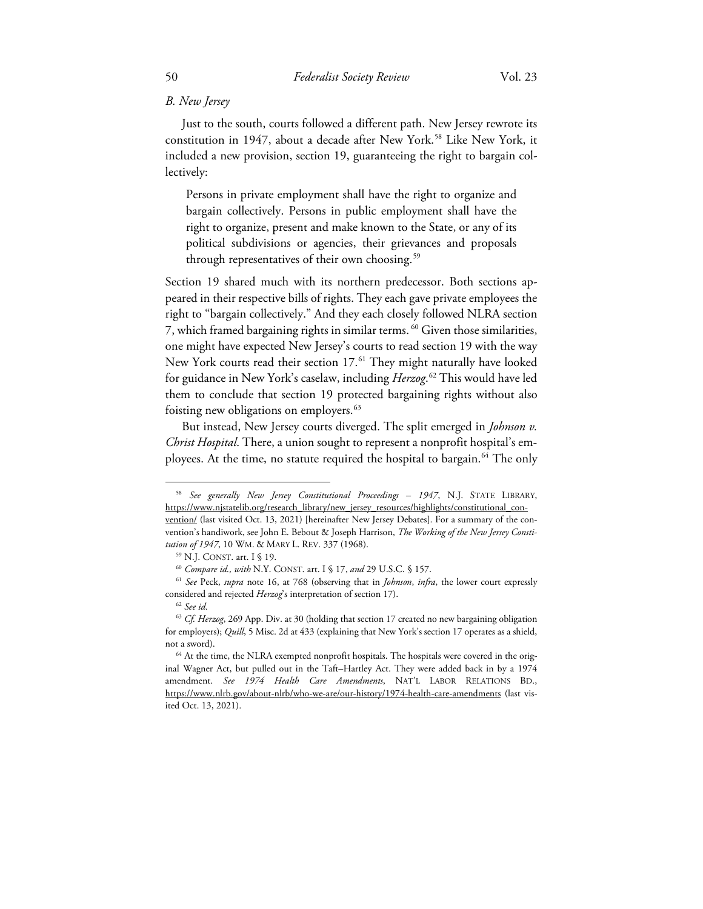### *B. New Jersey*

Just to the south, courts followed a different path. New Jersey rewrote its constitution in 1947, about a decade after New York.[58] Like New York, it included a new provision, section 19, guaranteeing the right to bargain collectively:

> Persons in private employment shall have the right to organize and bargain collectively. Persons in public employment shall have the right to organize, present and make known to the State, or any of its political subdivisions or agencies, their grievances and proposals through representatives of their own choosing.[59]

Section 19 shared much with its northern predecessor. Both sections appeared in their respective bills of rights. They each gave private employees the right to "bargain collectively." And they each closely followed NLRA section 7, which framed bargaining rights in similar terms.[60] Given those similarities, one might have expected New Jersey's courts to read section 19 with the way New York courts read their section 17.[61] They might naturally have looked for guidance in New York's caselaw, including *Herzog*.[62] This would have led them to conclude that section 19 protected bargaining rights without also foisting new obligations on employers.[63]

But instead, New Jersey courts diverged. The split emerged in *Johnson v. Christ Hospital*. There, a union sought to represent a nonprofit hospital's employees. At the time, no statute required the hospital to bargain.[64] The only

---

[58] *See generally New Jersey Constitutional Proceedings – 1947*, N.J. STATE LIBRARY, https://www.njstatelib.org/research_library/new_jersey_resources/highlights/constitutional_convention/ (last visited Oct. 13, 2021) [hereinafter New Jersey Debates]. For a summary of the convention's handiwork, see John E. Bebout & Joseph Harrison, *The Working of the New Jersey Constitution of 1947*, 10 WM. & MARY L. REV. 337 (1968).

[59] N.J. CONST. art. I § 19.

[60] *Compare id., with* N.Y. CONST. art. I § 17, *and* 29 U.S.C. § 157.

[61] *See* Peck, *supra* note 16, at 768 (observing that in *Johnson*, *infra*, the lower court expressly considered and rejected *Herzog*'s interpretation of section 17).

[62] *See id.*

[63] *Cf. Herzog*, 269 App. Div. at 30 (holding that section 17 created no new bargaining obligation for employers); *Quill*, 5 Misc. 2d at 433 (explaining that New York's section 17 operates as a shield, not a sword).

[64] At the time, the NLRA exempted nonprofit hospitals. The hospitals were covered in the original Wagner Act, but pulled out in the Taft–Hartley Act. They were added back in by a 1974 amendment. *See 1974 Health Care Amendments*, NAT'L LABOR RELATIONS BD., https://www.nlrb.gov/about-nlrb/who-we-are/our-history/1974-health-care-amendments (last visited Oct. 13, 2021).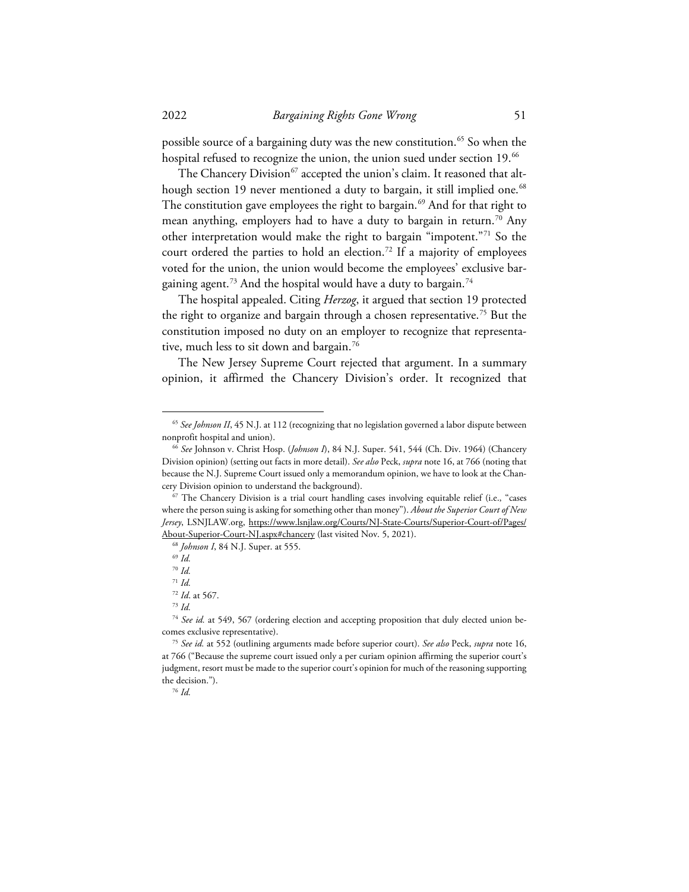possible source of a bargaining duty was the new constitution.[65] So when the hospital refused to recognize the union, the union sued under section 19.[66]

The Chancery Division[67] accepted the union's claim. It reasoned that although section 19 never mentioned a duty to bargain, it still implied one.[68] The constitution gave employees the right to bargain.[69] And for that right to mean anything, employers had to have a duty to bargain in return.[70] Any other interpretation would make the right to bargain "impotent."[71] So the court ordered the parties to hold an election.[72] If a majority of employees voted for the union, the union would become the employees' exclusive bargaining agent.[73] And the hospital would have a duty to bargain.[74]

The hospital appealed. Citing *Herzog*, it argued that section 19 protected the right to organize and bargain through a chosen representative.[75] But the constitution imposed no duty on an employer to recognize that representative, much less to sit down and bargain.[76]

The New Jersey Supreme Court rejected that argument. In a summary opinion, it affirmed the Chancery Division's order. It recognized that

---

[65] *See Johnson II*, 45 N.J. at 112 (recognizing that no legislation governed a labor dispute between nonprofit hospital and union).

[66] *See* Johnson v. Christ Hosp. (*Johnson I*), 84 N.J. Super. 541, 544 (Ch. Div. 1964) (Chancery Division opinion) (setting out facts in more detail). *See also* Peck, *supra* note 16, at 766 (noting that because the N.J. Supreme Court issued only a memorandum opinion, we have to look at the Chancery Division opinion to understand the background).

[67] The Chancery Division is a trial court handling cases involving equitable relief (i.e., "cases where the person suing is asking for something other than money"). *About the Superior Court of New Jersey*, LSNJLAW.org, https://www.lsnjlaw.org/Courts/NJ-State-Courts/Superior-Court-of/Pages/About-Superior-Court-NJ.aspx#chancery (last visited Nov. 5, 2021).

[68] *Johnson I*, 84 N.J. Super. at 555.

[69] *Id.*

[70] *Id.*

[71] *Id.*

[72] *Id*. at 567.

[73] *Id.*

[74] *See id.* at 549, 567 (ordering election and accepting proposition that duly elected union becomes exclusive representative).

[75] *See id.* at 552 (outlining arguments made before superior court). *See also* Peck, *supra* note 16, at 766 ("Because the supreme court issued only a per curiam opinion affirming the superior court's judgment, resort must be made to the superior court's opinion for much of the reasoning supporting the decision.").

[76] *Id.*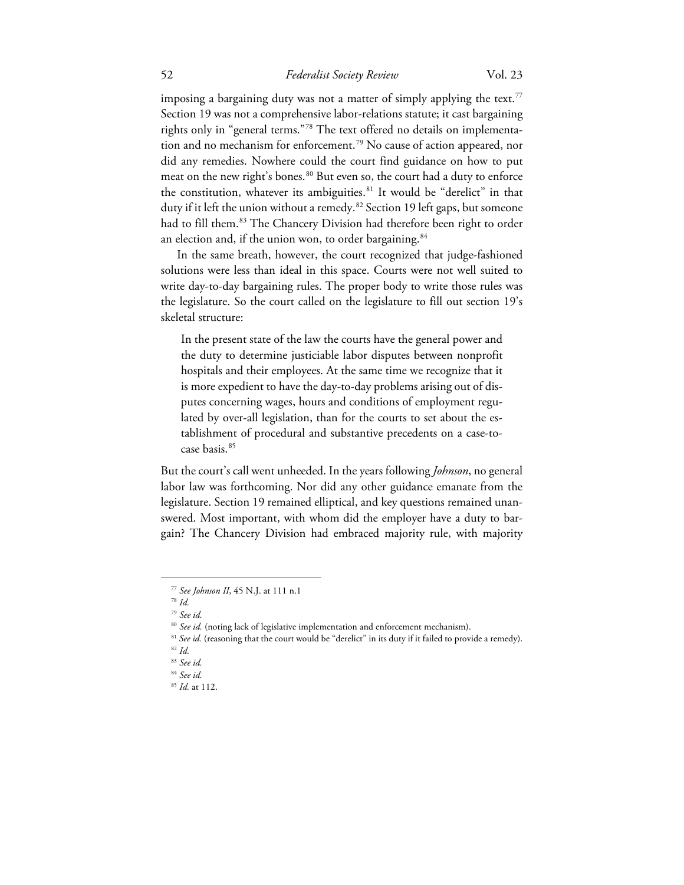imposing a bargaining duty was not a matter of simply applying the text.[77] Section 19 was not a comprehensive labor-relations statute; it cast bargaining rights only in "general terms."[78] The text offered no details on implementation and no mechanism for enforcement.[79] No cause of action appeared, nor did any remedies. Nowhere could the court find guidance on how to put meat on the new right's bones.[80] But even so, the court had a duty to enforce the constitution, whatever its ambiguities.[81] It would be "derelict" in that duty if it left the union without a remedy.[82] Section 19 left gaps, but someone had to fill them.[83] The Chancery Division had therefore been right to order an election and, if the union won, to order bargaining.[84]

In the same breath, however, the court recognized that judge-fashioned solutions were less than ideal in this space. Courts were not well suited to write day-to-day bargaining rules. The proper body to write those rules was the legislature. So the court called on the legislature to fill out section 19's skeletal structure:

> In the present state of the law the courts have the general power and the duty to determine justiciable labor disputes between nonprofit hospitals and their employees. At the same time we recognize that it is more expedient to have the day-to-day problems arising out of disputes concerning wages, hours and conditions of employment regulated by over-all legislation, than for the courts to set about the establishment of procedural and substantive precedents on a case-to-case basis.[85]

But the court's call went unheeded. In the years following *Johnson*, no general labor law was forthcoming. Nor did any other guidance emanate from the legislature. Section 19 remained elliptical, and key questions remained unanswered. Most important, with whom did the employer have a duty to bargain? The Chancery Division had embraced majority rule, with majority

---

[77] *See Johnson II*, 45 N.J. at 111 n.1

[78] *Id.*

[79] *See id.*

[80] *See id.* (noting lack of legislative implementation and enforcement mechanism).

[81] *See id.* (reasoning that the court would be "derelict" in its duty if it failed to provide a remedy).

[82] *Id.*

[83] *See id.*

[84] *See id.*

[85] *Id.* at 112.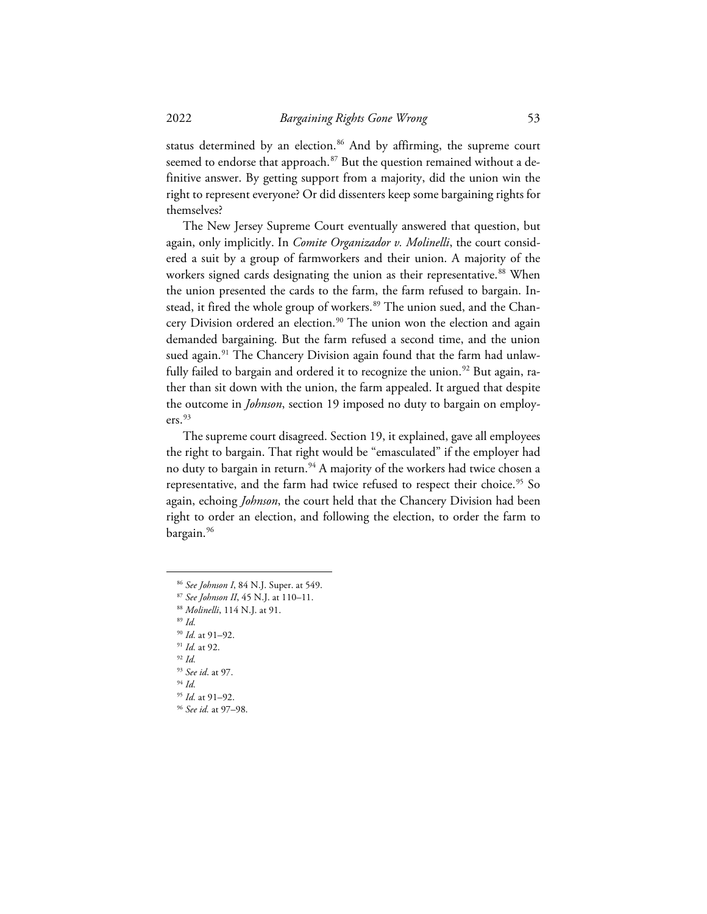status determined by an election.[86] And by affirming, the supreme court seemed to endorse that approach.[87] But the question remained without a definitive answer. By getting support from a majority, did the union win the right to represent everyone? Or did dissenters keep some bargaining rights for themselves?

The New Jersey Supreme Court eventually answered that question, but again, only implicitly. In *Comite Organizador v. Molinelli*, the court considered a suit by a group of farmworkers and their union. A majority of the workers signed cards designating the union as their representative.[88] When the union presented the cards to the farm, the farm refused to bargain. Instead, it fired the whole group of workers.[89] The union sued, and the Chancery Division ordered an election.[90] The union won the election and again demanded bargaining. But the farm refused a second time, and the union sued again.[91] The Chancery Division again found that the farm had unlawfully failed to bargain and ordered it to recognize the union.[92] But again, rather than sit down with the union, the farm appealed. It argued that despite the outcome in *Johnson*, section 19 imposed no duty to bargain on employers.[93]

The supreme court disagreed. Section 19, it explained, gave all employees the right to bargain. That right would be "emasculated" if the employer had no duty to bargain in return.[94] A majority of the workers had twice chosen a representative, and the farm had twice refused to respect their choice.[95] So again, echoing *Johnson*, the court held that the Chancery Division had been right to order an election, and following the election, to order the farm to bargain.[96]

---

[86] *See Johnson I*, 84 N.J. Super. at 549.

[87] *See Johnson II*, 45 N.J. at 110–11.

[88] *Molinelli*, 114 N.J. at 91.

[89] *Id.*

[90] *Id.* at 91–92.

[91] *Id.* at 92.

[92] *Id.*

[93] *See id*. at 97.

[94] *Id.*

[95] *Id.* at 91–92.

[96] *See id.* at 97–98.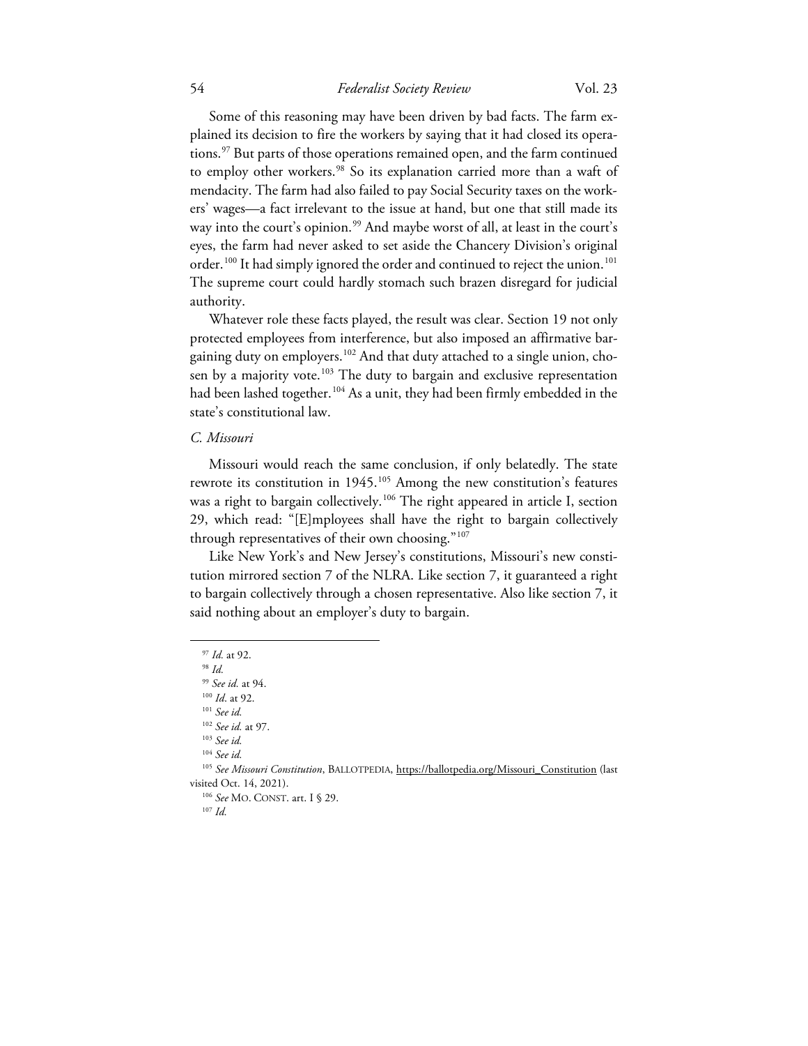Some of this reasoning may have been driven by bad facts. The farm explained its decision to fire the workers by saying that it had closed its operations.[97] But parts of those operations remained open, and the farm continued to employ other workers.[98] So its explanation carried more than a waft of mendacity. The farm had also failed to pay Social Security taxes on the workers' wages—a fact irrelevant to the issue at hand, but one that still made its way into the court's opinion.[99] And maybe worst of all, at least in the court's eyes, the farm had never asked to set aside the Chancery Division's original order.[100] It had simply ignored the order and continued to reject the union.[101] The supreme court could hardly stomach such brazen disregard for judicial authority.

Whatever role these facts played, the result was clear. Section 19 not only protected employees from interference, but also imposed an affirmative bargaining duty on employers.[102] And that duty attached to a single union, chosen by a majority vote.[103] The duty to bargain and exclusive representation had been lashed together.[104] As a unit, they had been firmly embedded in the state's constitutional law.

### *C. Missouri*

Missouri would reach the same conclusion, if only belatedly. The state rewrote its constitution in 1945.[105] Among the new constitution's features was a right to bargain collectively.[106] The right appeared in article I, section 29, which read: "[E]mployees shall have the right to bargain collectively through representatives of their own choosing."[107]

Like New York's and New Jersey's constitutions, Missouri's new constitution mirrored section 7 of the NLRA. Like section 7, it guaranteed a right to bargain collectively through a chosen representative. Also like section 7, it said nothing about an employer's duty to bargain.

---

[97] *Id.* at 92.

[98] *Id.*

[99] *See id.* at 94.

[100] *Id*. at 92.

[101] *See id.*

[102] *See id.* at 97.

[103] *See id.*

[104] *See id.*

[105] *See Missouri Constitution*, BALLOTPEDIA, https://ballotpedia.org/Missouri_Constitution (last visited Oct. 14, 2021).

[106] *See* MO. CONST. art. I § 29.

[107] *Id.*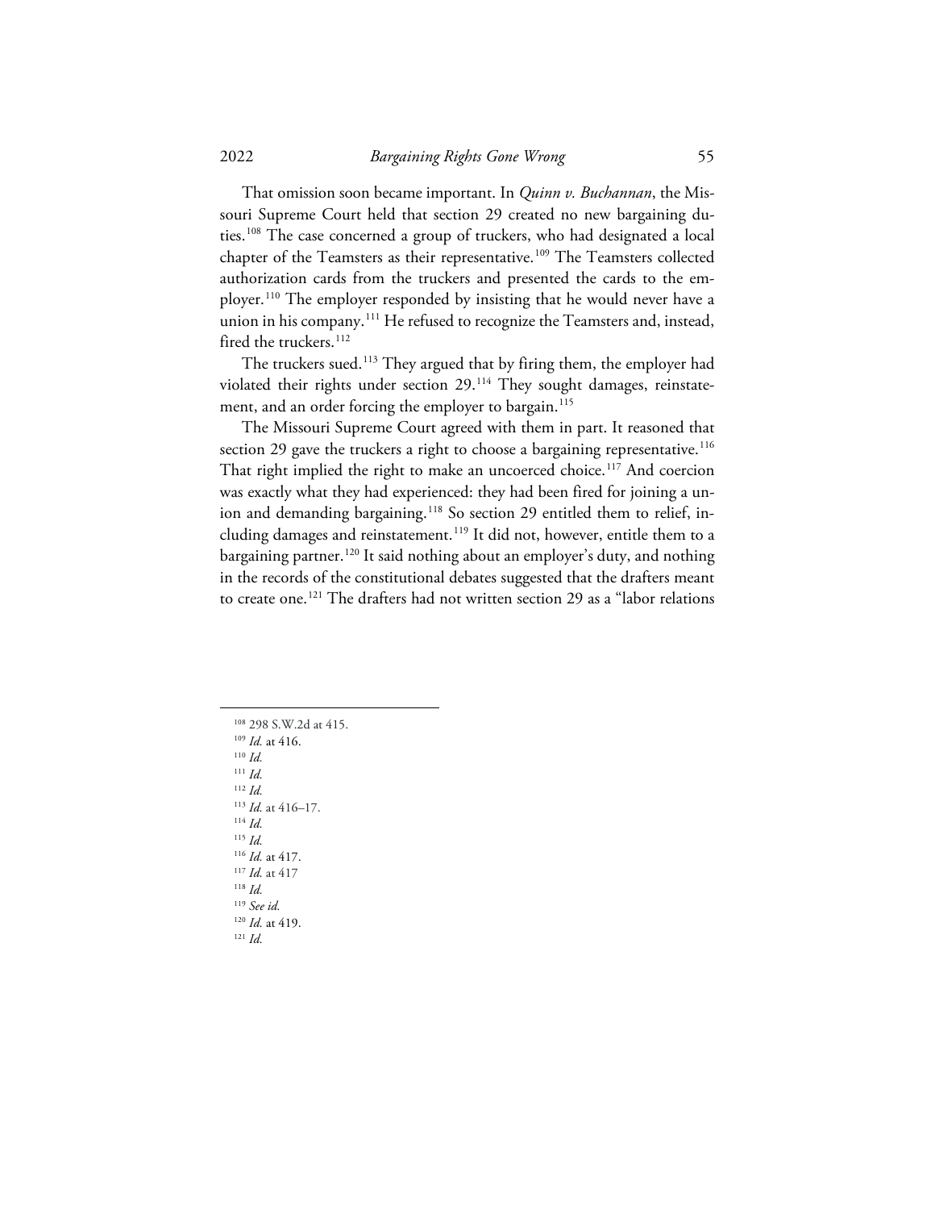That omission soon became important. In *Quinn v. Buchannan*, the Missouri Supreme Court held that section 29 created no new bargaining duties.[108] The case concerned a group of truckers, who had designated a local chapter of the Teamsters as their representative.[109] The Teamsters collected authorization cards from the truckers and presented the cards to the employer.[110] The employer responded by insisting that he would never have a union in his company.[111] He refused to recognize the Teamsters and, instead, fired the truckers.[112]

The truckers sued.[113] They argued that by firing them, the employer had violated their rights under section 29.[114] They sought damages, reinstatement, and an order forcing the employer to bargain.[115]

The Missouri Supreme Court agreed with them in part. It reasoned that section 29 gave the truckers a right to choose a bargaining representative.[116] That right implied the right to make an uncoerced choice.[117] And coercion was exactly what they had experienced: they had been fired for joining a union and demanding bargaining.[118] So section 29 entitled them to relief, including damages and reinstatement.[119] It did not, however, entitle them to a bargaining partner.[120] It said nothing about an employer's duty, and nothing in the records of the constitutional debates suggested that the drafters meant to create one.[121] The drafters had not written section 29 as a "labor relations

---

[108] 298 S.W.2d at 415.
[109] *Id.* at 416.
[110] *Id.*
[111] *Id.*
[112] *Id.*
[113] *Id.* at 416–17.
[114] *Id.*
[115] *Id.*
[116] *Id.* at 417.
[117] *Id.* at 417
[118] *Id.*
[119] *See id.*
[120] *Id.* at 419.
[121] *Id.*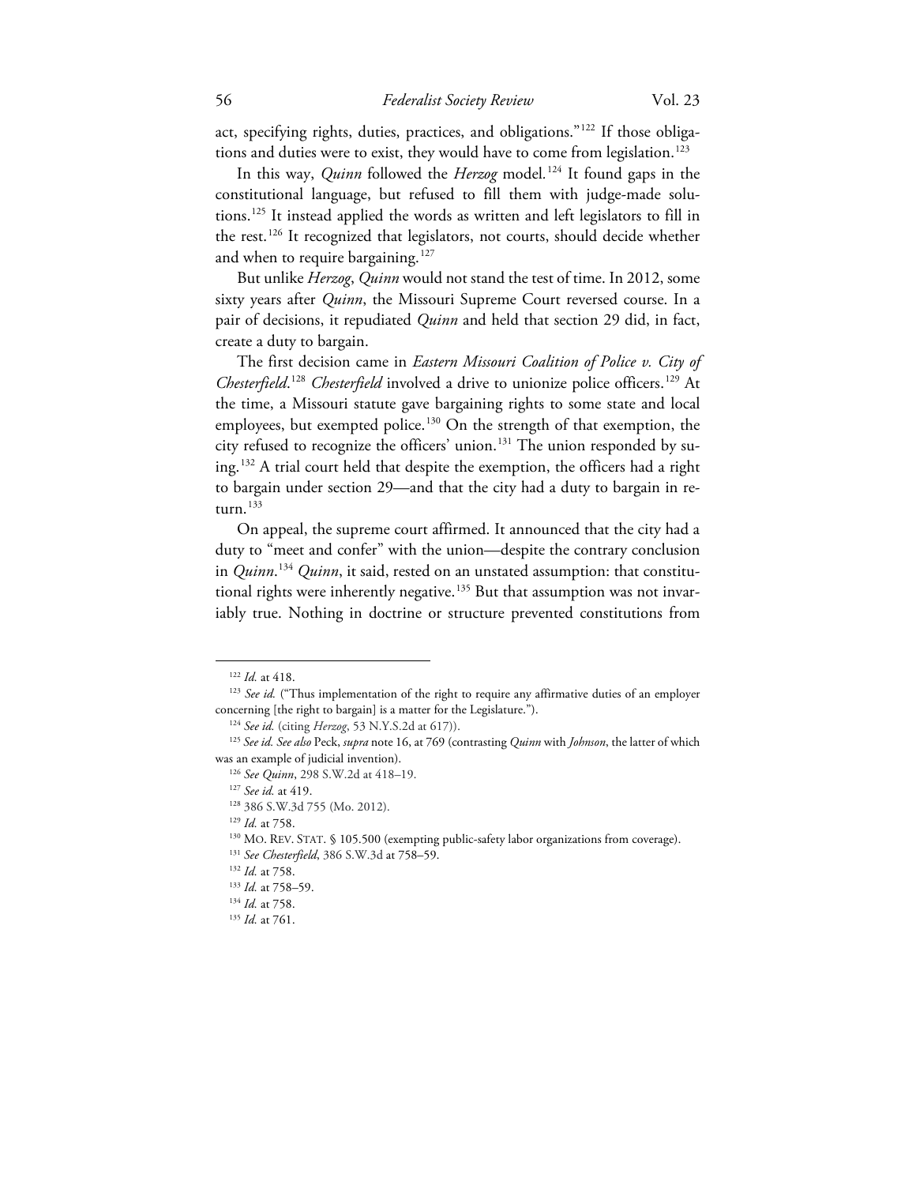act, specifying rights, duties, practices, and obligations."[122] If those obligations and duties were to exist, they would have to come from legislation.[123]

In this way, *Quinn* followed the *Herzog* model.[124] It found gaps in the constitutional language, but refused to fill them with judge-made solutions.[125] It instead applied the words as written and left legislators to fill in the rest.[126] It recognized that legislators, not courts, should decide whether and when to require bargaining.[127]

But unlike *Herzog*, *Quinn* would not stand the test of time. In 2012, some sixty years after *Quinn*, the Missouri Supreme Court reversed course. In a pair of decisions, it repudiated *Quinn* and held that section 29 did, in fact, create a duty to bargain.

The first decision came in *Eastern Missouri Coalition of Police v. City of Chesterfield*.[128] *Chesterfield* involved a drive to unionize police officers.[129] At the time, a Missouri statute gave bargaining rights to some state and local employees, but exempted police.[130] On the strength of that exemption, the city refused to recognize the officers' union.[131] The union responded by suing.[132] A trial court held that despite the exemption, the officers had a right to bargain under section 29—and that the city had a duty to bargain in return.[133]

On appeal, the supreme court affirmed. It announced that the city had a duty to "meet and confer" with the union—despite the contrary conclusion in *Quinn*.[134] *Quinn*, it said, rested on an unstated assumption: that constitutional rights were inherently negative.[135] But that assumption was not invariably true. Nothing in doctrine or structure prevented constitutions from

---

[122] *Id.* at 418.

[123] *See id.* ("Thus implementation of the right to require any affirmative duties of an employer concerning [the right to bargain] is a matter for the Legislature.").

[124] *See id.* (citing *Herzog*, 53 N.Y.S.2d at 617)).

[125] *See id. See also* Peck, *supra* note 16, at 769 (contrasting *Quinn* with *Johnson*, the latter of which was an example of judicial invention).

[126] *See Quinn*, 298 S.W.2d at 418–19.

[127] *See id.* at 419.

[128] 386 S.W.3d 755 (Mo. 2012).

[129] *Id.* at 758.

[130] MO. REV. STAT. § 105.500 (exempting public-safety labor organizations from coverage).

[131] *See Chesterfield*, 386 S.W.3d at 758–59.

[132] *Id.* at 758.

[133] *Id.* at 758–59.

[134] *Id.* at 758.

[135] *Id.* at 761.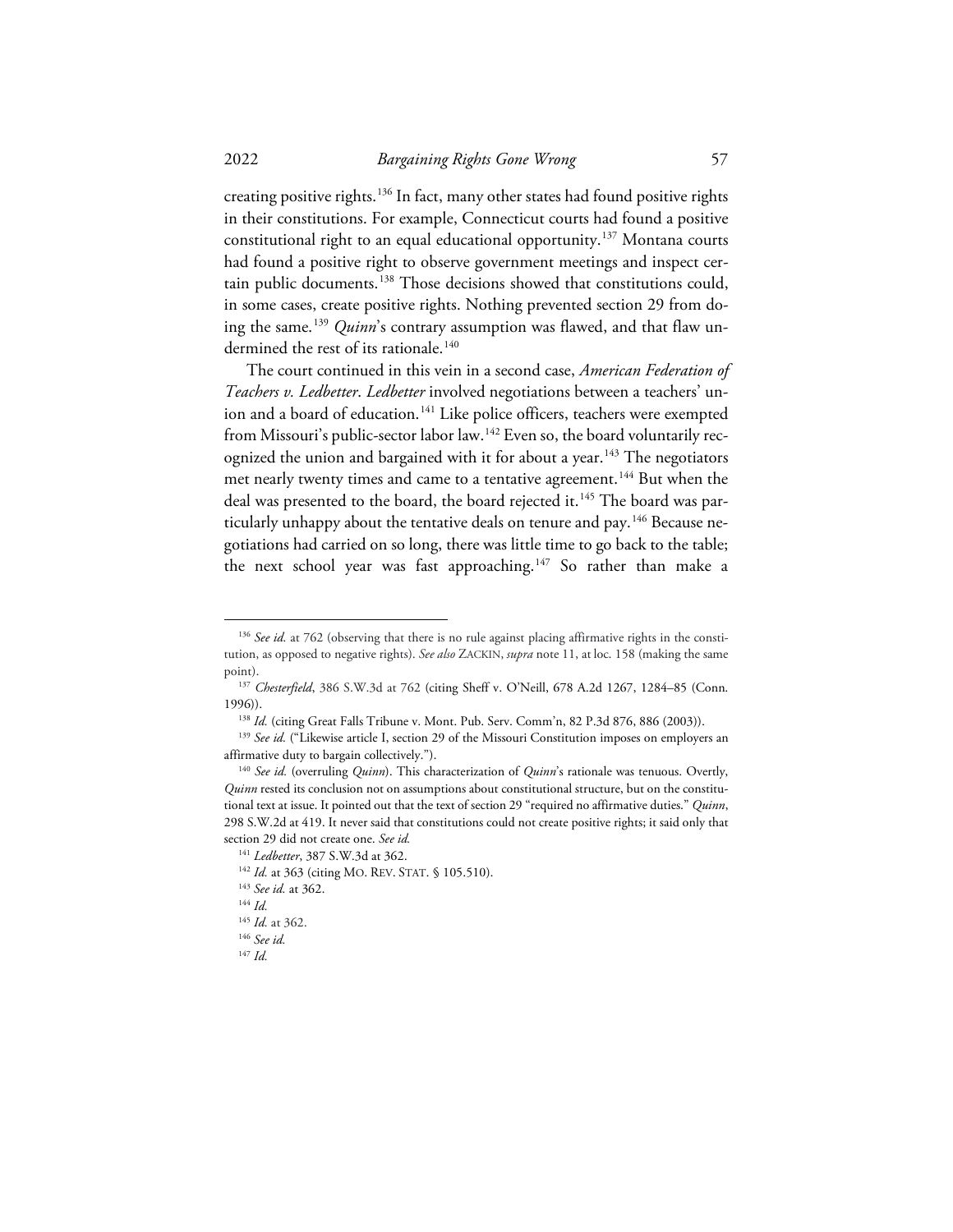creating positive rights.[136] In fact, many other states had found positive rights in their constitutions. For example, Connecticut courts had found a positive constitutional right to an equal educational opportunity.[137] Montana courts had found a positive right to observe government meetings and inspect certain public documents.[138] Those decisions showed that constitutions could, in some cases, create positive rights. Nothing prevented section 29 from doing the same.[139] *Quinn*'s contrary assumption was flawed, and that flaw undermined the rest of its rationale.[140]

The court continued in this vein in a second case, *American Federation of Teachers v. Ledbetter*. *Ledbetter* involved negotiations between a teachers' union and a board of education.[141] Like police officers, teachers were exempted from Missouri's public-sector labor law.[142] Even so, the board voluntarily recognized the union and bargained with it for about a year.[143] The negotiators met nearly twenty times and came to a tentative agreement.[144] But when the deal was presented to the board, the board rejected it.[145] The board was particularly unhappy about the tentative deals on tenure and pay.[146] Because negotiations had carried on so long, there was little time to go back to the table; the next school year was fast approaching.[147] So rather than make a

---

[136] *See id.* at 762 (observing that there is no rule against placing affirmative rights in the constitution, as opposed to negative rights). *See also* ZACKIN, *supra* note 11, at loc. 158 (making the same point).

[137] *Chesterfield*, 386 S.W.3d at 762 (citing Sheff v. O'Neill, 678 A.2d 1267, 1284–85 (Conn. 1996)).

[138] *Id.* (citing Great Falls Tribune v. Mont. Pub. Serv. Comm'n, 82 P.3d 876, 886 (2003)).

[139] *See id.* ("Likewise article I, section 29 of the Missouri Constitution imposes on employers an affirmative duty to bargain collectively.").

[140] *See id.* (overruling *Quinn*). This characterization of *Quinn*'s rationale was tenuous. Overtly, *Quinn* rested its conclusion not on assumptions about constitutional structure, but on the constitutional text at issue. It pointed out that the text of section 29 "required no affirmative duties." *Quinn*, 298 S.W.2d at 419. It never said that constitutions could not create positive rights; it said only that section 29 did not create one. *See id.*

[141] *Ledbetter*, 387 S.W.3d at 362.

[142] *Id.* at 363 (citing MO. REV. STAT. § 105.510).

[143] *See id.* at 362.

[144] *Id.*

[145] *Id.* at 362.

[146] *See id.*

[147] *Id.*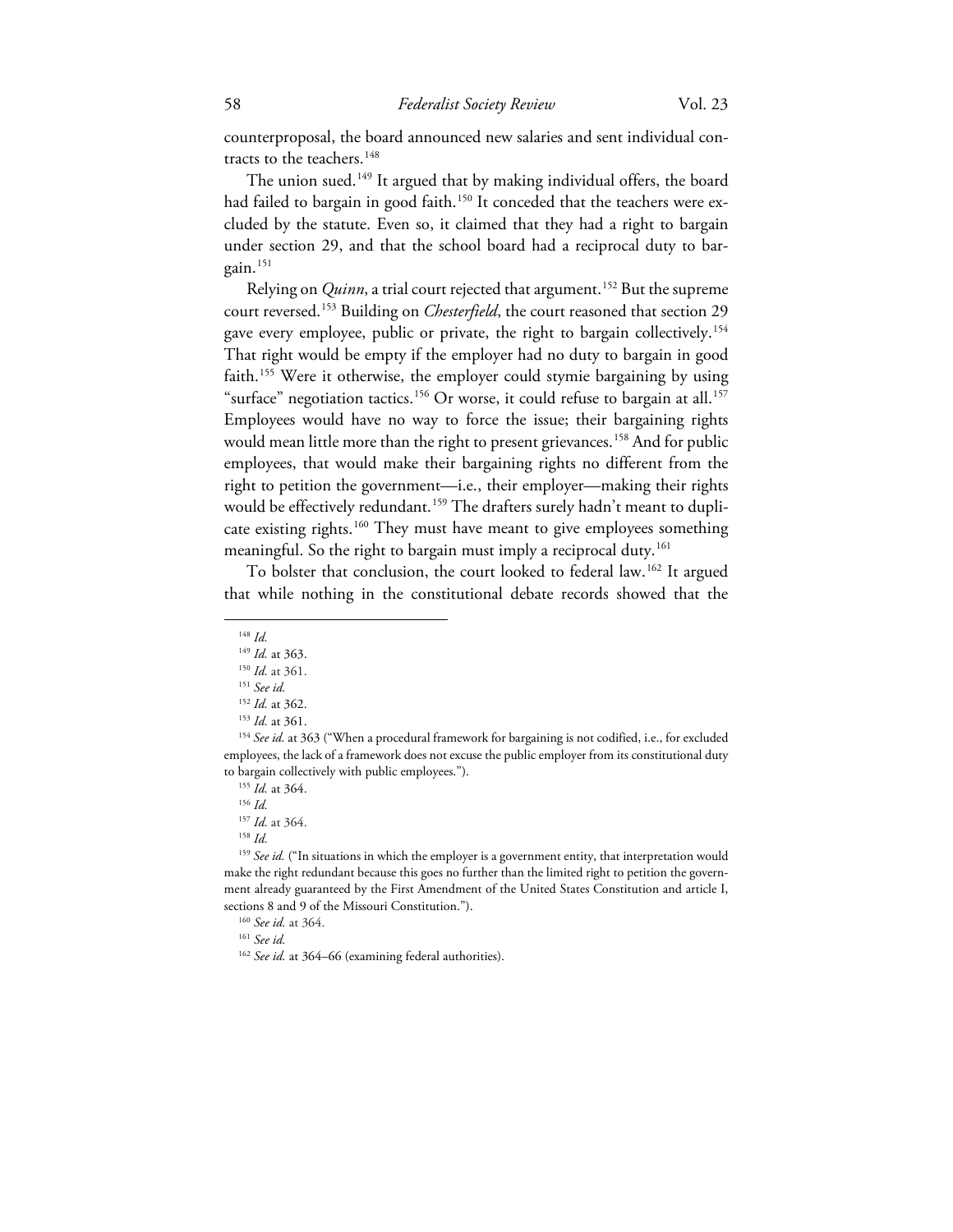counterproposal, the board announced new salaries and sent individual contracts to the teachers.[148]

The union sued.[149] It argued that by making individual offers, the board had failed to bargain in good faith.[150] It conceded that the teachers were excluded by the statute. Even so, it claimed that they had a right to bargain under section 29, and that the school board had a reciprocal duty to bargain.[151]

Relying on *Quinn*, a trial court rejected that argument.[152] But the supreme court reversed.[153] Building on *Chesterfield*, the court reasoned that section 29 gave every employee, public or private, the right to bargain collectively.[154] That right would be empty if the employer had no duty to bargain in good faith.[155] Were it otherwise, the employer could stymie bargaining by using "surface" negotiation tactics.[156] Or worse, it could refuse to bargain at all.[157] Employees would have no way to force the issue; their bargaining rights would mean little more than the right to present grievances.[158] And for public employees, that would make their bargaining rights no different from the right to petition the government—i.e., their employer—making their rights would be effectively redundant.[159] The drafters surely hadn't meant to duplicate existing rights.[160] They must have meant to give employees something meaningful. So the right to bargain must imply a reciprocal duty.[161]

To bolster that conclusion, the court looked to federal law.[162] It argued that while nothing in the constitutional debate records showed that the

---

[148] *Id.*

[149] *Id.* at 363.

[150] *Id.* at 361.

[151] *See id.*

[152] *Id.* at 362.

[153] *Id.* at 361.

[154] *See id.* at 363 ("When a procedural framework for bargaining is not codified, i.e., for excluded employees, the lack of a framework does not excuse the public employer from its constitutional duty to bargain collectively with public employees.").

[155] *Id.* at 364.

[156] *Id.*

[157] *Id.* at 364.

[158] *Id.*

[159] *See id.* ("In situations in which the employer is a government entity, that interpretation would make the right redundant because this goes no further than the limited right to petition the government already guaranteed by the First Amendment of the United States Constitution and article I, sections 8 and 9 of the Missouri Constitution.").

[160] *See id.* at 364.

[161] *See id.*

[162] *See id.* at 364–66 (examining federal authorities).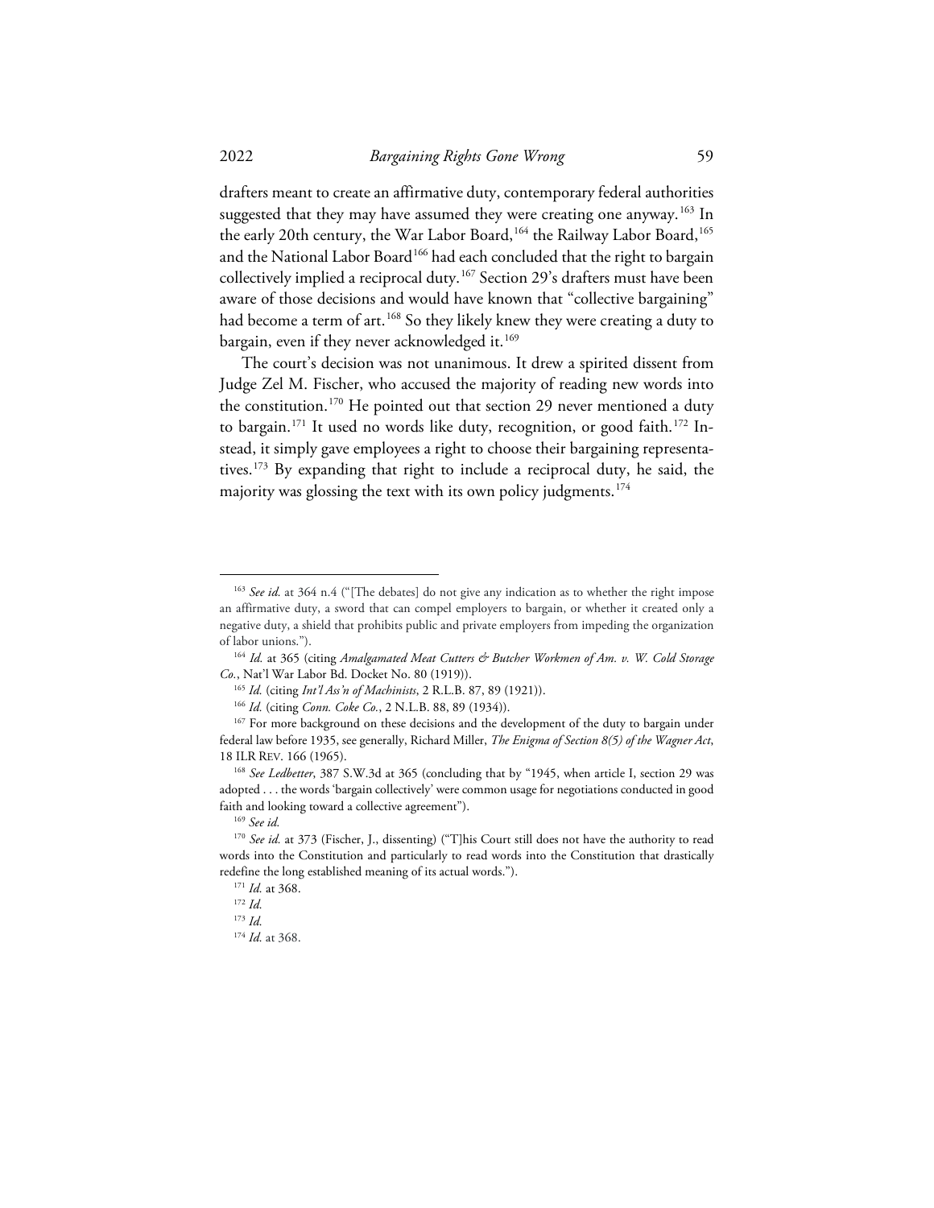drafters meant to create an affirmative duty, contemporary federal authorities suggested that they may have assumed they were creating one anyway.[163] In the early 20th century, the War Labor Board,[164] the Railway Labor Board,[165] and the National Labor Board[166] had each concluded that the right to bargain collectively implied a reciprocal duty.[167] Section 29's drafters must have been aware of those decisions and would have known that "collective bargaining" had become a term of art.[168] So they likely knew they were creating a duty to bargain, even if they never acknowledged it.[169]

The court's decision was not unanimous. It drew a spirited dissent from Judge Zel M. Fischer, who accused the majority of reading new words into the constitution.[170] He pointed out that section 29 never mentioned a duty to bargain.[171] It used no words like duty, recognition, or good faith.[172] Instead, it simply gave employees a right to choose their bargaining representatives.[173] By expanding that right to include a reciprocal duty, he said, the majority was glossing the text with its own policy judgments.[174]

---

[163] *See id.* at 364 n.4 ("[The debates] do not give any indication as to whether the right impose an affirmative duty, a sword that can compel employers to bargain, or whether it created only a negative duty, a shield that prohibits public and private employers from impeding the organization of labor unions.").

[164] *Id.* at 365 (citing *Amalgamated Meat Cutters & Butcher Workmen of Am. v. W. Cold Storage Co.*, Nat'l War Labor Bd. Docket No. 80 (1919)).

[165] *Id.* (citing *Int'l Ass'n of Machinists*, 2 R.L.B. 87, 89 (1921)).

[166] *Id.* (citing *Conn. Coke Co.*, 2 N.L.B. 88, 89 (1934)).

[167] For more background on these decisions and the development of the duty to bargain under federal law before 1935, see generally, Richard Miller, *The Enigma of Section 8(5) of the Wagner Act*, 18 ILR REV. 166 (1965).

[168] *See Ledbetter*, 387 S.W.3d at 365 (concluding that by "1945, when article I, section 29 was adopted . . . the words 'bargain collectively' were common usage for negotiations conducted in good faith and looking toward a collective agreement").

[169] *See id.*

[170] *See id.* at 373 (Fischer, J., dissenting) ("T]his Court still does not have the authority to read words into the Constitution and particularly to read words into the Constitution that drastically redefine the long established meaning of its actual words.").

[171] *Id.* at 368.

[172] *Id.*

[173] *Id.*

[174] *Id.* at 368.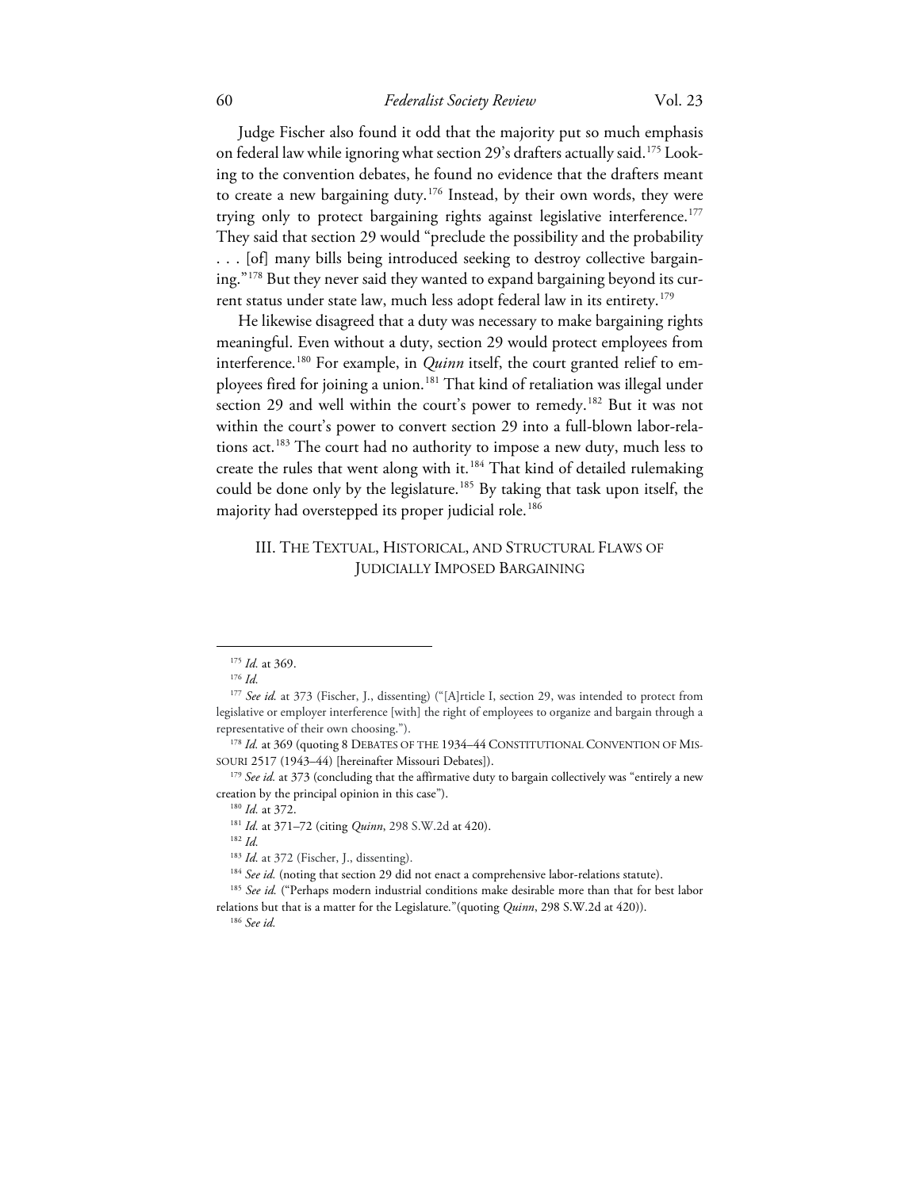Judge Fischer also found it odd that the majority put so much emphasis on federal law while ignoring what section 29's drafters actually said.[175] Looking to the convention debates, he found no evidence that the drafters meant to create a new bargaining duty.[176] Instead, by their own words, they were trying only to protect bargaining rights against legislative interference.[177] They said that section 29 would "preclude the possibility and the probability . . . [of] many bills being introduced seeking to destroy collective bargaining."[178] But they never said they wanted to expand bargaining beyond its current status under state law, much less adopt federal law in its entirety.[179]

He likewise disagreed that a duty was necessary to make bargaining rights meaningful. Even without a duty, section 29 would protect employees from interference.[180] For example, in *Quinn* itself, the court granted relief to employees fired for joining a union.[181] That kind of retaliation was illegal under section 29 and well within the court's power to remedy.[182] But it was not within the court's power to convert section 29 into a full-blown labor-relations act.[183] The court had no authority to impose a new duty, much less to create the rules that went along with it.[184] That kind of detailed rulemaking could be done only by the legislature.[185] By taking that task upon itself, the majority had overstepped its proper judicial role.[186]

## III. The Textual, Historical, and Structural Flaws of Judicially Imposed Bargaining

---

[175] *Id.* at 369.

[176] *Id.*

[177] *See id.* at 373 (Fischer, J., dissenting) ("[A]rticle I, section 29, was intended to protect from legislative or employer interference [with] the right of employees to organize and bargain through a representative of their own choosing.").

[178] *Id.* at 369 (quoting 8 Debates of the 1934–44 Constitutional Convention of Missouri 2517 (1943–44) [hereinafter Missouri Debates]).

[179] *See id.* at 373 (concluding that the affirmative duty to bargain collectively was "entirely a new creation by the principal opinion in this case").

[180] *Id.* at 372.

[181] *Id.* at 371–72 (citing *Quinn*, 298 S.W.2d at 420).

[182] *Id.*

[183] *Id.* at 372 (Fischer, J., dissenting).

[184] *See id.* (noting that section 29 did not enact a comprehensive labor-relations statute).

[185] *See id.* ("Perhaps modern industrial conditions make desirable more than that for best labor relations but that is a matter for the Legislature."(quoting *Quinn*, 298 S.W.2d at 420)).

[186] *See id.*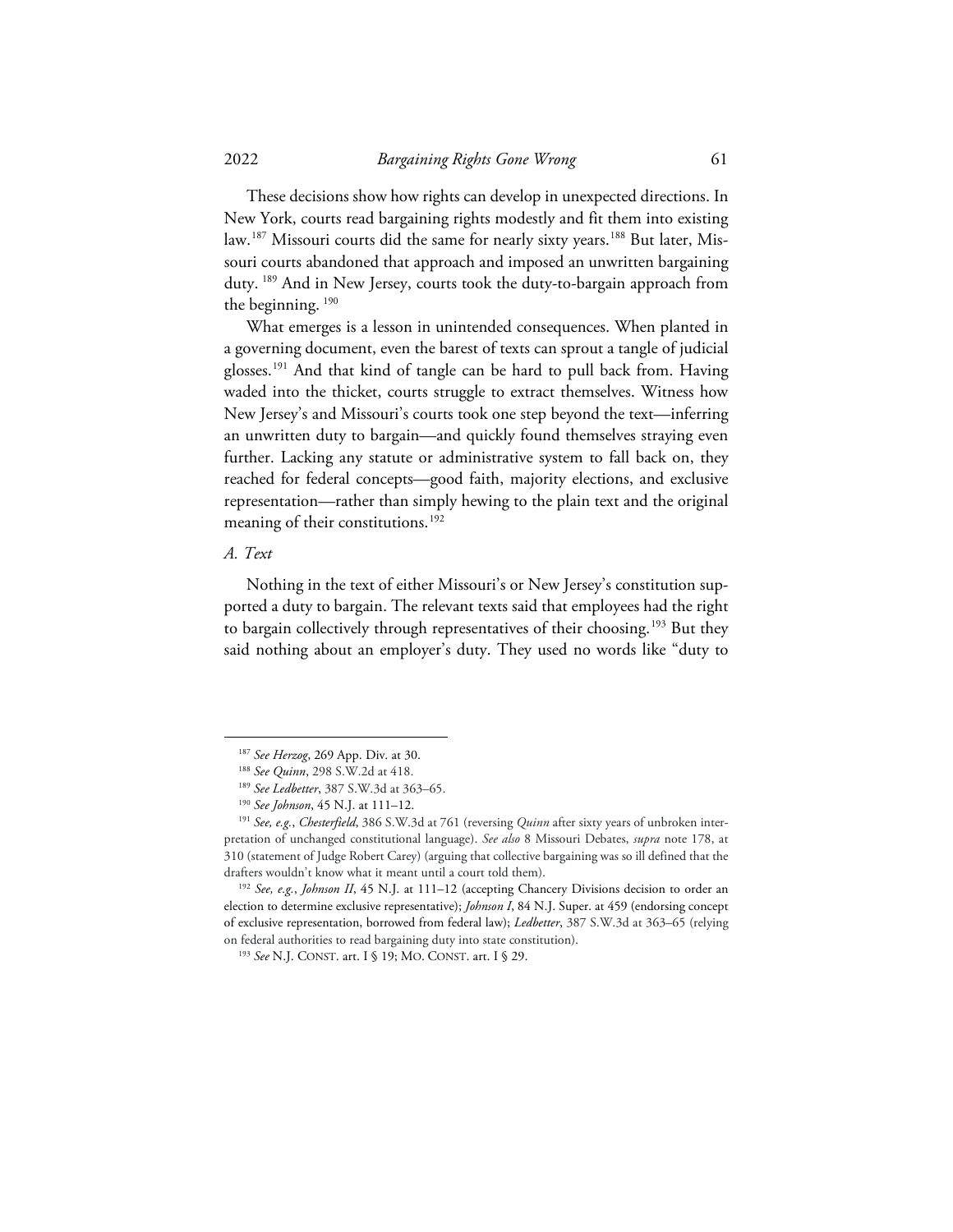These decisions show how rights can develop in unexpected directions. In New York, courts read bargaining rights modestly and fit them into existing law.[187] Missouri courts did the same for nearly sixty years.[188] But later, Missouri courts abandoned that approach and imposed an unwritten bargaining duty. [189] And in New Jersey, courts took the duty-to-bargain approach from the beginning. [190]

What emerges is a lesson in unintended consequences. When planted in a governing document, even the barest of texts can sprout a tangle of judicial glosses.[191] And that kind of tangle can be hard to pull back from. Having waded into the thicket, courts struggle to extract themselves. Witness how New Jersey's and Missouri's courts took one step beyond the text—inferring an unwritten duty to bargain—and quickly found themselves straying even further. Lacking any statute or administrative system to fall back on, they reached for federal concepts—good faith, majority elections, and exclusive representation—rather than simply hewing to the plain text and the original meaning of their constitutions.[192]

### *A. Text*

Nothing in the text of either Missouri's or New Jersey's constitution supported a duty to bargain. The relevant texts said that employees had the right to bargain collectively through representatives of their choosing.[193] But they said nothing about an employer's duty. They used no words like "duty to

---

[187] *See Herzog*, 269 App. Div. at 30.

[188] *See Quinn*, 298 S.W.2d at 418.

[189] *See Ledbetter*, 387 S.W.3d at 363–65.

[190] *See Johnson*, 45 N.J. at 111–12.

[191] *See, e.g.*, *Chesterfield*, 386 S.W.3d at 761 (reversing *Quinn* after sixty years of unbroken interpretation of unchanged constitutional language). *See also* 8 Missouri Debates, *supra* note 178, at 310 (statement of Judge Robert Carey) (arguing that collective bargaining was so ill defined that the drafters wouldn't know what it meant until a court told them).

[192] *See, e.g.*, *Johnson II*, 45 N.J. at 111–12 (accepting Chancery Divisions decision to order an election to determine exclusive representative); *Johnson I*, 84 N.J. Super. at 459 (endorsing concept of exclusive representation, borrowed from federal law); *Ledbetter*, 387 S.W.3d at 363–65 (relying on federal authorities to read bargaining duty into state constitution).

[193] *See* N.J. CONST. art. I § 19; MO. CONST. art. I § 29.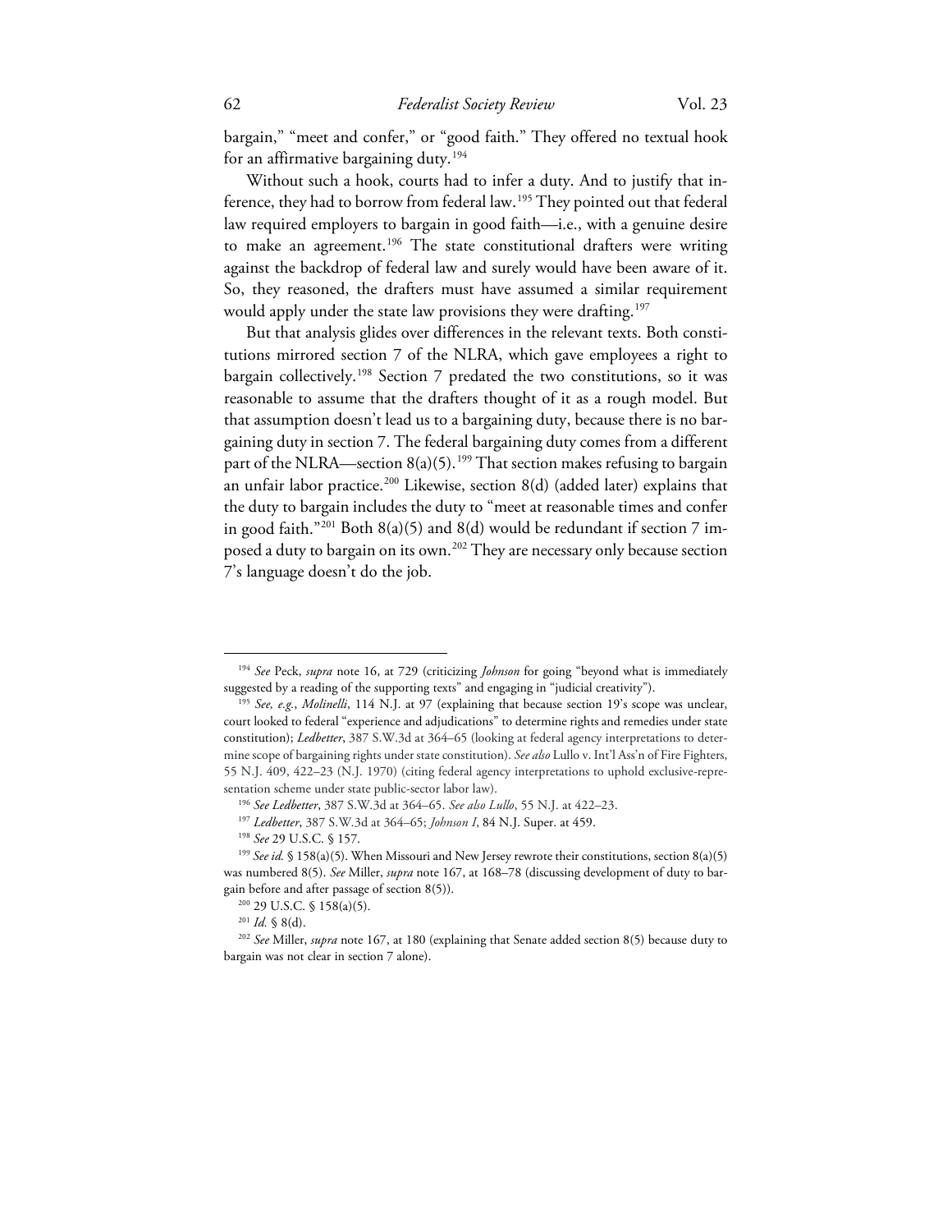bargain," "meet and confer," or "good faith." They offered no textual hook for an affirmative bargaining duty.[194]

Without such a hook, courts had to infer a duty. And to justify that inference, they had to borrow from federal law.[195] They pointed out that federal law required employers to bargain in good faith—i.e., with a genuine desire to make an agreement.[196] The state constitutional drafters were writing against the backdrop of federal law and surely would have been aware of it. So, they reasoned, the drafters must have assumed a similar requirement would apply under the state law provisions they were drafting.[197]

But that analysis glides over differences in the relevant texts. Both constitutions mirrored section 7 of the NLRA, which gave employees a right to bargain collectively.[198] Section 7 predated the two constitutions, so it was reasonable to assume that the drafters thought of it as a rough model. But that assumption doesn't lead us to a bargaining duty, because there is no bargaining duty in section 7. The federal bargaining duty comes from a different part of the NLRA—section 8(a)(5).[199] That section makes refusing to bargain an unfair labor practice.[200] Likewise, section 8(d) (added later) explains that the duty to bargain includes the duty to "meet at reasonable times and confer in good faith."[201] Both 8(a)(5) and 8(d) would be redundant if section 7 imposed a duty to bargain on its own.[202] They are necessary only because section 7's language doesn't do the job.

---

[194] *See* Peck, *supra* note 16, at 729 (criticizing *Johnson* for going "beyond what is immediately suggested by a reading of the supporting texts" and engaging in "judicial creativity").

[195] *See, e.g.*, *Molinelli*, 114 N.J. at 97 (explaining that because section 19's scope was unclear, court looked to federal "experience and adjudications" to determine rights and remedies under state constitution); *Ledbetter*, 387 S.W.3d at 364–65 (looking at federal agency interpretations to determine scope of bargaining rights under state constitution). *See also* Lullo v. Int'l Ass'n of Fire Fighters, 55 N.J. 409, 422–23 (N.J. 1970) (citing federal agency interpretations to uphold exclusive-representation scheme under state public-sector labor law).

[196] *See Ledbetter*, 387 S.W.3d at 364–65. *See also Lullo*, 55 N.J. at 422–23.

[197] *Ledbetter*, 387 S.W.3d at 364–65; *Johnson I*, 84 N.J. Super. at 459.

[198] *See* 29 U.S.C. § 157.

[199] *See id.* § 158(a)(5). When Missouri and New Jersey rewrote their constitutions, section 8(a)(5) was numbered 8(5). *See* Miller, *supra* note 167, at 168–78 (discussing development of duty to bargain before and after passage of section 8(5)).

[200] 29 U.S.C. § 158(a)(5).

[201] *Id.* § 8(d).

[202] *See* Miller, *supra* note 167, at 180 (explaining that Senate added section 8(5) because duty to bargain was not clear in section 7 alone).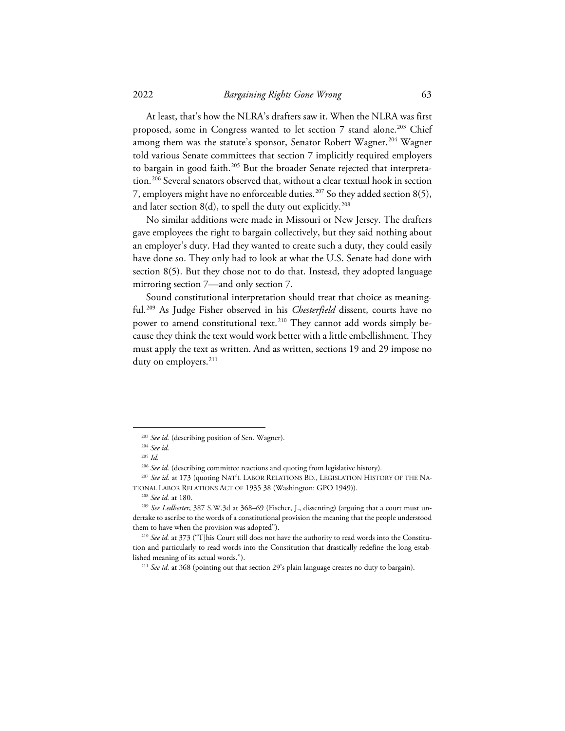At least, that's how the NLRA's drafters saw it. When the NLRA was first proposed, some in Congress wanted to let section 7 stand alone.[203] Chief among them was the statute's sponsor, Senator Robert Wagner.[204] Wagner told various Senate committees that section 7 implicitly required employers to bargain in good faith.[205] But the broader Senate rejected that interpretation.[206] Several senators observed that, without a clear textual hook in section 7, employers might have no enforceable duties.[207] So they added section 8(5), and later section 8(d), to spell the duty out explicitly.[208]

No similar additions were made in Missouri or New Jersey. The drafters gave employees the right to bargain collectively, but they said nothing about an employer's duty. Had they wanted to create such a duty, they could easily have done so. They only had to look at what the U.S. Senate had done with section 8(5). But they chose not to do that. Instead, they adopted language mirroring section 7—and only section 7.

Sound constitutional interpretation should treat that choice as meaningful.[209] As Judge Fisher observed in his *Chesterfield* dissent, courts have no power to amend constitutional text.[210] They cannot add words simply because they think the text would work better with a little embellishment. They must apply the text as written. And as written, sections 19 and 29 impose no duty on employers.[211]

---

[203] *See id.* (describing position of Sen. Wagner).

[204] *See id.*

[205] *Id.*

[206] *See id.* (describing committee reactions and quoting from legislative history).

[207] *See id*. at 173 (quoting NAT'L LABOR RELATIONS BD., LEGISLATION HISTORY OF THE NATIONAL LABOR RELATIONS ACT OF 1935 38 (Washington: GPO 1949)).

[208] *See id.* at 180.

[209] *See Ledbetter*, 387 S.W.3d at 368–69 (Fischer, J., dissenting) (arguing that a court must undertake to ascribe to the words of a constitutional provision the meaning that the people understood them to have when the provision was adopted").

[210] *See id.* at 373 ("T]his Court still does not have the authority to read words into the Constitution and particularly to read words into the Constitution that drastically redefine the long established meaning of its actual words.").

[211] *See id.* at 368 (pointing out that section 29's plain language creates no duty to bargain).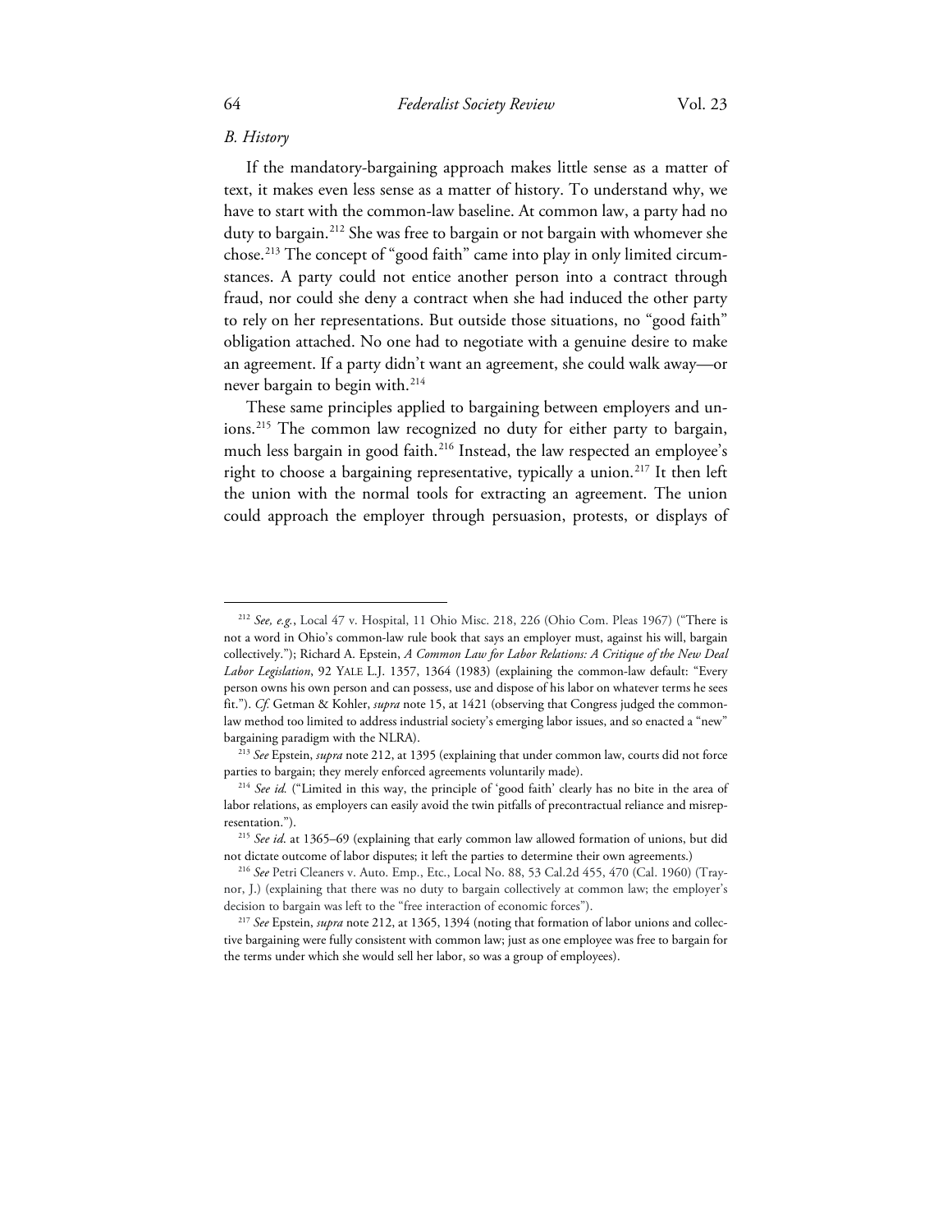### *B. History*

If the mandatory-bargaining approach makes little sense as a matter of text, it makes even less sense as a matter of history. To understand why, we have to start with the common-law baseline. At common law, a party had no duty to bargain.[212] She was free to bargain or not bargain with whomever she chose.[213] The concept of "good faith" came into play in only limited circumstances. A party could not entice another person into a contract through fraud, nor could she deny a contract when she had induced the other party to rely on her representations. But outside those situations, no "good faith" obligation attached. No one had to negotiate with a genuine desire to make an agreement. If a party didn't want an agreement, she could walk away—or never bargain to begin with.[214]

These same principles applied to bargaining between employers and unions.[215] The common law recognized no duty for either party to bargain, much less bargain in good faith.[216] Instead, the law respected an employee's right to choose a bargaining representative, typically a union.[217] It then left the union with the normal tools for extracting an agreement. The union could approach the employer through persuasion, protests, or displays of

---

[212] *See, e.g.*, Local 47 v. Hospital, 11 Ohio Misc. 218, 226 (Ohio Com. Pleas 1967) ("There is not a word in Ohio's common-law rule book that says an employer must, against his will, bargain collectively."); Richard A. Epstein, *A Common Law for Labor Relations: A Critique of the New Deal Labor Legislation*, 92 YALE L.J. 1357, 1364 (1983) (explaining the common-law default: "Every person owns his own person and can possess, use and dispose of his labor on whatever terms he sees fit."). *Cf.* Getman & Kohler, *supra* note 15, at 1421 (observing that Congress judged the common-law method too limited to address industrial society's emerging labor issues, and so enacted a "new" bargaining paradigm with the NLRA).

[213] *See* Epstein, *supra* note 212, at 1395 (explaining that under common law, courts did not force parties to bargain; they merely enforced agreements voluntarily made).

[214] *See id.* ("Limited in this way, the principle of 'good faith' clearly has no bite in the area of labor relations, as employers can easily avoid the twin pitfalls of precontractual reliance and misrepresentation.").

[215] *See id*. at 1365–69 (explaining that early common law allowed formation of unions, but did not dictate outcome of labor disputes; it left the parties to determine their own agreements.)

[216] *See* Petri Cleaners v. Auto. Emp., Etc., Local No. 88, 53 Cal.2d 455, 470 (Cal. 1960) (Traynor, J.) (explaining that there was no duty to bargain collectively at common law; the employer's decision to bargain was left to the "free interaction of economic forces").

[217] *See* Epstein, *supra* note 212, at 1365, 1394 (noting that formation of labor unions and collective bargaining were fully consistent with common law; just as one employee was free to bargain for the terms under which she would sell her labor, so was a group of employees).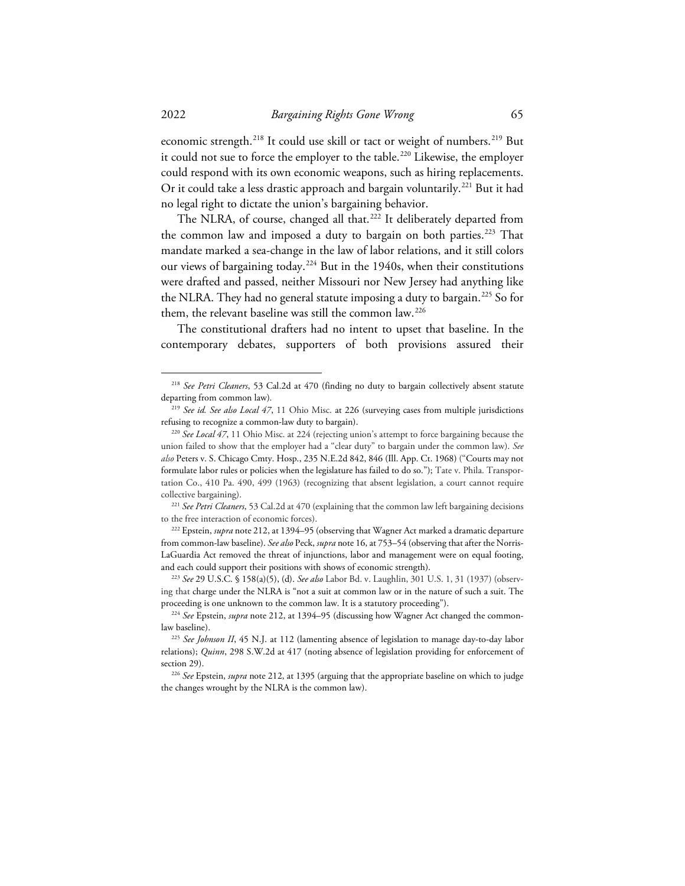economic strength.[218] It could use skill or tact or weight of numbers.[219] But it could not sue to force the employer to the table.[220] Likewise, the employer could respond with its own economic weapons, such as hiring replacements. Or it could take a less drastic approach and bargain voluntarily.[221] But it had no legal right to dictate the union's bargaining behavior.

The NLRA, of course, changed all that.[222] It deliberately departed from the common law and imposed a duty to bargain on both parties.[223] That mandate marked a sea-change in the law of labor relations, and it still colors our views of bargaining today.[224] But in the 1940s, when their constitutions were drafted and passed, neither Missouri nor New Jersey had anything like the NLRA. They had no general statute imposing a duty to bargain.[225] So for them, the relevant baseline was still the common law.[226]

The constitutional drafters had no intent to upset that baseline. In the contemporary debates, supporters of both provisions assured their

---

[218] *See Petri Cleaners*, 53 Cal.2d at 470 (finding no duty to bargain collectively absent statute departing from common law).

[219] *See id. See also Local 47*, 11 Ohio Misc. at 226 (surveying cases from multiple jurisdictions refusing to recognize a common-law duty to bargain).

[220] *See Local 47*, 11 Ohio Misc. at 224 (rejecting union's attempt to force bargaining because the union failed to show that the employer had a "clear duty" to bargain under the common law). *See also* Peters v. S. Chicago Cmty. Hosp., 235 N.E.2d 842, 846 (Ill. App. Ct. 1968) ("Courts may not formulate labor rules or policies when the legislature has failed to do so."); Tate v. Phila. Transportation Co., 410 Pa. 490, 499 (1963) (recognizing that absent legislation, a court cannot require collective bargaining).

[221] *See Petri Cleaners*, 53 Cal.2d at 470 (explaining that the common law left bargaining decisions to the free interaction of economic forces).

[222] Epstein, *supra* note 212, at 1394–95 (observing that Wagner Act marked a dramatic departure from common-law baseline). *See also* Peck, *supra* note 16, at 753–54 (observing that after the Norris-LaGuardia Act removed the threat of injunctions, labor and management were on equal footing, and each could support their positions with shows of economic strength).

[223] *See* 29 U.S.C. § 158(a)(5), (d). *See also* Labor Bd. v. Laughlin, 301 U.S. 1, 31 (1937) (observing that charge under the NLRA is "not a suit at common law or in the nature of such a suit. The proceeding is one unknown to the common law. It is a statutory proceeding").

[224] *See* Epstein, *supra* note 212, at 1394–95 (discussing how Wagner Act changed the common-law baseline).

[225] *See Johnson II*, 45 N.J. at 112 (lamenting absence of legislation to manage day-to-day labor relations); *Quinn*, 298 S.W.2d at 417 (noting absence of legislation providing for enforcement of section 29).

[226] *See* Epstein, *supra* note 212, at 1395 (arguing that the appropriate baseline on which to judge the changes wrought by the NLRA is the common law).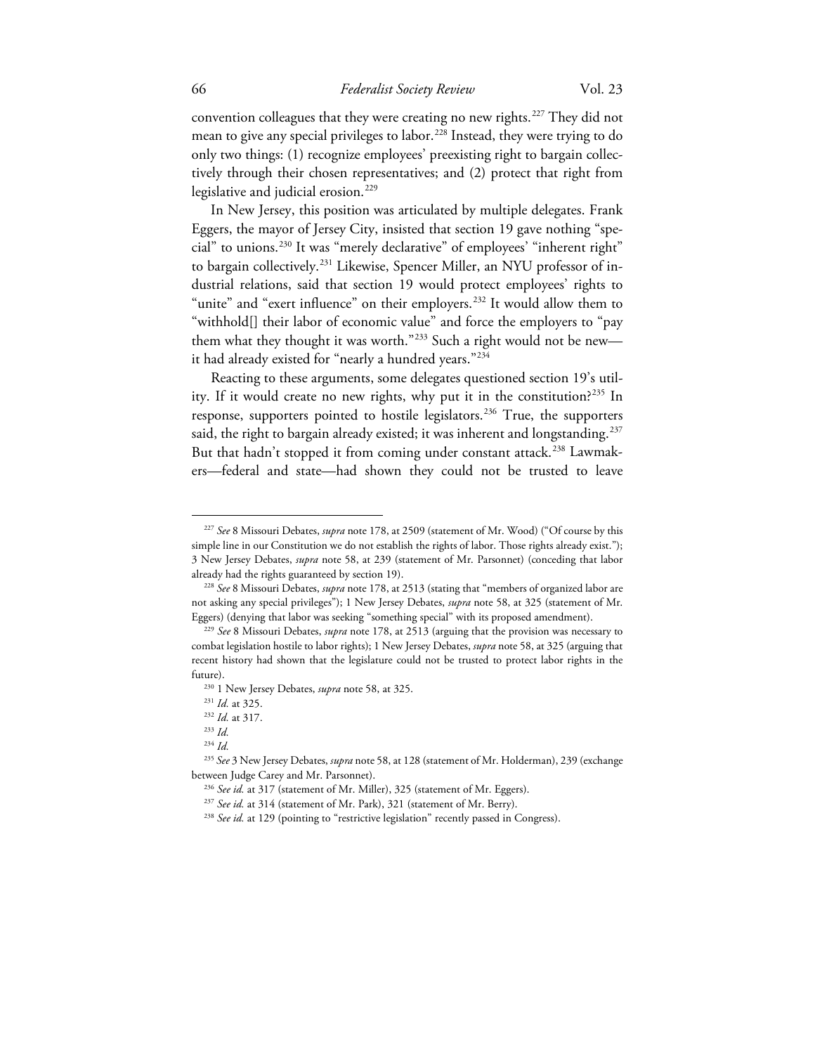convention colleagues that they were creating no new rights.[227] They did not mean to give any special privileges to labor.[228] Instead, they were trying to do only two things: (1) recognize employees' preexisting right to bargain collectively through their chosen representatives; and (2) protect that right from legislative and judicial erosion.[229]

In New Jersey, this position was articulated by multiple delegates. Frank Eggers, the mayor of Jersey City, insisted that section 19 gave nothing "special" to unions.[230] It was "merely declarative" of employees' "inherent right" to bargain collectively.[231] Likewise, Spencer Miller, an NYU professor of industrial relations, said that section 19 would protect employees' rights to "unite" and "exert influence" on their employers.[232] It would allow them to "withhold[] their labor of economic value" and force the employers to "pay them what they thought it was worth."[233] Such a right would not be new—it had already existed for "nearly a hundred years."[234]

Reacting to these arguments, some delegates questioned section 19's utility. If it would create no new rights, why put it in the constitution?[235] In response, supporters pointed to hostile legislators.[236] True, the supporters said, the right to bargain already existed; it was inherent and longstanding.[237] But that hadn't stopped it from coming under constant attack.[238] Lawmakers—federal and state—had shown they could not be trusted to leave

---

[227] *See* 8 Missouri Debates, *supra* note 178, at 2509 (statement of Mr. Wood) ("Of course by this simple line in our Constitution we do not establish the rights of labor. Those rights already exist."); 3 New Jersey Debates, *supra* note 58, at 239 (statement of Mr. Parsonnet) (conceding that labor already had the rights guaranteed by section 19).

[228] *See* 8 Missouri Debates, *supra* note 178, at 2513 (stating that "members of organized labor are not asking any special privileges"); 1 New Jersey Debates, *supra* note 58, at 325 (statement of Mr. Eggers) (denying that labor was seeking "something special" with its proposed amendment).

[229] *See* 8 Missouri Debates, *supra* note 178, at 2513 (arguing that the provision was necessary to combat legislation hostile to labor rights); 1 New Jersey Debates, *supra* note 58, at 325 (arguing that recent history had shown that the legislature could not be trusted to protect labor rights in the future).

[230] 1 New Jersey Debates, *supra* note 58, at 325.

[231] *Id.* at 325.

[232] *Id.* at 317.

[233] *Id.*

[234] *Id.*

[235] *See* 3 New Jersey Debates, *supra* note 58, at 128 (statement of Mr. Holderman), 239 (exchange between Judge Carey and Mr. Parsonnet).

[236] *See id.* at 317 (statement of Mr. Miller), 325 (statement of Mr. Eggers).

[237] *See id.* at 314 (statement of Mr. Park), 321 (statement of Mr. Berry).

[238] *See id.* at 129 (pointing to "restrictive legislation" recently passed in Congress).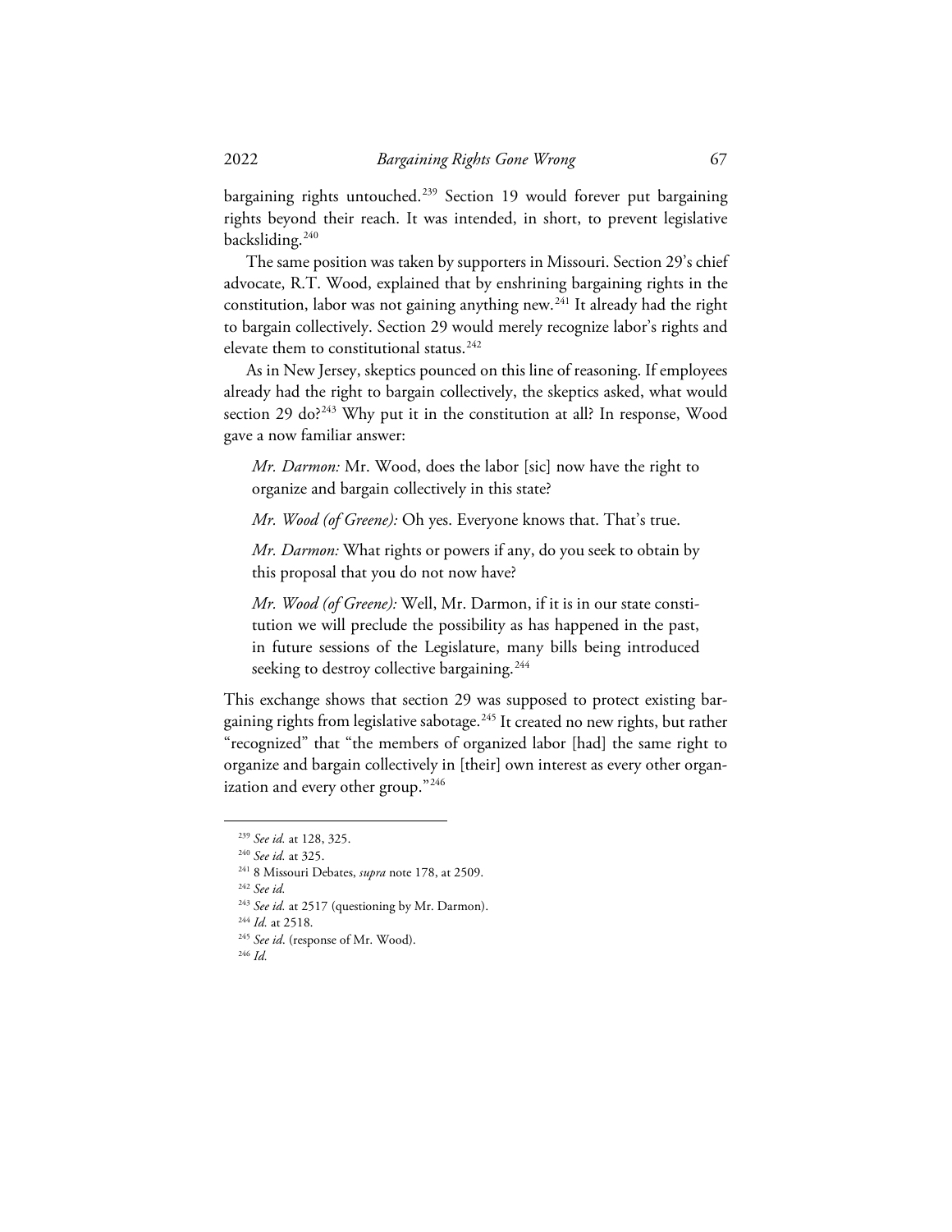bargaining rights untouched.[239] Section 19 would forever put bargaining rights beyond their reach. It was intended, in short, to prevent legislative backsliding.[240]

The same position was taken by supporters in Missouri. Section 29's chief advocate, R.T. Wood, explained that by enshrining bargaining rights in the constitution, labor was not gaining anything new.[241] It already had the right to bargain collectively. Section 29 would merely recognize labor's rights and elevate them to constitutional status.[242]

As in New Jersey, skeptics pounced on this line of reasoning. If employees already had the right to bargain collectively, the skeptics asked, what would section 29 do?[243] Why put it in the constitution at all? In response, Wood gave a now familiar answer:

> *Mr. Darmon:* Mr. Wood, does the labor [sic] now have the right to organize and bargain collectively in this state?
>
> *Mr. Wood (of Greene):* Oh yes. Everyone knows that. That's true.
>
> *Mr. Darmon:* What rights or powers if any, do you seek to obtain by this proposal that you do not now have?
>
> *Mr. Wood (of Greene):* Well, Mr. Darmon, if it is in our state constitution we will preclude the possibility as has happened in the past, in future sessions of the Legislature, many bills being introduced seeking to destroy collective bargaining.[244]

This exchange shows that section 29 was supposed to protect existing bargaining rights from legislative sabotage.[245] It created no new rights, but rather "recognized" that "the members of organized labor [had] the same right to organize and bargain collectively in [their] own interest as every other organization and every other group."[246]

---

[239] *See id.* at 128, 325.

[240] *See id.* at 325.

[241] 8 Missouri Debates, *supra* note 178, at 2509.

[242] *See id.*

[243] *See id.* at 2517 (questioning by Mr. Darmon).

[244] *Id.* at 2518.

[245] *See id*. (response of Mr. Wood).

[246] *Id.*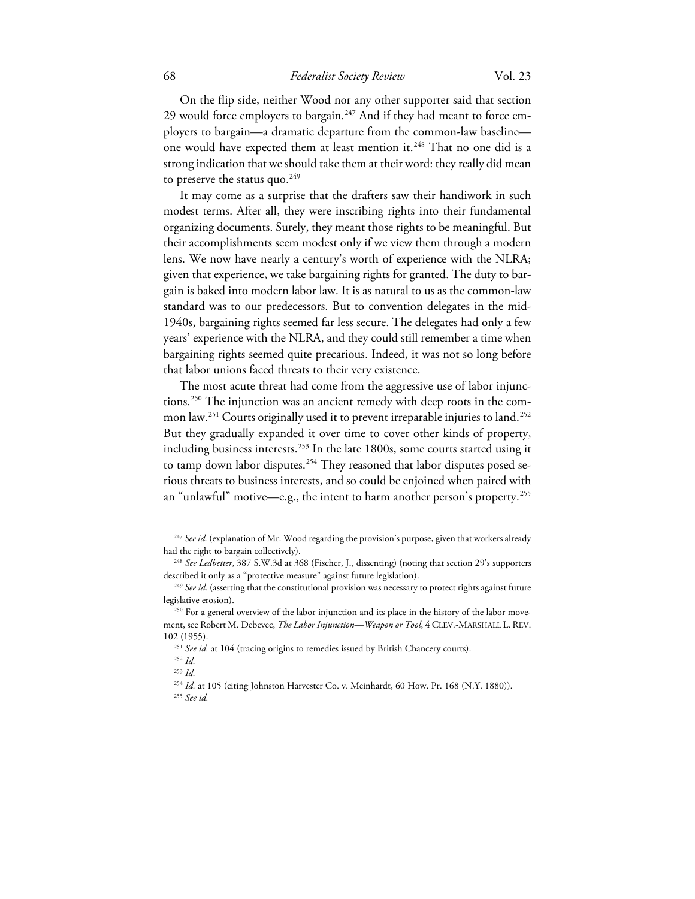On the flip side, neither Wood nor any other supporter said that section 29 would force employers to bargain.[247] And if they had meant to force employers to bargain—a dramatic departure from the common-law baseline—one would have expected them at least mention it.[248] That no one did is a strong indication that we should take them at their word: they really did mean to preserve the status quo.[249]

It may come as a surprise that the drafters saw their handiwork in such modest terms. After all, they were inscribing rights into their fundamental organizing documents. Surely, they meant those rights to be meaningful. But their accomplishments seem modest only if we view them through a modern lens. We now have nearly a century's worth of experience with the NLRA; given that experience, we take bargaining rights for granted. The duty to bargain is baked into modern labor law. It is as natural to us as the common-law standard was to our predecessors. But to convention delegates in the mid-1940s, bargaining rights seemed far less secure. The delegates had only a few years' experience with the NLRA, and they could still remember a time when bargaining rights seemed quite precarious. Indeed, it was not so long before that labor unions faced threats to their very existence.

The most acute threat had come from the aggressive use of labor injunctions.[250] The injunction was an ancient remedy with deep roots in the common law.[251] Courts originally used it to prevent irreparable injuries to land.[252] But they gradually expanded it over time to cover other kinds of property, including business interests.[253] In the late 1800s, some courts started using it to tamp down labor disputes.[254] They reasoned that labor disputes posed serious threats to business interests, and so could be enjoined when paired with an "unlawful" motive—e.g., the intent to harm another person's property.[255]

---

[247] *See id.* (explanation of Mr. Wood regarding the provision's purpose, given that workers already had the right to bargain collectively).

[248] *See Ledbetter*, 387 S.W.3d at 368 (Fischer, J., dissenting) (noting that section 29's supporters described it only as a "protective measure" against future legislation).

[249] *See id.* (asserting that the constitutional provision was necessary to protect rights against future legislative erosion).

[250] For a general overview of the labor injunction and its place in the history of the labor movement, see Robert M. Debevec, *The Labor Injunction—Weapon or Tool*, 4 CLEV.-MARSHALL L. REV. 102 (1955).

[251] *See id.* at 104 (tracing origins to remedies issued by British Chancery courts).

[252] *Id.*

[253] *Id.*

[254] *Id.* at 105 (citing Johnston Harvester Co. v. Meinhardt, 60 How. Pr. 168 (N.Y. 1880)).

[255] *See id.*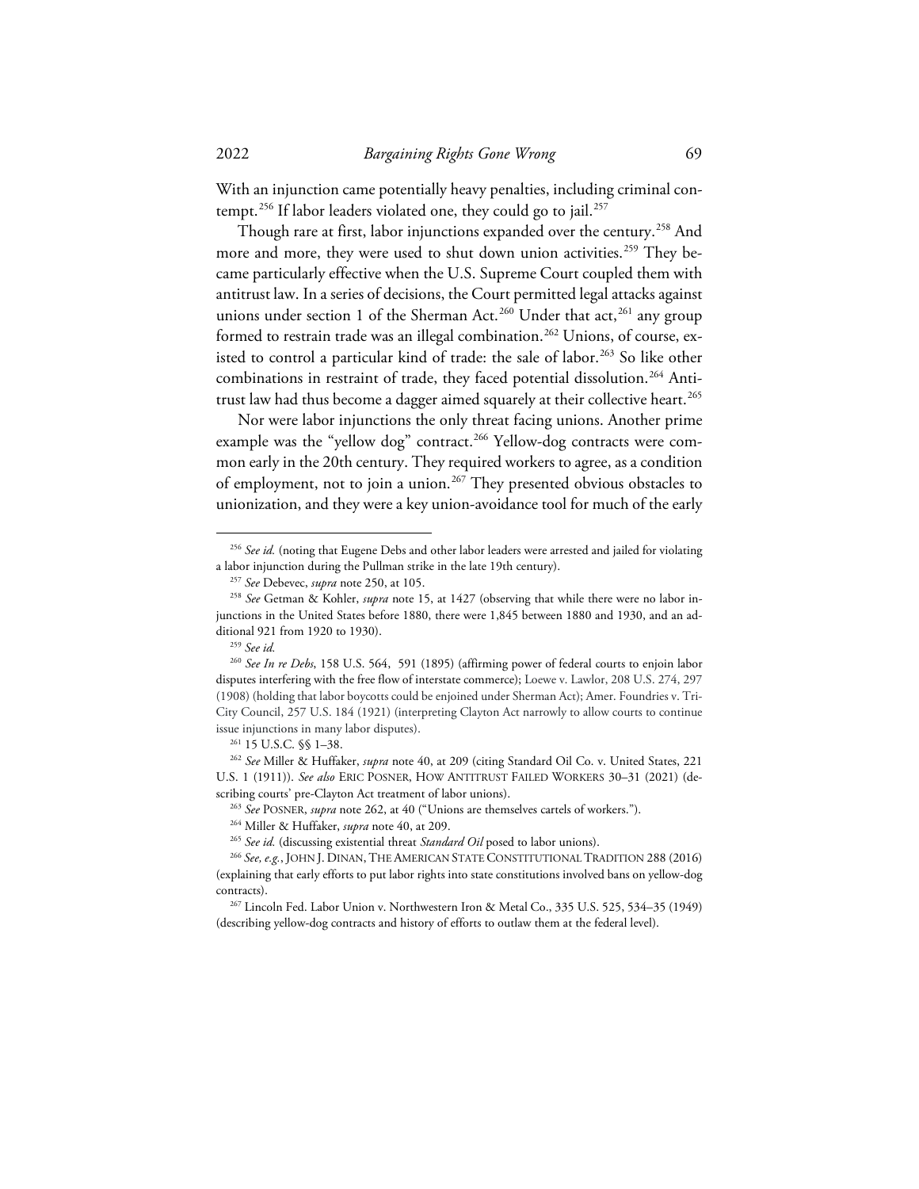With an injunction came potentially heavy penalties, including criminal contempt.[256] If labor leaders violated one, they could go to jail.[257]

Though rare at first, labor injunctions expanded over the century.[258] And more and more, they were used to shut down union activities.[259] They became particularly effective when the U.S. Supreme Court coupled them with antitrust law. In a series of decisions, the Court permitted legal attacks against unions under section 1 of the Sherman Act.[260] Under that act,[261] any group formed to restrain trade was an illegal combination.[262] Unions, of course, existed to control a particular kind of trade: the sale of labor.[263] So like other combinations in restraint of trade, they faced potential dissolution.[264] Antitrust law had thus become a dagger aimed squarely at their collective heart.[265]

Nor were labor injunctions the only threat facing unions. Another prime example was the "yellow dog" contract.[266] Yellow-dog contracts were common early in the 20th century. They required workers to agree, as a condition of employment, not to join a union.[267] They presented obvious obstacles to unionization, and they were a key union-avoidance tool for much of the early

---

[256] *See id.* (noting that Eugene Debs and other labor leaders were arrested and jailed for violating a labor injunction during the Pullman strike in the late 19th century).

[257] *See* Debevec, *supra* note 250, at 105.

[258] *See* Getman & Kohler, *supra* note 15, at 1427 (observing that while there were no labor injunctions in the United States before 1880, there were 1,845 between 1880 and 1930, and an additional 921 from 1920 to 1930).

[259] *See id.*

[260] *See In re Debs*, 158 U.S. 564, 591 (1895) (affirming power of federal courts to enjoin labor disputes interfering with the free flow of interstate commerce); Loewe v. Lawlor, 208 U.S. 274, 297 (1908) (holding that labor boycotts could be enjoined under Sherman Act); Amer. Foundries v. Tri-City Council, 257 U.S. 184 (1921) (interpreting Clayton Act narrowly to allow courts to continue issue injunctions in many labor disputes).

[261] 15 U.S.C. §§ 1–38.

[262] *See* Miller & Huffaker, *supra* note 40, at 209 (citing Standard Oil Co. v. United States, 221 U.S. 1 (1911)). *See also* ERIC POSNER, HOW ANTITRUST FAILED WORKERS 30–31 (2021) (describing courts' pre-Clayton Act treatment of labor unions).

[263] *See* POSNER, *supra* note 262, at 40 ("Unions are themselves cartels of workers.").

[264] Miller & Huffaker, *supra* note 40, at 209.

[265] *See id.* (discussing existential threat *Standard Oil* posed to labor unions).

[266] *See, e.g.*, JOHN J. DINAN, THE AMERICAN STATE CONSTITUTIONAL TRADITION 288 (2016) (explaining that early efforts to put labor rights into state constitutions involved bans on yellow-dog contracts).

[267] Lincoln Fed. Labor Union v. Northwestern Iron & Metal Co., 335 U.S. 525, 534–35 (1949) (describing yellow-dog contracts and history of efforts to outlaw them at the federal level).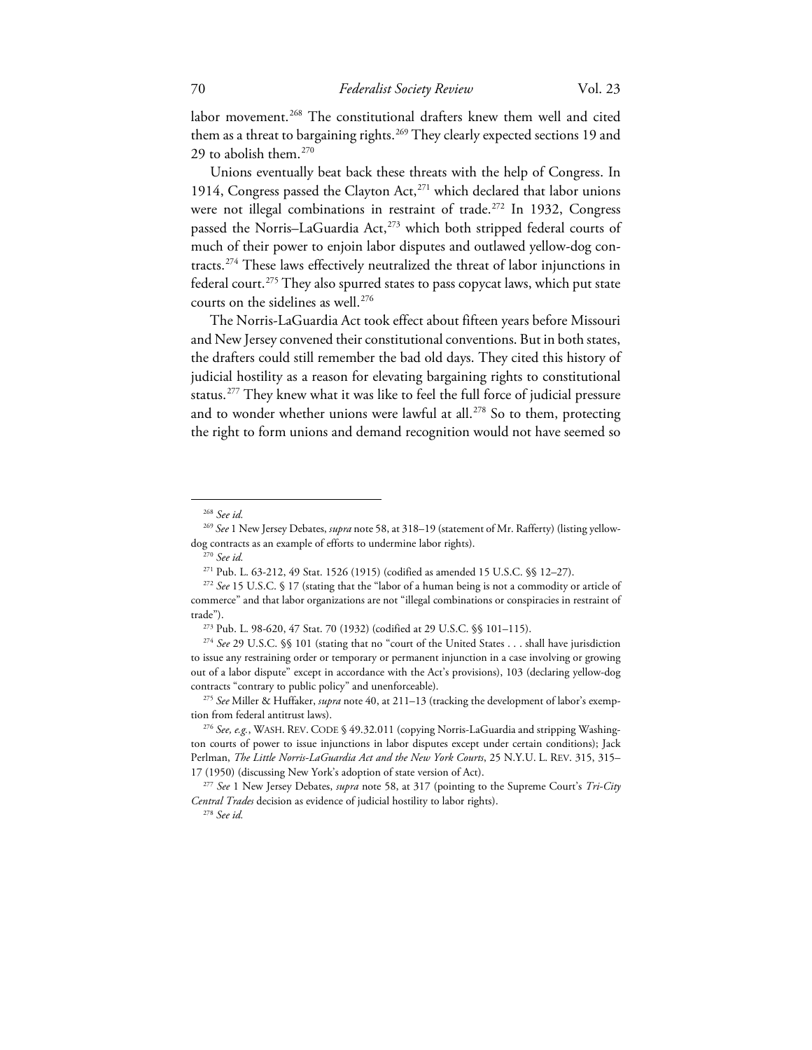labor movement.[268] The constitutional drafters knew them well and cited them as a threat to bargaining rights.[269] They clearly expected sections 19 and 29 to abolish them.[270]

Unions eventually beat back these threats with the help of Congress. In 1914, Congress passed the Clayton Act,[271] which declared that labor unions were not illegal combinations in restraint of trade.[272] In 1932, Congress passed the Norris–LaGuardia Act,[273] which both stripped federal courts of much of their power to enjoin labor disputes and outlawed yellow-dog contracts.[274] These laws effectively neutralized the threat of labor injunctions in federal court.[275] They also spurred states to pass copycat laws, which put state courts on the sidelines as well.[276]

The Norris-LaGuardia Act took effect about fifteen years before Missouri and New Jersey convened their constitutional conventions. But in both states, the drafters could still remember the bad old days. They cited this history of judicial hostility as a reason for elevating bargaining rights to constitutional status.[277] They knew what it was like to feel the full force of judicial pressure and to wonder whether unions were lawful at all.[278] So to them, protecting the right to form unions and demand recognition would not have seemed so

---

[268] *See id.*

[269] *See* 1 New Jersey Debates, *supra* note 58, at 318–19 (statement of Mr. Rafferty) (listing yellow-dog contracts as an example of efforts to undermine labor rights).

[270] *See id.*

[271] Pub. L. 63-212, 49 Stat. 1526 (1915) (codified as amended 15 U.S.C. §§ 12–27).

[272] *See* 15 U.S.C. § 17 (stating that the "labor of a human being is not a commodity or article of commerce" and that labor organizations are not "illegal combinations or conspiracies in restraint of trade").

[273] Pub. L. 98-620, 47 Stat. 70 (1932) (codified at 29 U.S.C. §§ 101–115).

[274] *See* 29 U.S.C. §§ 101 (stating that no "court of the United States . . . shall have jurisdiction to issue any restraining order or temporary or permanent injunction in a case involving or growing out of a labor dispute" except in accordance with the Act's provisions), 103 (declaring yellow-dog contracts "contrary to public policy" and unenforceable).

[275] *See* Miller & Huffaker, *supra* note 40, at 211–13 (tracking the development of labor's exemption from federal antitrust laws).

[276] *See, e.g.*, WASH. REV. CODE § 49.32.011 (copying Norris-LaGuardia and stripping Washington courts of power to issue injunctions in labor disputes except under certain conditions); Jack Perlman, *The Little Norris-LaGuardia Act and the New York Courts*, 25 N.Y.U. L. REV. 315, 315–17 (1950) (discussing New York's adoption of state version of Act).

[277] *See* 1 New Jersey Debates, *supra* note 58, at 317 (pointing to the Supreme Court's *Tri-City Central Trades* decision as evidence of judicial hostility to labor rights).

[278] *See id.*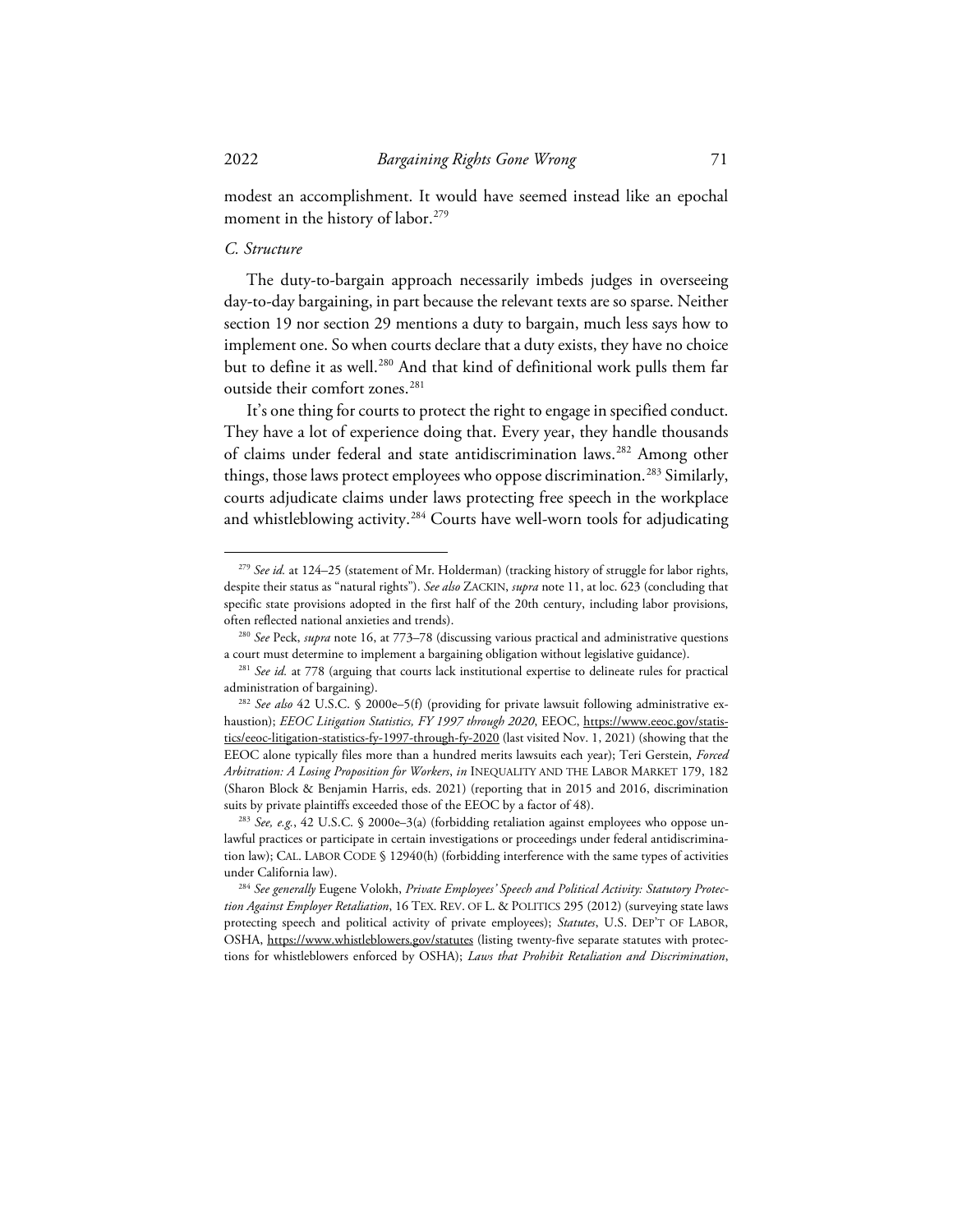modest an accomplishment. It would have seemed instead like an epochal moment in the history of labor.[279]

### *C. Structure*

The duty-to-bargain approach necessarily imbeds judges in overseeing day-to-day bargaining, in part because the relevant texts are so sparse. Neither section 19 nor section 29 mentions a duty to bargain, much less says how to implement one. So when courts declare that a duty exists, they have no choice but to define it as well.[280] And that kind of definitional work pulls them far outside their comfort zones.[281]

It's one thing for courts to protect the right to engage in specified conduct. They have a lot of experience doing that. Every year, they handle thousands of claims under federal and state antidiscrimination laws.[282] Among other things, those laws protect employees who oppose discrimination.[283] Similarly, courts adjudicate claims under laws protecting free speech in the workplace and whistleblowing activity.[284] Courts have well-worn tools for adjudicating

---

[279] *See id.* at 124–25 (statement of Mr. Holderman) (tracking history of struggle for labor rights, despite their status as "natural rights"). *See also* ZACKIN, *supra* note 11, at loc. 623 (concluding that specific state provisions adopted in the first half of the 20th century, including labor provisions, often reflected national anxieties and trends).

[280] *See* Peck, *supra* note 16, at 773–78 (discussing various practical and administrative questions a court must determine to implement a bargaining obligation without legislative guidance).

[281] *See id.* at 778 (arguing that courts lack institutional expertise to delineate rules for practical administration of bargaining).

[282] *See also* 42 U.S.C. § 2000e–5(f) (providing for private lawsuit following administrative exhaustion); *EEOC Litigation Statistics, FY 1997 through 2020*, EEOC, https://www.eeoc.gov/statistics/eeoc-litigation-statistics-fy-1997-through-fy-2020 (last visited Nov. 1, 2021) (showing that the EEOC alone typically files more than a hundred merits lawsuits each year); Teri Gerstein, *Forced Arbitration: A Losing Proposition for Workers*, *in* INEQUALITY AND THE LABOR MARKET 179, 182 (Sharon Block & Benjamin Harris, eds. 2021) (reporting that in 2015 and 2016, discrimination suits by private plaintiffs exceeded those of the EEOC by a factor of 48).

[283] *See, e.g.*, 42 U.S.C. § 2000e–3(a) (forbidding retaliation against employees who oppose unlawful practices or participate in certain investigations or proceedings under federal antidiscrimination law); CAL. LABOR CODE § 12940(h) (forbidding interference with the same types of activities under California law).

[284] *See generally* Eugene Volokh, *Private Employees' Speech and Political Activity: Statutory Protection Against Employer Retaliation*, 16 TEX. REV. OF L. & POLITICS 295 (2012) (surveying state laws protecting speech and political activity of private employees); *Statutes*, U.S. DEP'T OF LABOR, OSHA, https://www.whistleblowers.gov/statutes (listing twenty-five separate statutes with protections for whistleblowers enforced by OSHA); *Laws that Prohibit Retaliation and Discrimination*,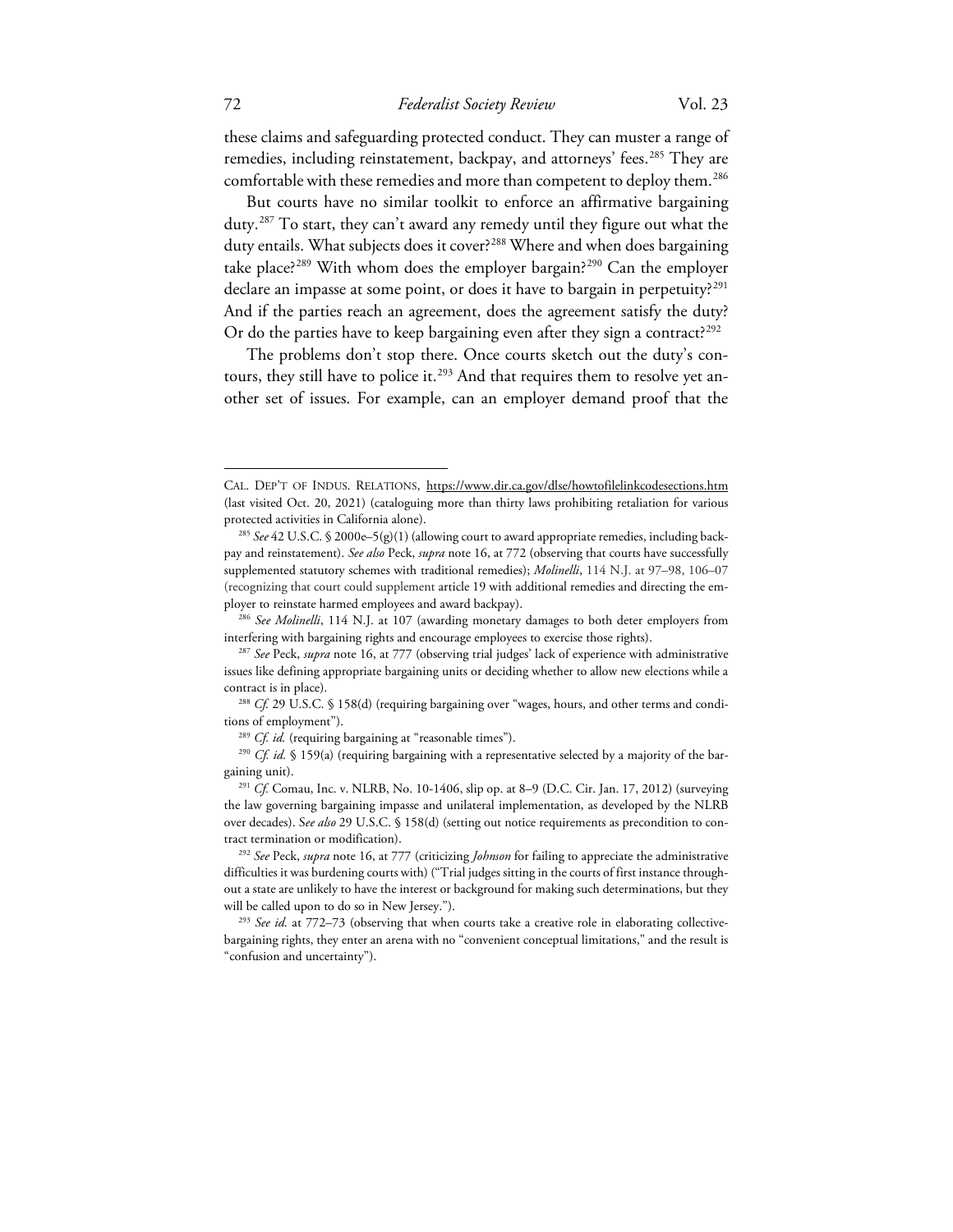these claims and safeguarding protected conduct. They can muster a range of remedies, including reinstatement, backpay, and attorneys' fees.[285] They are comfortable with these remedies and more than competent to deploy them.[286]

But courts have no similar toolkit to enforce an affirmative bargaining duty.[287] To start, they can't award any remedy until they figure out what the duty entails. What subjects does it cover?[288] Where and when does bargaining take place?[289] With whom does the employer bargain?[290] Can the employer declare an impasse at some point, or does it have to bargain in perpetuity?[291] And if the parties reach an agreement, does the agreement satisfy the duty? Or do the parties have to keep bargaining even after they sign a contract?[292]

The problems don't stop there. Once courts sketch out the duty's contours, they still have to police it.[293] And that requires them to resolve yet another set of issues. For example, can an employer demand proof that the

---

CAL. DEP'T OF INDUS. RELATIONS, https://www.dir.ca.gov/dlse/howtofilelinkcodesections.htm (last visited Oct. 20, 2021) (cataloguing more than thirty laws prohibiting retaliation for various protected activities in California alone).

[285] *See* 42 U.S.C. § 2000e–5(g)(1) (allowing court to award appropriate remedies, including backpay and reinstatement). *See also* Peck, *supra* note 16, at 772 (observing that courts have successfully supplemented statutory schemes with traditional remedies); *Molinelli*, 114 N.J. at 97–98, 106–07 (recognizing that court could supplement article 19 with additional remedies and directing the employer to reinstate harmed employees and award backpay).

[286] *See Molinelli*, 114 N.J. at 107 (awarding monetary damages to both deter employers from interfering with bargaining rights and encourage employees to exercise those rights).

[287] *See* Peck, *supra* note 16, at 777 (observing trial judges' lack of experience with administrative issues like defining appropriate bargaining units or deciding whether to allow new elections while a contract is in place).

[288] *Cf.* 29 U.S.C. § 158(d) (requiring bargaining over "wages, hours, and other terms and conditions of employment").

[289] *Cf. id.* (requiring bargaining at "reasonable times").

[290] *Cf. id.* § 159(a) (requiring bargaining with a representative selected by a majority of the bargaining unit).

[291] *Cf.* Comau, Inc. v. NLRB, No. 10-1406, slip op. at 8–9 (D.C. Cir. Jan. 17, 2012) (surveying the law governing bargaining impasse and unilateral implementation, as developed by the NLRB over decades). S*ee also* 29 U.S.C. § 158(d) (setting out notice requirements as precondition to contract termination or modification).

[292] *See* Peck, *supra* note 16, at 777 (criticizing *Johnson* for failing to appreciate the administrative difficulties it was burdening courts with) ("Trial judges sitting in the courts of first instance throughout a state are unlikely to have the interest or background for making such determinations, but they will be called upon to do so in New Jersey.").

[293] *See id.* at 772–73 (observing that when courts take a creative role in elaborating collective-bargaining rights, they enter an arena with no "convenient conceptual limitations," and the result is "confusion and uncertainty").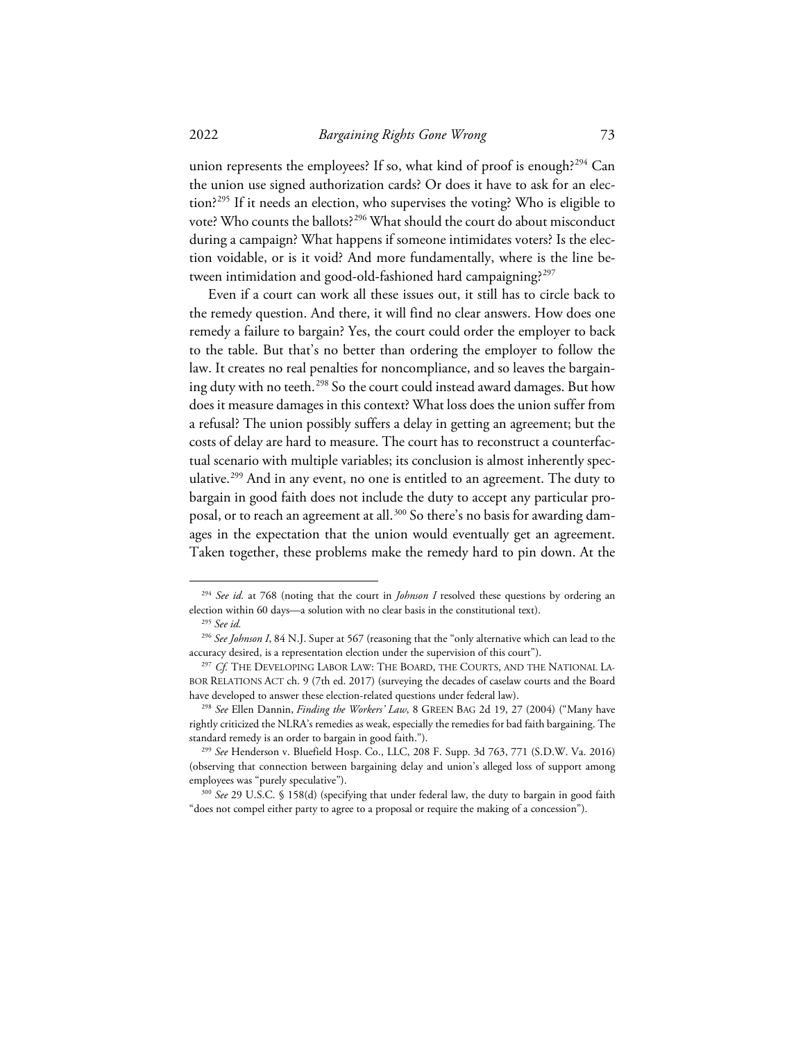union represents the employees? If so, what kind of proof is enough?[294] Can the union use signed authorization cards? Or does it have to ask for an election?[295] If it needs an election, who supervises the voting? Who is eligible to vote? Who counts the ballots?[296] What should the court do about misconduct during a campaign? What happens if someone intimidates voters? Is the election voidable, or is it void? And more fundamentally, where is the line between intimidation and good-old-fashioned hard campaigning?[297]

Even if a court can work all these issues out, it still has to circle back to the remedy question. And there, it will find no clear answers. How does one remedy a failure to bargain? Yes, the court could order the employer to back to the table. But that's no better than ordering the employer to follow the law. It creates no real penalties for noncompliance, and so leaves the bargaining duty with no teeth.[298] So the court could instead award damages. But how does it measure damages in this context? What loss does the union suffer from a refusal? The union possibly suffers a delay in getting an agreement; but the costs of delay are hard to measure. The court has to reconstruct a counterfactual scenario with multiple variables; its conclusion is almost inherently speculative.[299] And in any event, no one is entitled to an agreement. The duty to bargain in good faith does not include the duty to accept any particular proposal, or to reach an agreement at all.[300] So there's no basis for awarding damages in the expectation that the union would eventually get an agreement. Taken together, these problems make the remedy hard to pin down. At the

---

[294] *See id.* at 768 (noting that the court in *Johnson I* resolved these questions by ordering an election within 60 days—a solution with no clear basis in the constitutional text).

[295] *See id.*

[296] *See Johnson I*, 84 N.J. Super at 567 (reasoning that the "only alternative which can lead to the accuracy desired, is a representation election under the supervision of this court").

[297] *Cf.* THE DEVELOPING LABOR LAW: THE BOARD, THE COURTS, AND THE NATIONAL LABOR RELATIONS ACT ch. 9 (7th ed. 2017) (surveying the decades of caselaw courts and the Board have developed to answer these election-related questions under federal law).

[298] *See* Ellen Dannin, *Finding the Workers' Law*, 8 GREEN BAG 2d 19, 27 (2004) ("Many have rightly criticized the NLRA's remedies as weak, especially the remedies for bad faith bargaining. The standard remedy is an order to bargain in good faith.").

[299] *See* Henderson v. Bluefield Hosp. Co., LLC, 208 F. Supp. 3d 763, 771 (S.D.W. Va. 2016) (observing that connection between bargaining delay and union's alleged loss of support among employees was "purely speculative").

[300] *See* 29 U.S.C. § 158(d) (specifying that under federal law, the duty to bargain in good faith "does not compel either party to agree to a proposal or require the making of a concession").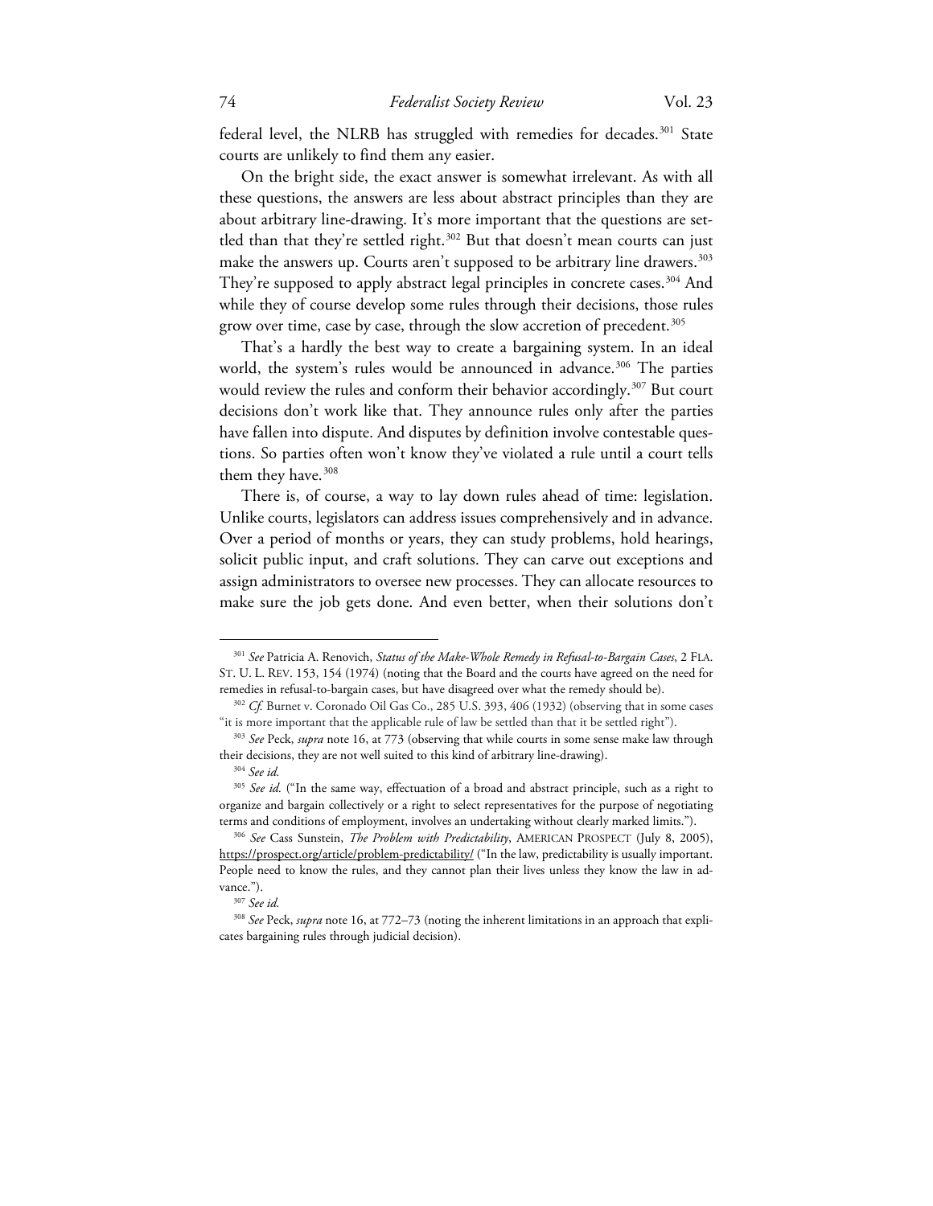federal level, the NLRB has struggled with remedies for decades.[301] State courts are unlikely to find them any easier.

On the bright side, the exact answer is somewhat irrelevant. As with all these questions, the answers are less about abstract principles than they are about arbitrary line-drawing. It's more important that the questions are settled than that they're settled right.[302] But that doesn't mean courts can just make the answers up. Courts aren't supposed to be arbitrary line drawers.[303] They're supposed to apply abstract legal principles in concrete cases.[304] And while they of course develop some rules through their decisions, those rules grow over time, case by case, through the slow accretion of precedent.[305]

That's a hardly the best way to create a bargaining system. In an ideal world, the system's rules would be announced in advance.[306] The parties would review the rules and conform their behavior accordingly.[307] But court decisions don't work like that. They announce rules only after the parties have fallen into dispute. And disputes by definition involve contestable questions. So parties often won't know they've violated a rule until a court tells them they have.[308]

There is, of course, a way to lay down rules ahead of time: legislation. Unlike courts, legislators can address issues comprehensively and in advance. Over a period of months or years, they can study problems, hold hearings, solicit public input, and craft solutions. They can carve out exceptions and assign administrators to oversee new processes. They can allocate resources to make sure the job gets done. And even better, when their solutions don't

---

[301] *See* Patricia A. Renovich, *Status of the Make-Whole Remedy in Refusal-to-Bargain Cases*, 2 FLA. ST. U. L. REV. 153, 154 (1974) (noting that the Board and the courts have agreed on the need for remedies in refusal-to-bargain cases, but have disagreed over what the remedy should be).

[302] *Cf.* Burnet v. Coronado Oil Gas Co., 285 U.S. 393, 406 (1932) (observing that in some cases "it is more important that the applicable rule of law be settled than that it be settled right").

[303] *See* Peck, *supra* note 16, at 773 (observing that while courts in some sense make law through their decisions, they are not well suited to this kind of arbitrary line-drawing).

[304] *See id.*

[305] *See id.* ("In the same way, effectuation of a broad and abstract principle, such as a right to organize and bargain collectively or a right to select representatives for the purpose of negotiating terms and conditions of employment, involves an undertaking without clearly marked limits.").

[306] *See* Cass Sunstein, *The Problem with Predictability*, AMERICAN PROSPECT (July 8, 2005), https://prospect.org/article/problem-predictability/ ("In the law, predictability is usually important. People need to know the rules, and they cannot plan their lives unless they know the law in advance.").

[307] *See id.*

[308] *See* Peck, *supra* note 16, at 772–73 (noting the inherent limitations in an approach that explicates bargaining rules through judicial decision).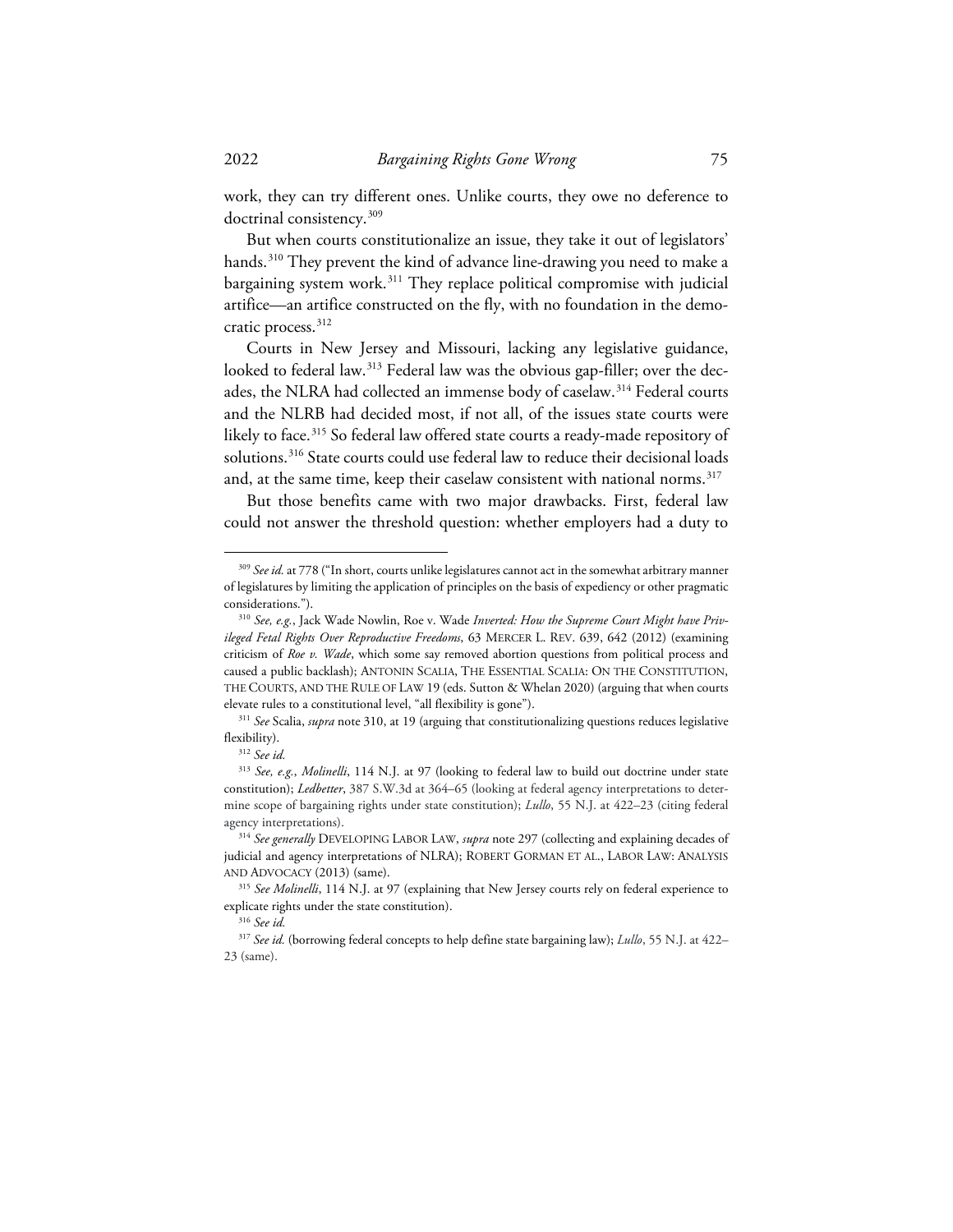work, they can try different ones. Unlike courts, they owe no deference to doctrinal consistency.[309]

But when courts constitutionalize an issue, they take it out of legislators' hands.[310] They prevent the kind of advance line-drawing you need to make a bargaining system work.[311] They replace political compromise with judicial artifice—an artifice constructed on the fly, with no foundation in the democratic process.[312]

Courts in New Jersey and Missouri, lacking any legislative guidance, looked to federal law.[313] Federal law was the obvious gap-filler; over the decades, the NLRA had collected an immense body of caselaw.[314] Federal courts and the NLRB had decided most, if not all, of the issues state courts were likely to face.[315] So federal law offered state courts a ready-made repository of solutions.[316] State courts could use federal law to reduce their decisional loads and, at the same time, keep their caselaw consistent with national norms.[317]

But those benefits came with two major drawbacks. First, federal law could not answer the threshold question: whether employers had a duty to

---

[309] *See id.* at 778 ("In short, courts unlike legislatures cannot act in the somewhat arbitrary manner of legislatures by limiting the application of principles on the basis of expediency or other pragmatic considerations.").

[310] *See, e.g.*, Jack Wade Nowlin, Roe v. Wade *Inverted: How the Supreme Court Might have Privileged Fetal Rights Over Reproductive Freedoms*, 63 MERCER L. REV. 639, 642 (2012) (examining criticism of *Roe v. Wade*, which some say removed abortion questions from political process and caused a public backlash); ANTONIN SCALIA, THE ESSENTIAL SCALIA: ON THE CONSTITUTION, THE COURTS, AND THE RULE OF LAW 19 (eds. Sutton & Whelan 2020) (arguing that when courts elevate rules to a constitutional level, "all flexibility is gone").

[311] *See* Scalia, *supra* note 310, at 19 (arguing that constitutionalizing questions reduces legislative flexibility).

[312] *See id.*

[313] *See, e.g.*, *Molinelli*, 114 N.J. at 97 (looking to federal law to build out doctrine under state constitution); *Ledbetter*, 387 S.W.3d at 364–65 (looking at federal agency interpretations to determine scope of bargaining rights under state constitution); *Lullo*, 55 N.J. at 422–23 (citing federal agency interpretations).

[314] *See generally* DEVELOPING LABOR LAW, *supra* note 297 (collecting and explaining decades of judicial and agency interpretations of NLRA); ROBERT GORMAN ET AL., LABOR LAW: ANALYSIS AND ADVOCACY (2013) (same).

[315] *See Molinelli*, 114 N.J. at 97 (explaining that New Jersey courts rely on federal experience to explicate rights under the state constitution).

[316] *See id.*

[317] *See id.* (borrowing federal concepts to help define state bargaining law); *Lullo*, 55 N.J. at 422–23 (same).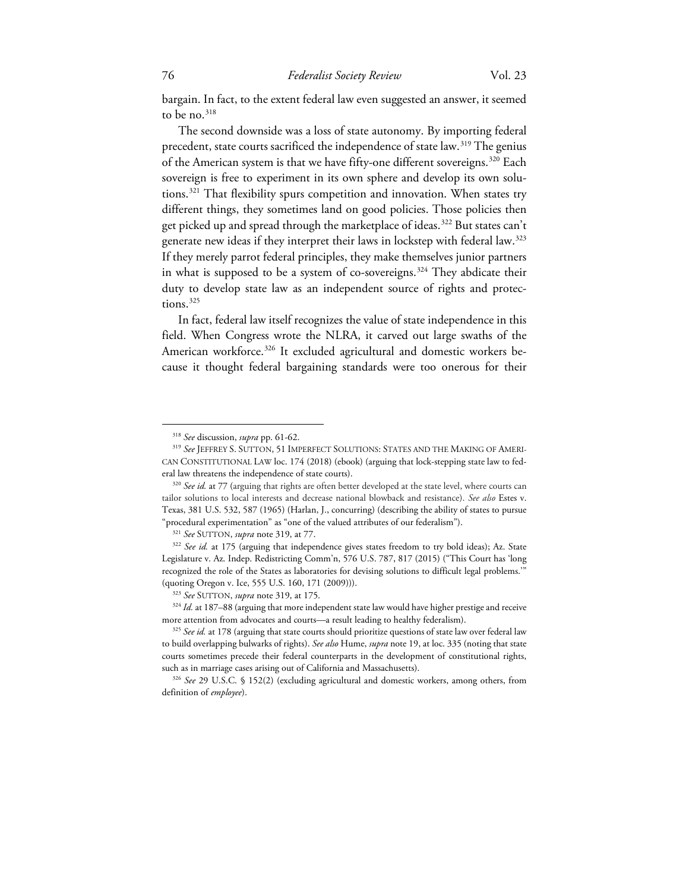bargain. In fact, to the extent federal law even suggested an answer, it seemed to be no.[318]

The second downside was a loss of state autonomy. By importing federal precedent, state courts sacrificed the independence of state law.[319] The genius of the American system is that we have fifty-one different sovereigns.[320] Each sovereign is free to experiment in its own sphere and develop its own solutions.[321] That flexibility spurs competition and innovation. When states try different things, they sometimes land on good policies. Those policies then get picked up and spread through the marketplace of ideas.[322] But states can't generate new ideas if they interpret their laws in lockstep with federal law.[323] If they merely parrot federal principles, they make themselves junior partners in what is supposed to be a system of co-sovereigns.[324] They abdicate their duty to develop state law as an independent source of rights and protections.[325]

In fact, federal law itself recognizes the value of state independence in this field. When Congress wrote the NLRA, it carved out large swaths of the American workforce.[326] It excluded agricultural and domestic workers because it thought federal bargaining standards were too onerous for their

---

[318] *See* discussion, *supra* pp. 61-62.

[319] *See* JEFFREY S. SUTTON, 51 IMPERFECT SOLUTIONS: STATES AND THE MAKING OF AMERICAN CONSTITUTIONAL LAW loc. 174 (2018) (ebook) (arguing that lock-stepping state law to federal law threatens the independence of state courts).

[320] *See id.* at 77 (arguing that rights are often better developed at the state level, where courts can tailor solutions to local interests and decrease national blowback and resistance). *See also* Estes v. Texas, 381 U.S. 532, 587 (1965) (Harlan, J., concurring) (describing the ability of states to pursue "procedural experimentation" as "one of the valued attributes of our federalism").

[321] *See* SUTTON, *supra* note 319, at 77.

[322] *See id.* at 175 (arguing that independence gives states freedom to try bold ideas); Az. State Legislature v. Az. Indep. Redistricting Comm'n, 576 U.S. 787, 817 (2015) ("This Court has 'long recognized the role of the States as laboratories for devising solutions to difficult legal problems.'" (quoting Oregon v. Ice, 555 U.S. 160, 171 (2009))).

[323] *See* SUTTON, *supra* note 319, at 175.

[324] *Id.* at 187–88 (arguing that more independent state law would have higher prestige and receive more attention from advocates and courts—a result leading to healthy federalism).

[325] *See id.* at 178 (arguing that state courts should prioritize questions of state law over federal law to build overlapping bulwarks of rights). *See also* Hume, *supra* note 19, at loc. 335 (noting that state courts sometimes precede their federal counterparts in the development of constitutional rights, such as in marriage cases arising out of California and Massachusetts).

[326] *See* 29 U.S.C. § 152(2) (excluding agricultural and domestic workers, among others, from definition of *employee*).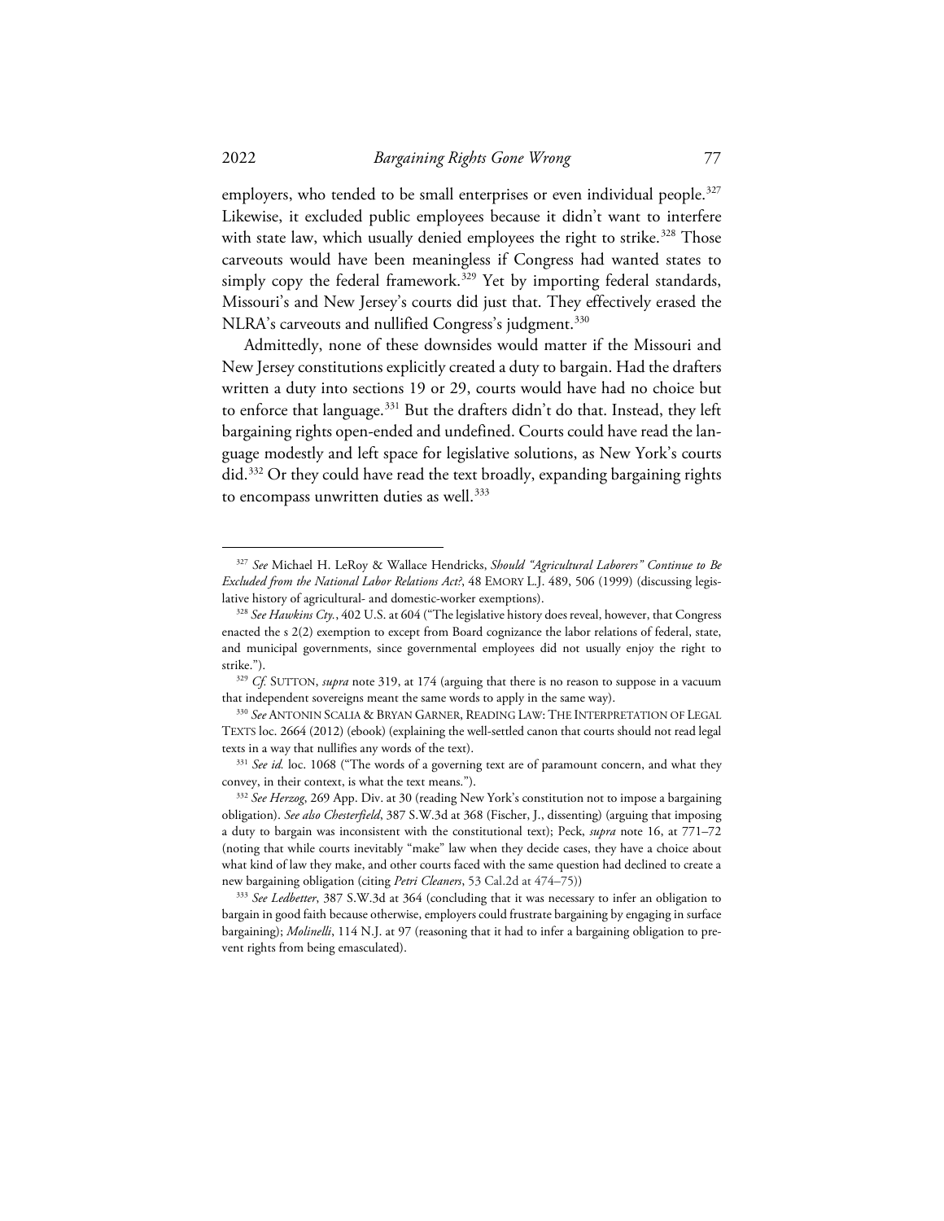employers, who tended to be small enterprises or even individual people.[327] Likewise, it excluded public employees because it didn't want to interfere with state law, which usually denied employees the right to strike.[328] Those carveouts would have been meaningless if Congress had wanted states to simply copy the federal framework.[329] Yet by importing federal standards, Missouri's and New Jersey's courts did just that. They effectively erased the NLRA's carveouts and nullified Congress's judgment.[330]

Admittedly, none of these downsides would matter if the Missouri and New Jersey constitutions explicitly created a duty to bargain. Had the drafters written a duty into sections 19 or 29, courts would have had no choice but to enforce that language.[331] But the drafters didn't do that. Instead, they left bargaining rights open-ended and undefined. Courts could have read the language modestly and left space for legislative solutions, as New York's courts did.[332] Or they could have read the text broadly, expanding bargaining rights to encompass unwritten duties as well.[333]

---

[327] *See* Michael H. LeRoy & Wallace Hendricks, *Should "Agricultural Laborers" Continue to Be Excluded from the National Labor Relations Act?*, 48 EMORY L.J. 489, 506 (1999) (discussing legislative history of agricultural- and domestic-worker exemptions).

[328] *See Hawkins Cty.*, 402 U.S. at 604 ("The legislative history does reveal, however, that Congress enacted the s 2(2) exemption to except from Board cognizance the labor relations of federal, state, and municipal governments, since governmental employees did not usually enjoy the right to strike.").

[329] *Cf.* SUTTON, *supra* note 319, at 174 (arguing that there is no reason to suppose in a vacuum that independent sovereigns meant the same words to apply in the same way).

[330] *See* ANTONIN SCALIA & BRYAN GARNER, READING LAW: THE INTERPRETATION OF LEGAL TEXTS loc. 2664 (2012) (ebook) (explaining the well-settled canon that courts should not read legal texts in a way that nullifies any words of the text).

[331] *See id.* loc. 1068 ("The words of a governing text are of paramount concern, and what they convey, in their context, is what the text means.").

[332] *See Herzog*, 269 App. Div. at 30 (reading New York's constitution not to impose a bargaining obligation). *See also Chesterfield*, 387 S.W.3d at 368 (Fischer, J., dissenting) (arguing that imposing a duty to bargain was inconsistent with the constitutional text); Peck, *supra* note 16, at 771–72 (noting that while courts inevitably "make" law when they decide cases, they have a choice about what kind of law they make, and other courts faced with the same question had declined to create a new bargaining obligation (citing *Petri Cleaners*, 53 Cal.2d at 474–75))

[333] *See Ledbetter*, 387 S.W.3d at 364 (concluding that it was necessary to infer an obligation to bargain in good faith because otherwise, employers could frustrate bargaining by engaging in surface bargaining); *Molinelli*, 114 N.J. at 97 (reasoning that it had to infer a bargaining obligation to prevent rights from being emasculated).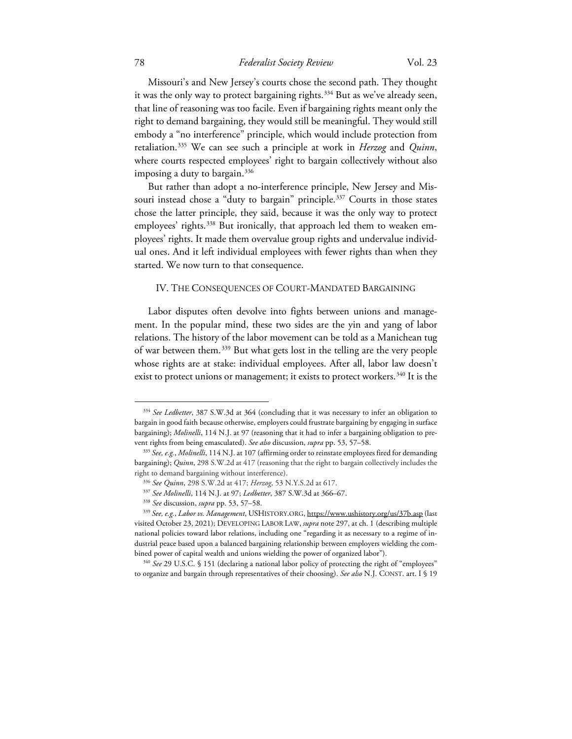Missouri's and New Jersey's courts chose the second path. They thought it was the only way to protect bargaining rights.[334] But as we've already seen, that line of reasoning was too facile. Even if bargaining rights meant only the right to demand bargaining, they would still be meaningful. They would still embody a "no interference" principle, which would include protection from retaliation.[335] We can see such a principle at work in *Herzog* and *Quinn*, where courts respected employees' right to bargain collectively without also imposing a duty to bargain.[336]

But rather than adopt a no-interference principle, New Jersey and Missouri instead chose a "duty to bargain" principle.[337] Courts in those states chose the latter principle, they said, because it was the only way to protect employees' rights.[338] But ironically, that approach led them to weaken employees' rights. It made them overvalue group rights and undervalue individual ones. And it left individual employees with fewer rights than when they started. We now turn to that consequence.

## IV. The Consequences of Court-Mandated Bargaining

Labor disputes often devolve into fights between unions and management. In the popular mind, these two sides are the yin and yang of labor relations. The history of the labor movement can be told as a Manichean tug of war between them.[339] But what gets lost in the telling are the very people whose rights are at stake: individual employees. After all, labor law doesn't exist to protect unions or management; it exists to protect workers.[340] It is the

---

[334] *See Ledbetter*, 387 S.W.3d at 364 (concluding that it was necessary to infer an obligation to bargain in good faith because otherwise, employers could frustrate bargaining by engaging in surface bargaining); *Molinelli*, 114 N.J. at 97 (reasoning that it had to infer a bargaining obligation to prevent rights from being emasculated). *See also* discussion, *supra* pp. 53, 57–58.

[335] *See, e.g.*, *Molinelli*, 114 N.J. at 107 (affirming order to reinstate employees fired for demanding bargaining); *Quinn*, 298 S.W.2d at 417 (reasoning that the right to bargain collectively includes the right to demand bargaining without interference).

[336] *See Quinn*, 298 S.W.2d at 417; *Herzog*, 53 N.Y.S.2d at 617.

[337] *See Molinelli*, 114 N.J. at 97; *Ledbetter*, 387 S.W.3d at 366–67.

[338] *See* discussion, *supra* pp. 53, 57–58.

[339] *See, e.g.*, *Labor vs. Management*, USHISTORY.ORG, https://www.ushistory.org/us/37b.asp (last visited October 23, 2021); DEVELOPING LABOR LAW, *supra* note 297, at ch. 1 (describing multiple national policies toward labor relations, including one "regarding it as necessary to a regime of industrial peace based upon a balanced bargaining relationship between employers wielding the combined power of capital wealth and unions wielding the power of organized labor").

[340] *See* 29 U.S.C. § 151 (declaring a national labor policy of protecting the right of "employees" to organize and bargain through representatives of their choosing). *See also* N.J. CONST. art. I § 19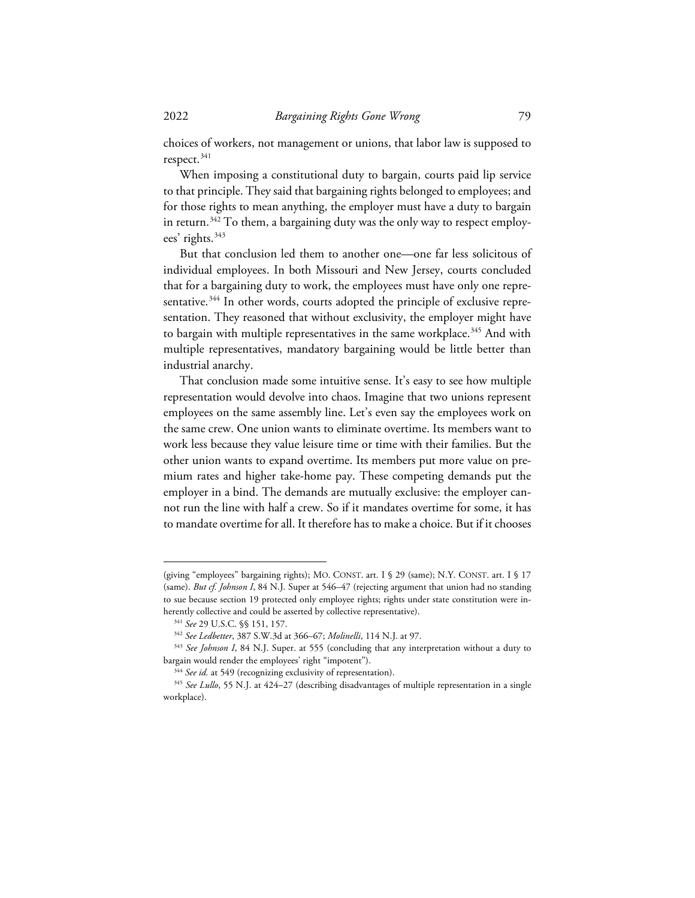choices of workers, not management or unions, that labor law is supposed to respect.[341]

When imposing a constitutional duty to bargain, courts paid lip service to that principle. They said that bargaining rights belonged to employees; and for those rights to mean anything, the employer must have a duty to bargain in return.[342] To them, a bargaining duty was the only way to respect employees' rights.[343]

But that conclusion led them to another one—one far less solicitous of individual employees. In both Missouri and New Jersey, courts concluded that for a bargaining duty to work, the employees must have only one representative.[344] In other words, courts adopted the principle of exclusive representation. They reasoned that without exclusivity, the employer might have to bargain with multiple representatives in the same workplace.[345] And with multiple representatives, mandatory bargaining would be little better than industrial anarchy.

That conclusion made some intuitive sense. It's easy to see how multiple representation would devolve into chaos. Imagine that two unions represent employees on the same assembly line. Let's even say the employees work on the same crew. One union wants to eliminate overtime. Its members want to work less because they value leisure time or time with their families. But the other union wants to expand overtime. Its members put more value on premium rates and higher take-home pay. These competing demands put the employer in a bind. The demands are mutually exclusive: the employer cannot run the line with half a crew. So if it mandates overtime for some, it has to mandate overtime for all. It therefore has to make a choice. But if it chooses

---

(giving "employees" bargaining rights); MO. CONST. art. I § 29 (same); N.Y. CONST. art. I § 17 (same). *But cf. Johnson I*, 84 N.J. Super at 546–47 (rejecting argument that union had no standing to sue because section 19 protected only employee rights; rights under state constitution were inherently collective and could be asserted by collective representative).

[341] *See* 29 U.S.C. §§ 151, 157.

[342] *See Ledbetter*, 387 S.W.3d at 366–67; *Molinelli*, 114 N.J. at 97.

[343] *See Johnson I*, 84 N.J. Super. at 555 (concluding that any interpretation without a duty to bargain would render the employees' right "impotent").

[344] *See id.* at 549 (recognizing exclusivity of representation).

[345] *See Lullo*, 55 N.J. at 424–27 (describing disadvantages of multiple representation in a single workplace).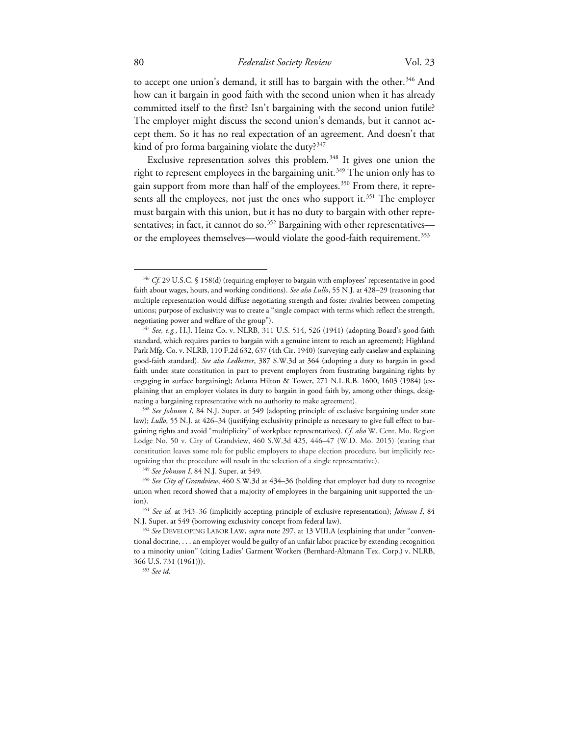to accept one union's demand, it still has to bargain with the other.[346] And how can it bargain in good faith with the second union when it has already committed itself to the first? Isn't bargaining with the second union futile? The employer might discuss the second union's demands, but it cannot accept them. So it has no real expectation of an agreement. And doesn't that kind of pro forma bargaining violate the duty?[347]

Exclusive representation solves this problem.[348] It gives one union the right to represent employees in the bargaining unit.[349] The union only has to gain support from more than half of the employees.[350] From there, it represents all the employees, not just the ones who support it.[351] The employer must bargain with this union, but it has no duty to bargain with other representatives; in fact, it cannot do so.[352] Bargaining with other representatives—or the employees themselves—would violate the good-faith requirement.[353]

---

[346] *Cf.* 29 U.S.C. § 158(d) (requiring employer to bargain with employees' representative in good faith about wages, hours, and working conditions). *See also Lullo*, 55 N.J. at 428–29 (reasoning that multiple representation would diffuse negotiating strength and foster rivalries between competing unions; purpose of exclusivity was to create a "single compact with terms which reflect the strength, negotiating power and welfare of the group").

[347] *See, e.g.*, H.J. Heinz Co. v. NLRB, 311 U.S. 514, 526 (1941) (adopting Board's good-faith standard, which requires parties to bargain with a genuine intent to reach an agreement); Highland Park Mfg. Co. v. NLRB, 110 F.2d 632, 637 (4th Cir. 1940) (surveying early caselaw and explaining good-faith standard). *See also Ledbetter*, 387 S.W.3d at 364 (adopting a duty to bargain in good faith under state constitution in part to prevent employers from frustrating bargaining rights by engaging in surface bargaining); Atlanta Hilton & Tower, 271 N.L.R.B. 1600, 1603 (1984) (explaining that an employer violates its duty to bargain in good faith by, among other things, designating a bargaining representative with no authority to make agreement).

[348] *See Johnson I*, 84 N.J. Super. at 549 (adopting principle of exclusive bargaining under state law); *Lullo*, 55 N.J. at 426–34 (justifying exclusivity principle as necessary to give full effect to bargaining rights and avoid "multiplicity" of workplace representatives). *Cf. also* W. Cent. Mo. Region Lodge No. 50 v. City of Grandview, 460 S.W.3d 425, 446–47 (W.D. Mo. 2015) (stating that constitution leaves some role for public employers to shape election procedure, but implicitly recognizing that the procedure will result in the selection of a single representative).

[349] *See Johnson I*, 84 N.J. Super. at 549.

[350] *See City of Grandview*, 460 S.W.3d at 434–36 (holding that employer had duty to recognize union when record showed that a majority of employees in the bargaining unit supported the union).

[351] *See id.* at 343–36 (implicitly accepting principle of exclusive representation); *Johnson I*, 84 N.J. Super. at 549 (borrowing exclusivity concept from federal law).

[352] *See* DEVELOPING LABOR LAW, *supra* note 297, at 13 VIII.A (explaining that under "conventional doctrine, . . . an employer would be guilty of an unfair labor practice by extending recognition to a minority union" (citing Ladies' Garment Workers (Bernhard-Altmann Tex. Corp.) v. NLRB, 366 U.S. 731 (1961))).

[353] *See id.*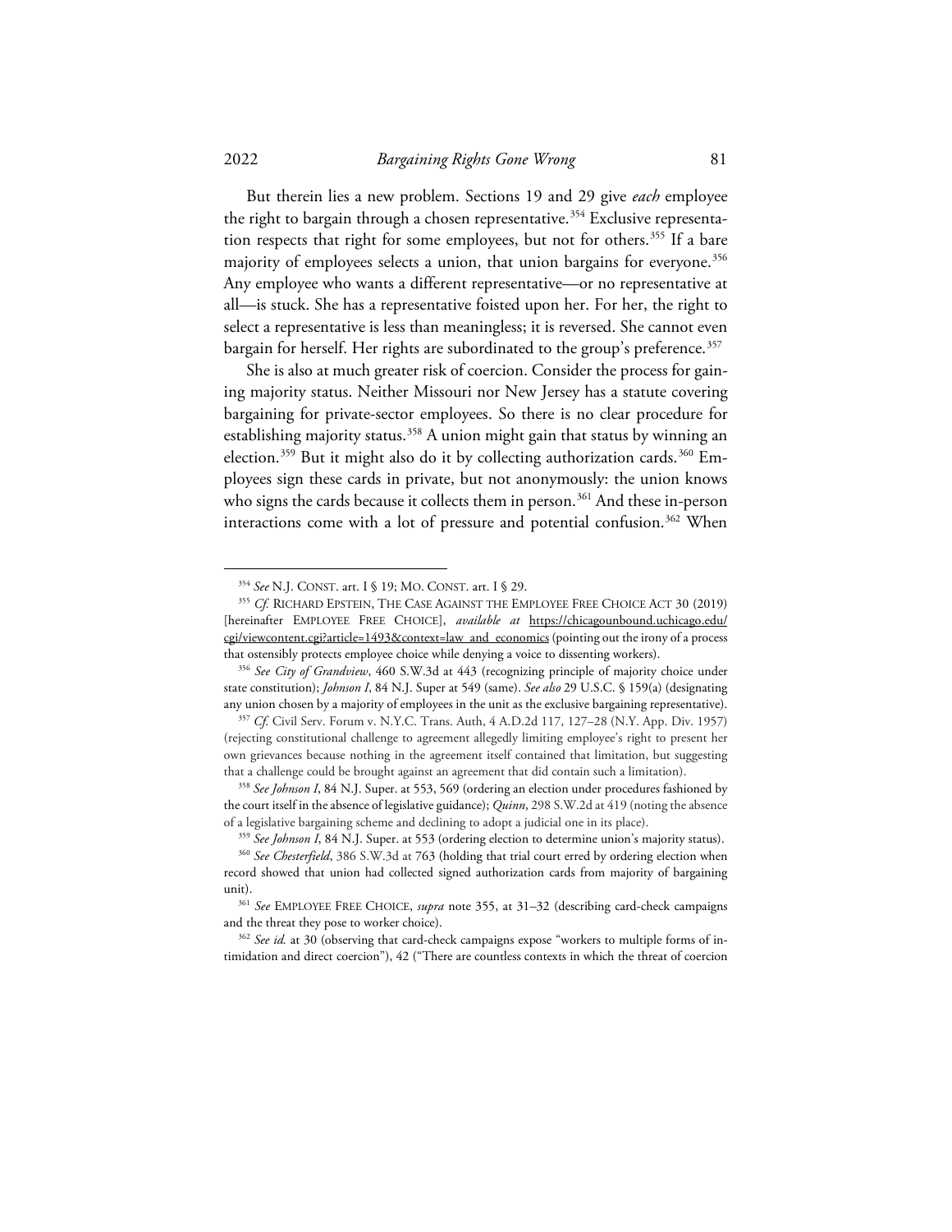But therein lies a new problem. Sections 19 and 29 give *each* employee the right to bargain through a chosen representative.[354] Exclusive representation respects that right for some employees, but not for others.[355] If a bare majority of employees selects a union, that union bargains for everyone.[356] Any employee who wants a different representative—or no representative at all—is stuck. She has a representative foisted upon her. For her, the right to select a representative is less than meaningless; it is reversed. She cannot even bargain for herself. Her rights are subordinated to the group's preference.[357]

She is also at much greater risk of coercion. Consider the process for gaining majority status. Neither Missouri nor New Jersey has a statute covering bargaining for private-sector employees. So there is no clear procedure for establishing majority status.[358] A union might gain that status by winning an election.[359] But it might also do it by collecting authorization cards.[360] Employees sign these cards in private, but not anonymously: the union knows who signs the cards because it collects them in person.[361] And these in-person interactions come with a lot of pressure and potential confusion.[362] When

---

[354] *See* N.J. CONST. art. I § 19; MO. CONST. art. I § 29.

[355] *Cf.* RICHARD EPSTEIN, THE CASE AGAINST THE EMPLOYEE FREE CHOICE ACT 30 (2019) [hereinafter EMPLOYEE FREE CHOICE], *available at* https://chicagounbound.uchicago.edu/cgi/viewcontent.cgi?article=1493&context=law_and_economics (pointing out the irony of a process that ostensibly protects employee choice while denying a voice to dissenting workers).

[356] *See City of Grandview*, 460 S.W.3d at 443 (recognizing principle of majority choice under state constitution); *Johnson I*, 84 N.J. Super at 549 (same). *See also* 29 U.S.C. § 159(a) (designating any union chosen by a majority of employees in the unit as the exclusive bargaining representative).

[357] *Cf.* Civil Serv. Forum v. N.Y.C. Trans. Auth, 4 A.D.2d 117, 127–28 (N.Y. App. Div. 1957) (rejecting constitutional challenge to agreement allegedly limiting employee's right to present her own grievances because nothing in the agreement itself contained that limitation, but suggesting that a challenge could be brought against an agreement that did contain such a limitation).

[358] *See Johnson I*, 84 N.J. Super. at 553, 569 (ordering an election under procedures fashioned by the court itself in the absence of legislative guidance); *Quinn*, 298 S.W.2d at 419 (noting the absence of a legislative bargaining scheme and declining to adopt a judicial one in its place).

[359] *See Johnson I*, 84 N.J. Super. at 553 (ordering election to determine union's majority status).

[360] *See Chesterfield*, 386 S.W.3d at 763 (holding that trial court erred by ordering election when record showed that union had collected signed authorization cards from majority of bargaining unit).

[361] *See* EMPLOYEE FREE CHOICE, *supra* note 355, at 31–32 (describing card-check campaigns and the threat they pose to worker choice).

[362] *See id.* at 30 (observing that card-check campaigns expose "workers to multiple forms of intimidation and direct coercion"), 42 ("There are countless contexts in which the threat of coercion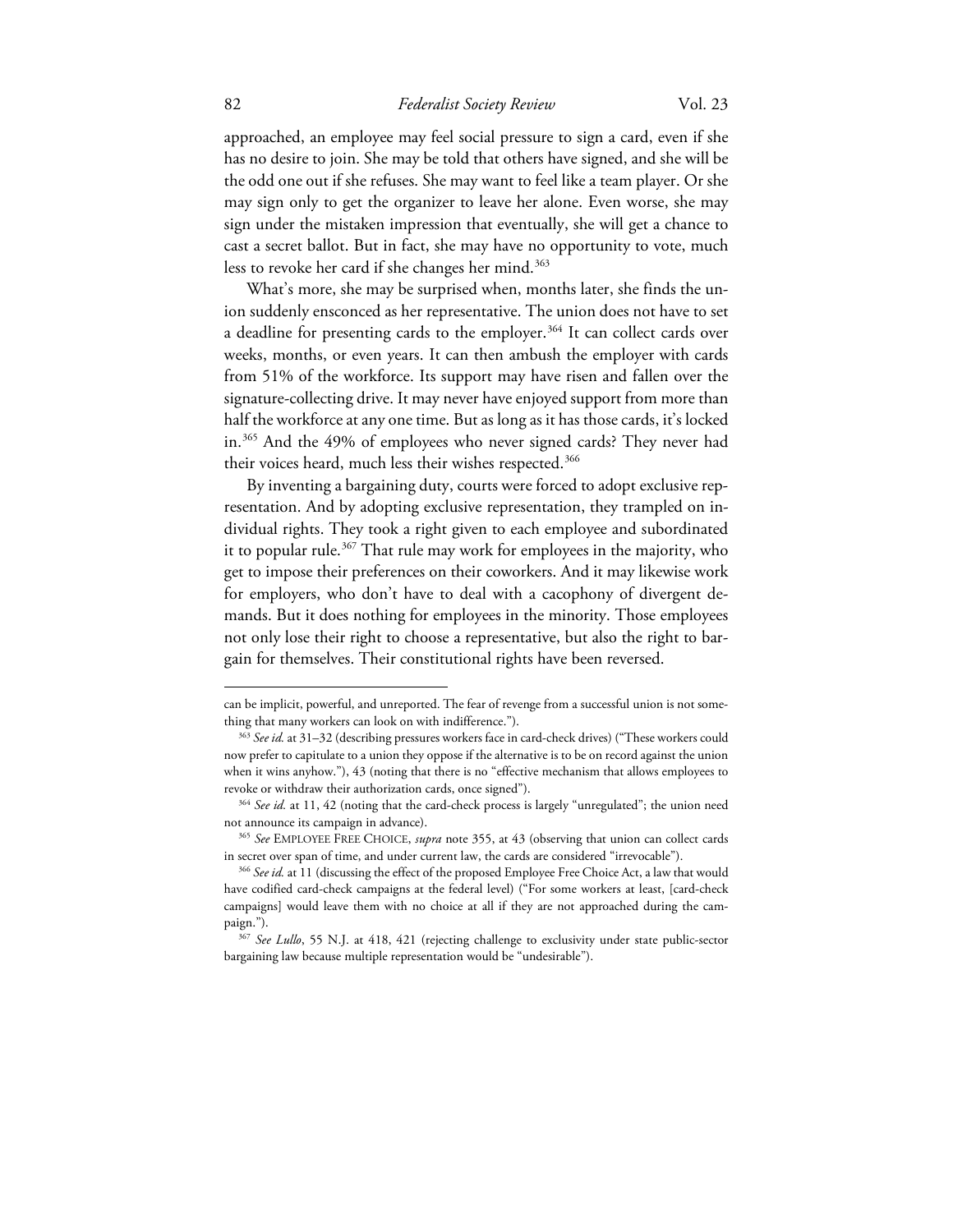approached, an employee may feel social pressure to sign a card, even if she has no desire to join. She may be told that others have signed, and she will be the odd one out if she refuses. She may want to feel like a team player. Or she may sign only to get the organizer to leave her alone. Even worse, she may sign under the mistaken impression that eventually, she will get a chance to cast a secret ballot. But in fact, she may have no opportunity to vote, much less to revoke her card if she changes her mind.[363]

What's more, she may be surprised when, months later, she finds the union suddenly ensconced as her representative. The union does not have to set a deadline for presenting cards to the employer.[364] It can collect cards over weeks, months, or even years. It can then ambush the employer with cards from 51% of the workforce. Its support may have risen and fallen over the signature-collecting drive. It may never have enjoyed support from more than half the workforce at any one time. But as long as it has those cards, it's locked in.[365] And the 49% of employees who never signed cards? They never had their voices heard, much less their wishes respected.[366]

By inventing a bargaining duty, courts were forced to adopt exclusive representation. And by adopting exclusive representation, they trampled on individual rights. They took a right given to each employee and subordinated it to popular rule.[367] That rule may work for employees in the majority, who get to impose their preferences on their coworkers. And it may likewise work for employers, who don't have to deal with a cacophony of divergent demands. But it does nothing for employees in the minority. Those employees not only lose their right to choose a representative, but also the right to bargain for themselves. Their constitutional rights have been reversed.

---

can be implicit, powerful, and unreported. The fear of revenge from a successful union is not something that many workers can look on with indifference.").

[363] *See id.* at 31–32 (describing pressures workers face in card-check drives) ("These workers could now prefer to capitulate to a union they oppose if the alternative is to be on record against the union when it wins anyhow."), 43 (noting that there is no "effective mechanism that allows employees to revoke or withdraw their authorization cards, once signed").

[364] *See id.* at 11, 42 (noting that the card-check process is largely "unregulated"; the union need not announce its campaign in advance).

[365] *See* Employee Free Choice, *supra* note 355, at 43 (observing that union can collect cards in secret over span of time, and under current law, the cards are considered "irrevocable").

[366] *See id.* at 11 (discussing the effect of the proposed Employee Free Choice Act, a law that would have codified card-check campaigns at the federal level) ("For some workers at least, [card-check campaigns] would leave them with no choice at all if they are not approached during the campaign.").

[367] *See Lullo*, 55 N.J. at 418, 421 (rejecting challenge to exclusivity under state public-sector bargaining law because multiple representation would be "undesirable").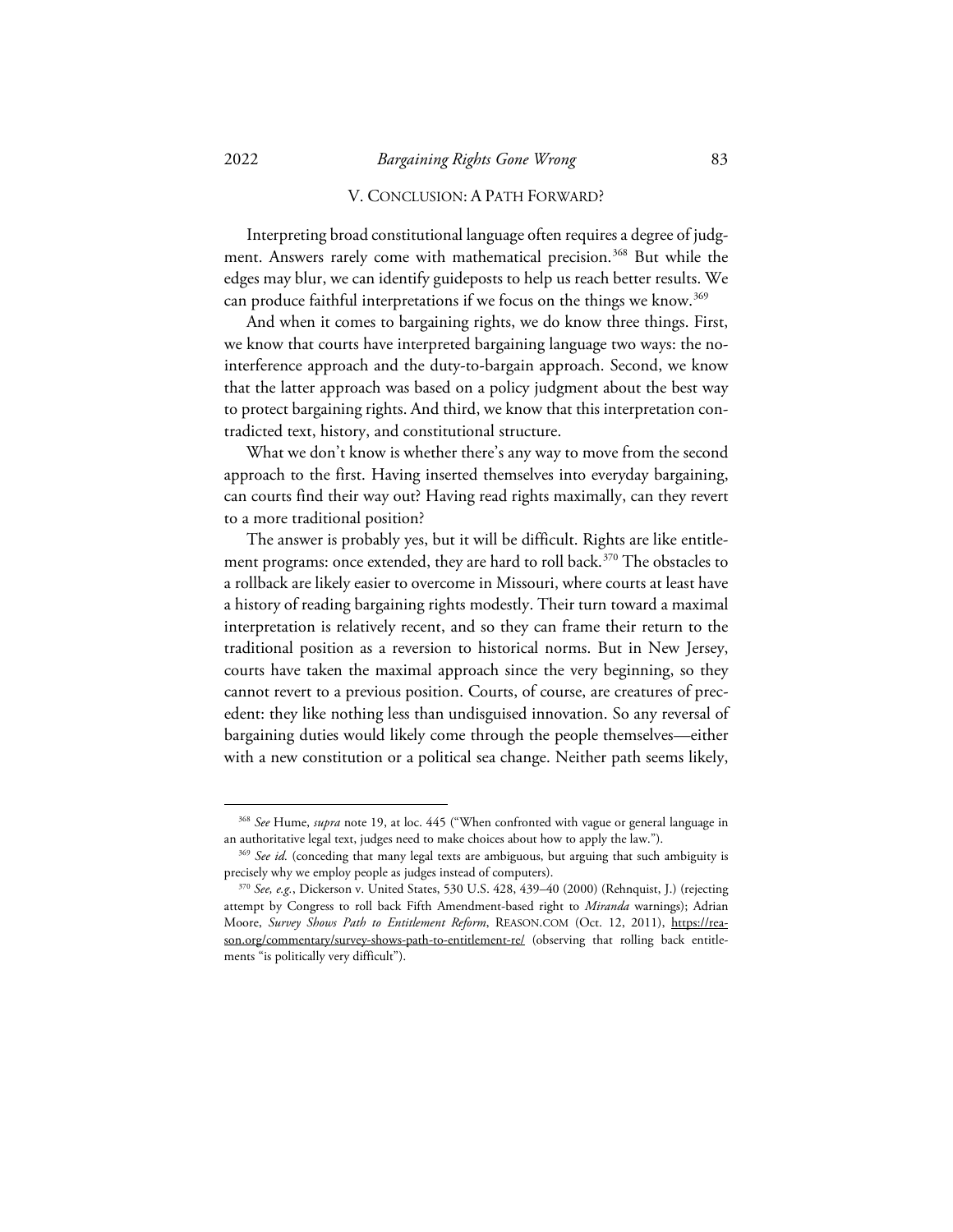## V. CONCLUSION: A PATH FORWARD?

Interpreting broad constitutional language often requires a degree of judgment. Answers rarely come with mathematical precision.[368] But while the edges may blur, we can identify guideposts to help us reach better results. We can produce faithful interpretations if we focus on the things we know.[369]

And when it comes to bargaining rights, we do know three things. First, we know that courts have interpreted bargaining language two ways: the no-interference approach and the duty-to-bargain approach. Second, we know that the latter approach was based on a policy judgment about the best way to protect bargaining rights. And third, we know that this interpretation contradicted text, history, and constitutional structure.

What we don't know is whether there's any way to move from the second approach to the first. Having inserted themselves into everyday bargaining, can courts find their way out? Having read rights maximally, can they revert to a more traditional position?

The answer is probably yes, but it will be difficult. Rights are like entitlement programs: once extended, they are hard to roll back.[370] The obstacles to a rollback are likely easier to overcome in Missouri, where courts at least have a history of reading bargaining rights modestly. Their turn toward a maximal interpretation is relatively recent, and so they can frame their return to the traditional position as a reversion to historical norms. But in New Jersey, courts have taken the maximal approach since the very beginning, so they cannot revert to a previous position. Courts, of course, are creatures of precedent: they like nothing less than undisguised innovation. So any reversal of bargaining duties would likely come through the people themselves—either with a new constitution or a political sea change. Neither path seems likely,

---

[368] *See* Hume, *supra* note 19, at loc. 445 ("When confronted with vague or general language in an authoritative legal text, judges need to make choices about how to apply the law.").

[369] *See id.* (conceding that many legal texts are ambiguous, but arguing that such ambiguity is precisely why we employ people as judges instead of computers).

[370] *See, e.g.*, Dickerson v. United States, 530 U.S. 428, 439–40 (2000) (Rehnquist, J.) (rejecting attempt by Congress to roll back Fifth Amendment-based right to *Miranda* warnings); Adrian Moore, *Survey Shows Path to Entitlement Reform*, REASON.COM (Oct. 12, 2011), https://reason.org/commentary/survey-shows-path-to-entitlement-re/ (observing that rolling back entitlements "is politically very difficult").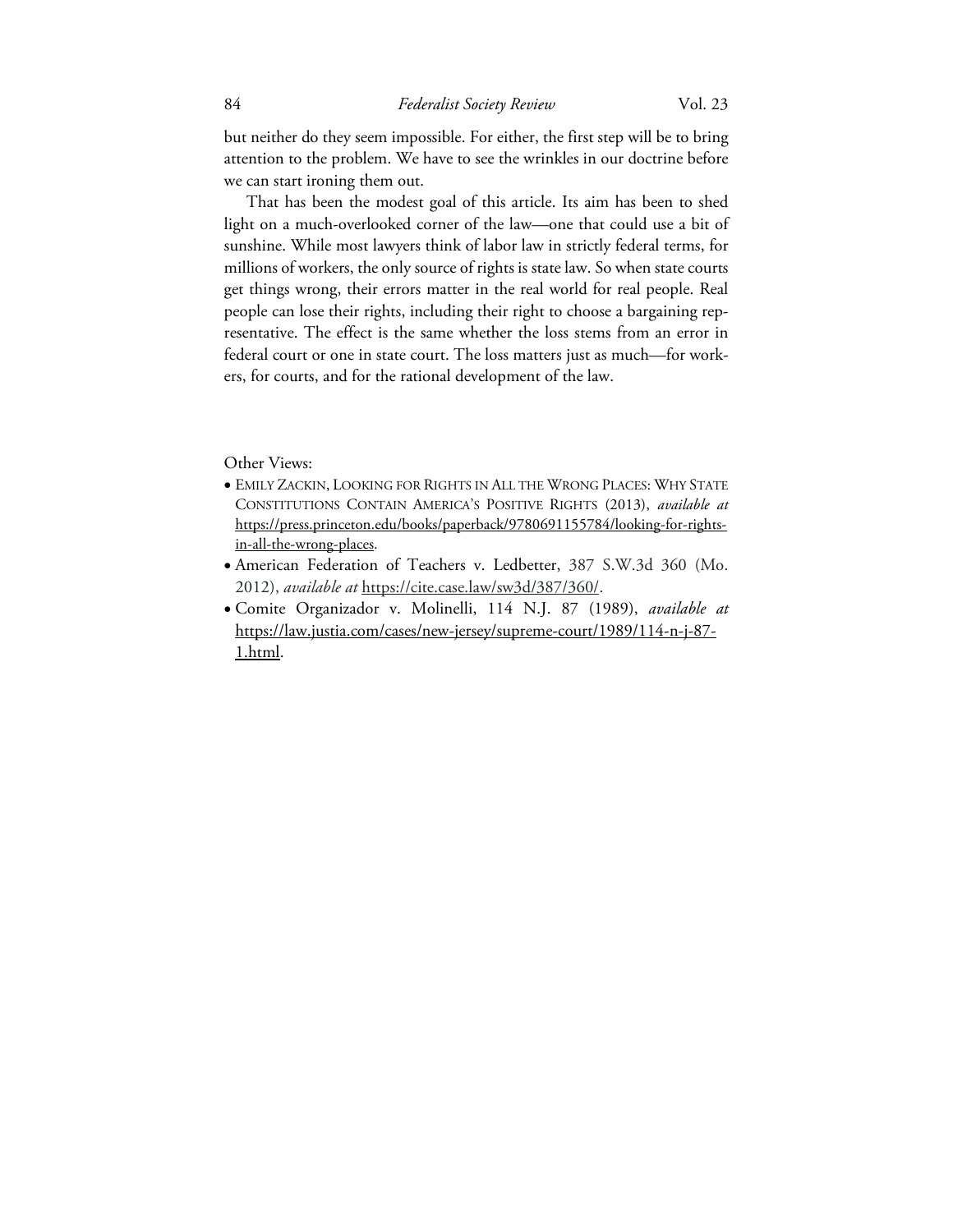but neither do they seem impossible. For either, the first step will be to bring attention to the problem. We have to see the wrinkles in our doctrine before we can start ironing them out.

That has been the modest goal of this article. Its aim has been to shed light on a much-overlooked corner of the law—one that could use a bit of sunshine. While most lawyers think of labor law in strictly federal terms, for millions of workers, the only source of rights is state law. So when state courts get things wrong, their errors matter in the real world for real people. Real people can lose their rights, including their right to choose a bargaining representative. The effect is the same whether the loss stems from an error in federal court or one in state court. The loss matters just as much—for workers, for courts, and for the rational development of the law.

Other Views:

- Emily Zackin, Looking for Rights in All the Wrong Places: Why State Constitutions Contain America's Positive Rights (2013), *available at* https://press.princeton.edu/books/paperback/9780691155784/looking-for-rights-in-all-the-wrong-places.
- American Federation of Teachers v. Ledbetter, 387 S.W.3d 360 (Mo. 2012), *available at* https://cite.case.law/sw3d/387/360/.
- Comite Organizador v. Molinelli, 114 N.J. 87 (1989), *available at* https://law.justia.com/cases/new-jersey/supreme-court/1989/114-n-j-87-1.html.